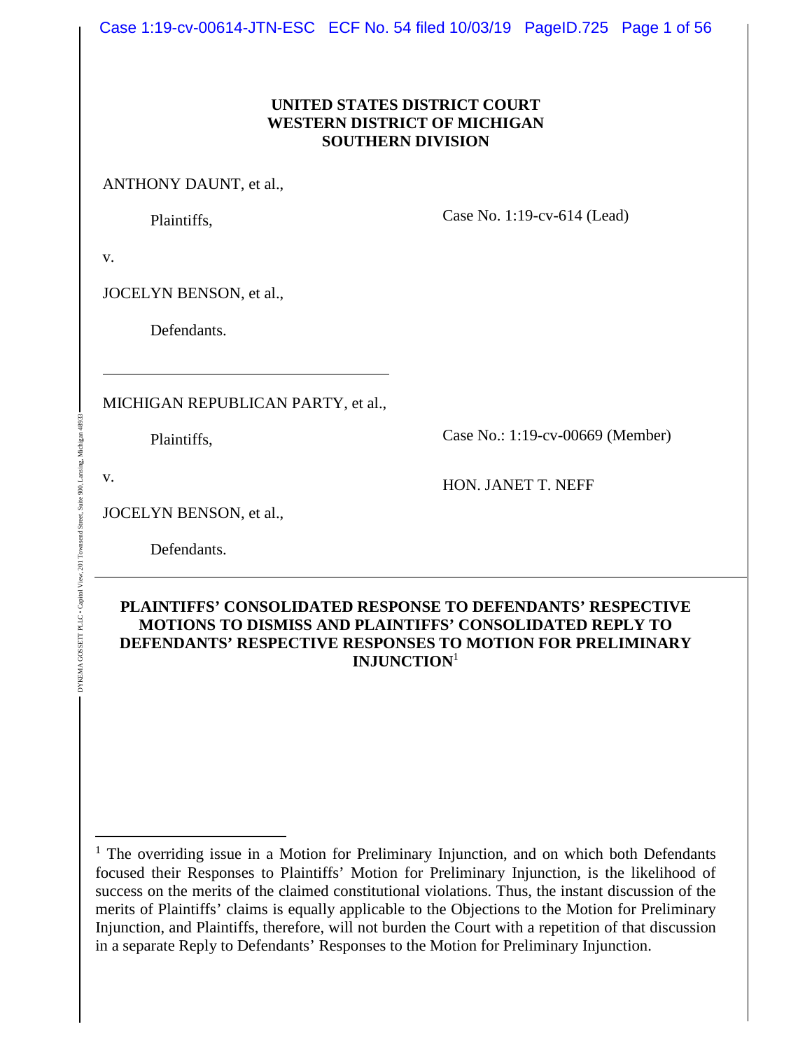**UNITED STATES DISTRICT COURT**
**WESTERN DISTRICT OF MICHIGAN**
**SOUTHERN DIVISION**

ANTHONY DAUNT, et al.,

Plaintiffs,

Case No. 1:19-cv-614 (Lead)

v.

JOCELYN BENSON, et al.,

Defendants.

---

MICHIGAN REPUBLICAN PARTY, et al.,

Plaintiffs,

Case No.: 1:19-cv-00669 (Member)

v.

HON. JANET T. NEFF

JOCELYN BENSON, et al.,

Defendants.

---

**PLAINTIFFS' CONSOLIDATED RESPONSE TO DEFENDANTS' RESPECTIVE MOTIONS TO DISMISS AND PLAINTIFFS' CONSOLIDATED REPLY TO DEFENDANTS' RESPECTIVE RESPONSES TO MOTION FOR PRELIMINARY INJUNCTION**[1]

---

[1] The overriding issue in a Motion for Preliminary Injunction, and on which both Defendants focused their Responses to Plaintiffs' Motion for Preliminary Injunction, is the likelihood of success on the merits of the claimed constitutional violations. Thus, the instant discussion of the merits of Plaintiffs' claims is equally applicable to the Objections to the Motion for Preliminary Injunction, and Plaintiffs, therefore, will not burden the Court with a repetition of that discussion in a separate Reply to Defendants' Responses to the Motion for Preliminary Injunction.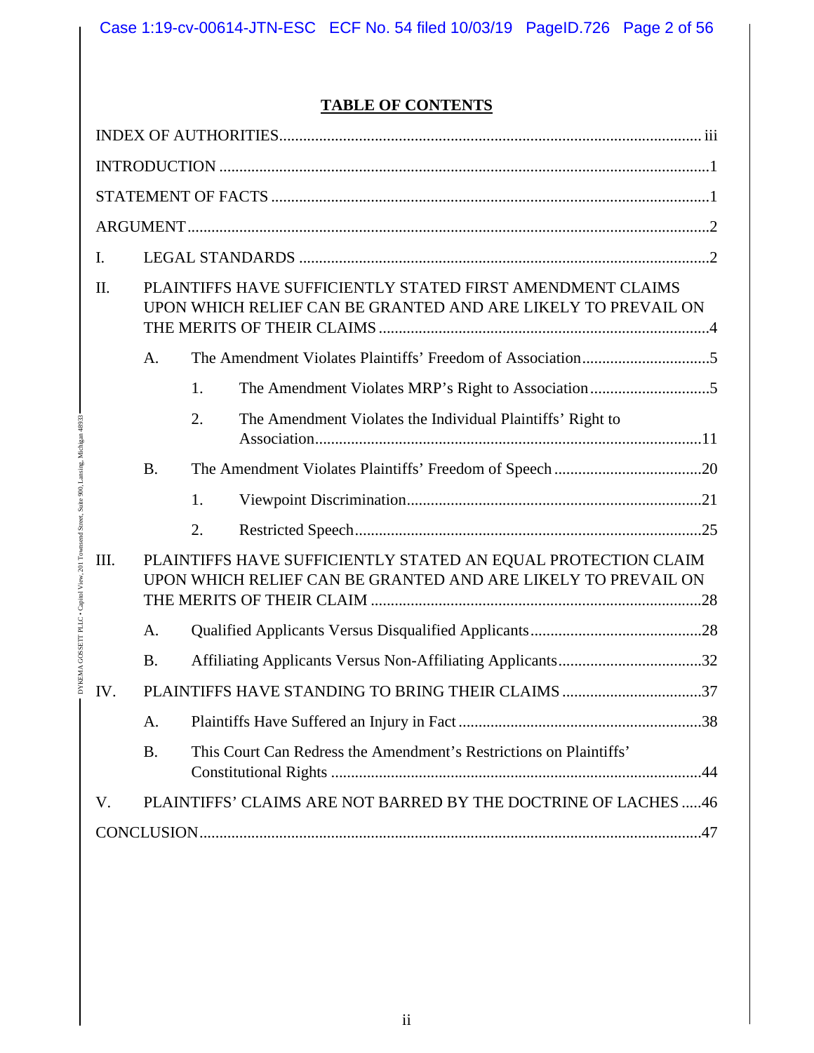## TABLE OF CONTENTS

INDEX OF AUTHORITIES ........ iii

INTRODUCTION ........ 1

STATEMENT OF FACTS ........ 1

ARGUMENT ........ 2

I. LEGAL STANDARDS ........ 2

II. PLAINTIFFS HAVE SUFFICIENTLY STATED FIRST AMENDMENT CLAIMS UPON WHICH RELIEF CAN BE GRANTED AND ARE LIKELY TO PREVAIL ON THE MERITS OF THEIR CLAIMS ........ 4

  A. The Amendment Violates Plaintiffs' Freedom of Association ........ 5

    1. The Amendment Violates MRP's Right to Association ........ 5

    2. The Amendment Violates the Individual Plaintiffs' Right to Association ........ 11

  B. The Amendment Violates Plaintiffs' Freedom of Speech ........ 20

    1. Viewpoint Discrimination ........ 21

    2. Restricted Speech ........ 25

III. PLAINTIFFS HAVE SUFFICIENTLY STATED AN EQUAL PROTECTION CLAIM UPON WHICH RELIEF CAN BE GRANTED AND ARE LIKELY TO PREVAIL ON THE MERITS OF THEIR CLAIM ........ 28

  A. Qualified Applicants Versus Disqualified Applicants ........ 28

  B. Affiliating Applicants Versus Non-Affiliating Applicants ........ 32

IV. PLAINTIFFS HAVE STANDING TO BRING THEIR CLAIMS ........ 37

  A. Plaintiffs Have Suffered an Injury in Fact ........ 38

  B. This Court Can Redress the Amendment's Restrictions on Plaintiffs' Constitutional Rights ........ 44

V. PLAINTIFFS' CLAIMS ARE NOT BARRED BY THE DOCTRINE OF LACHES ........ 46

CONCLUSION ........ 47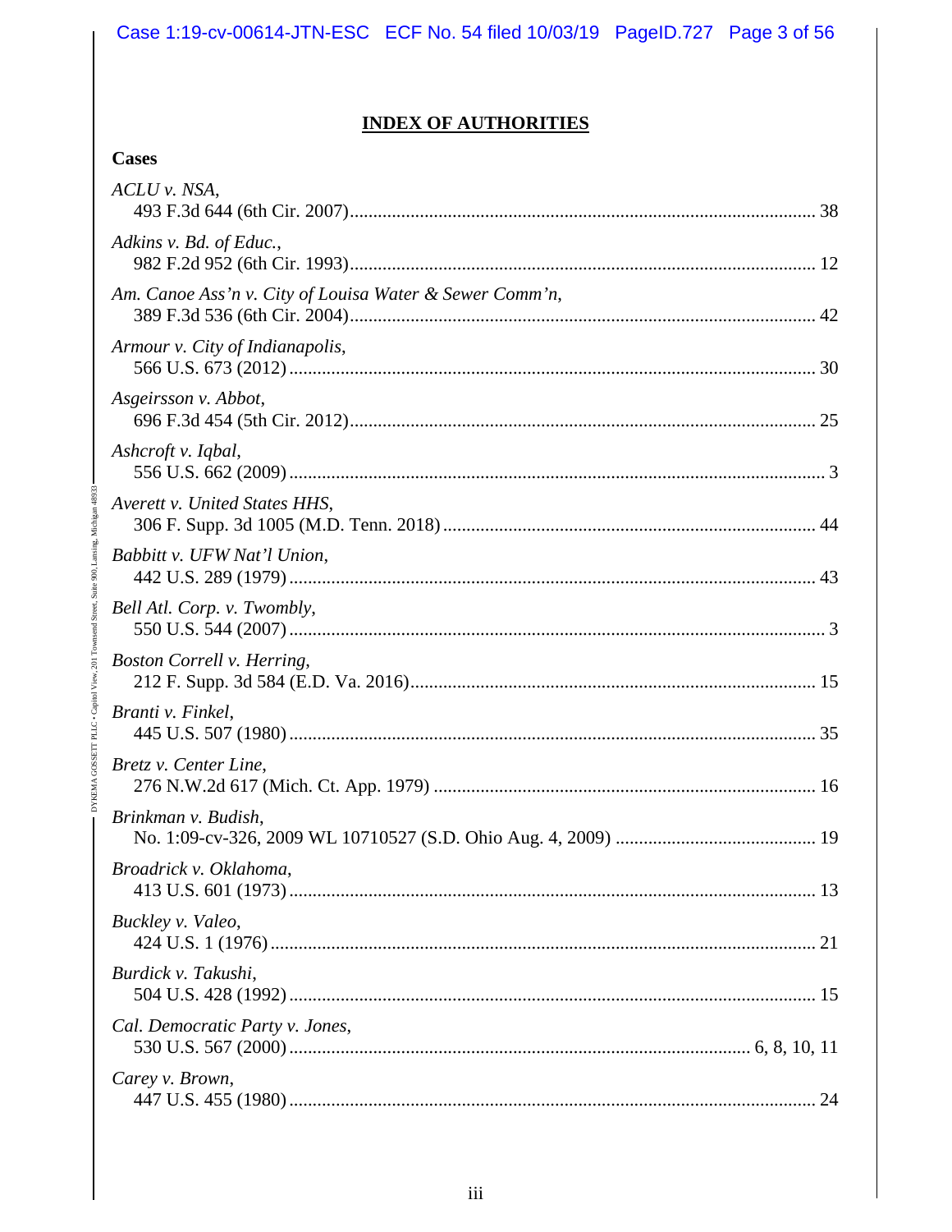# INDEX OF AUTHORITIES

**Cases**

*ACLU v. NSA*,
493 F.3d 644 (6th Cir. 2007) .......... 38

*Adkins v. Bd. of Educ.*,
982 F.2d 952 (6th Cir. 1993) .......... 12

*Am. Canoe Ass'n v. City of Louisa Water & Sewer Comm'n*,
389 F.3d 536 (6th Cir. 2004) .......... 42

*Armour v. City of Indianapolis*,
566 U.S. 673 (2012) .......... 30

*Asgeirsson v. Abbot*,
696 F.3d 454 (5th Cir. 2012) .......... 25

*Ashcroft v. Iqbal*,
556 U.S. 662 (2009) .......... 3

*Averett v. United States HHS*,
306 F. Supp. 3d 1005 (M.D. Tenn. 2018) .......... 44

*Babbitt v. UFW Nat'l Union*,
442 U.S. 289 (1979) .......... 43

*Bell Atl. Corp. v. Twombly*,
550 U.S. 544 (2007) .......... 3

*Boston Correll v. Herring*,
212 F. Supp. 3d 584 (E.D. Va. 2016) .......... 15

*Branti v. Finkel*,
445 U.S. 507 (1980) .......... 35

*Bretz v. Center Line*,
276 N.W.2d 617 (Mich. Ct. App. 1979) .......... 16

*Brinkman v. Budish*,
No. 1:09-cv-326, 2009 WL 10710527 (S.D. Ohio Aug. 4, 2009) .......... 19

*Broadrick v. Oklahoma*,
413 U.S. 601 (1973) .......... 13

*Buckley v. Valeo*,
424 U.S. 1 (1976) .......... 21

*Burdick v. Takushi*,
504 U.S. 428 (1992) .......... 15

*Cal. Democratic Party v. Jones*,
530 U.S. 567 (2000) .......... 6, 8, 10, 11

*Carey v. Brown*,
447 U.S. 455 (1980) .......... 24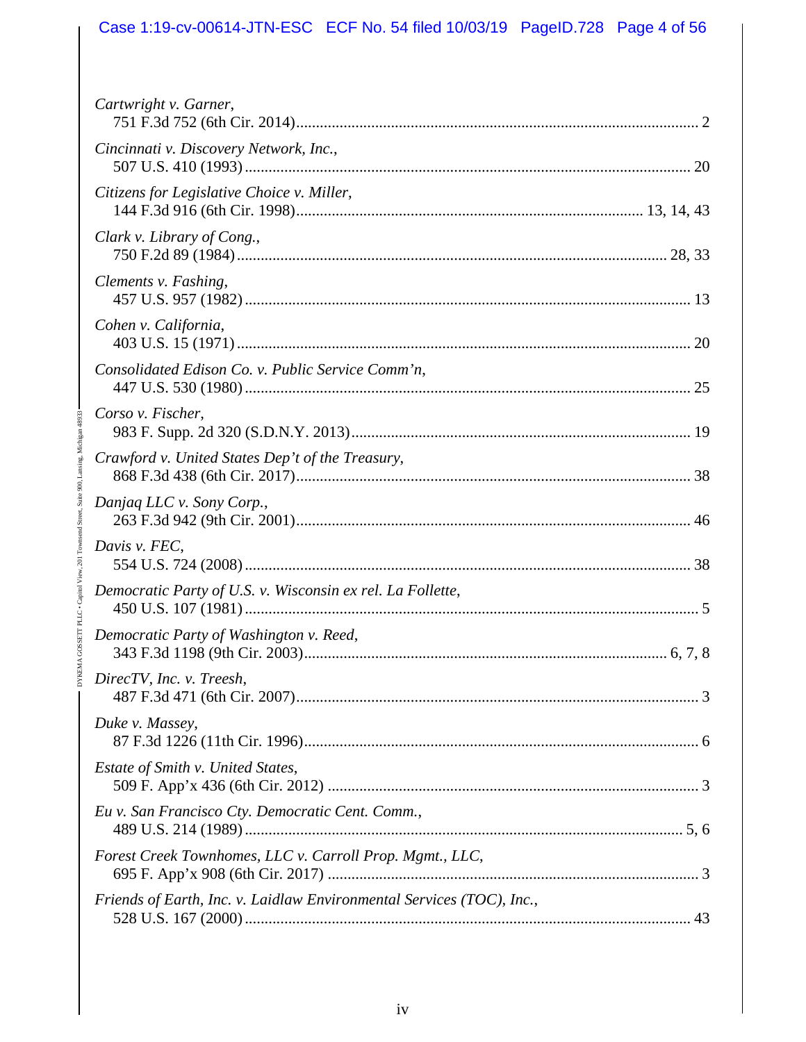*Cartwright v. Garner*,
751 F.3d 752 (6th Cir. 2014)........................................................................................ 2

*Cincinnati v. Discovery Network, Inc.*,
507 U.S. 410 (1993) .................................................................................................. 20

*Citizens for Legislative Choice v. Miller*,
144 F.3d 916 (6th Cir. 1998)........................................................................ 13, 14, 43

*Clark v. Library of Cong.*,
750 F.2d 89 (1984)............................................................................................. 28, 33

*Clements v. Fashing*,
457 U.S. 957 (1982) .................................................................................................. 13

*Cohen v. California*,
403 U.S. 15 (1971) .................................................................................................... 20

*Consolidated Edison Co. v. Public Service Comm'n*,
447 U.S. 530 (1980) .................................................................................................. 25

*Corso v. Fischer*,
983 F. Supp. 2d 320 (S.D.N.Y. 2013)...................................................................... 19

*Crawford v. United States Dep't of the Treasury*,
868 F.3d 438 (6th Cir. 2017)...................................................................................... 38

*Danjaq LLC v. Sony Corp.*,
263 F.3d 942 (9th Cir. 2001)...................................................................................... 46

*Davis v. FEC*,
554 U.S. 724 (2008) .................................................................................................. 38

*Democratic Party of U.S. v. Wisconsin ex rel. La Follette*,
450 U.S. 107 (1981) .................................................................................................... 5

*Democratic Party of Washington v. Reed*,
343 F.3d 1198 (9th Cir. 2003)........................................................................... 6, 7, 8

*DirecTV, Inc. v. Treesh*,
487 F.3d 471 (6th Cir. 2007)........................................................................................ 3

*Duke v. Massey*,
87 F.3d 1226 (11th Cir. 1996)...................................................................................... 6

*Estate of Smith v. United States*,
509 F. App'x 436 (6th Cir. 2012) ................................................................................ 3

*Eu v. San Francisco Cty. Democratic Cent. Comm.*,
489 U.S. 214 (1989) ................................................................................................. 5, 6

*Forest Creek Townhomes, LLC v. Carroll Prop. Mgmt., LLC*,
695 F. App'x 908 (6th Cir. 2017) ................................................................................ 3

*Friends of Earth, Inc. v. Laidlaw Environmental Services (TOC), Inc.*,
528 U.S. 167 (2000) .................................................................................................. 43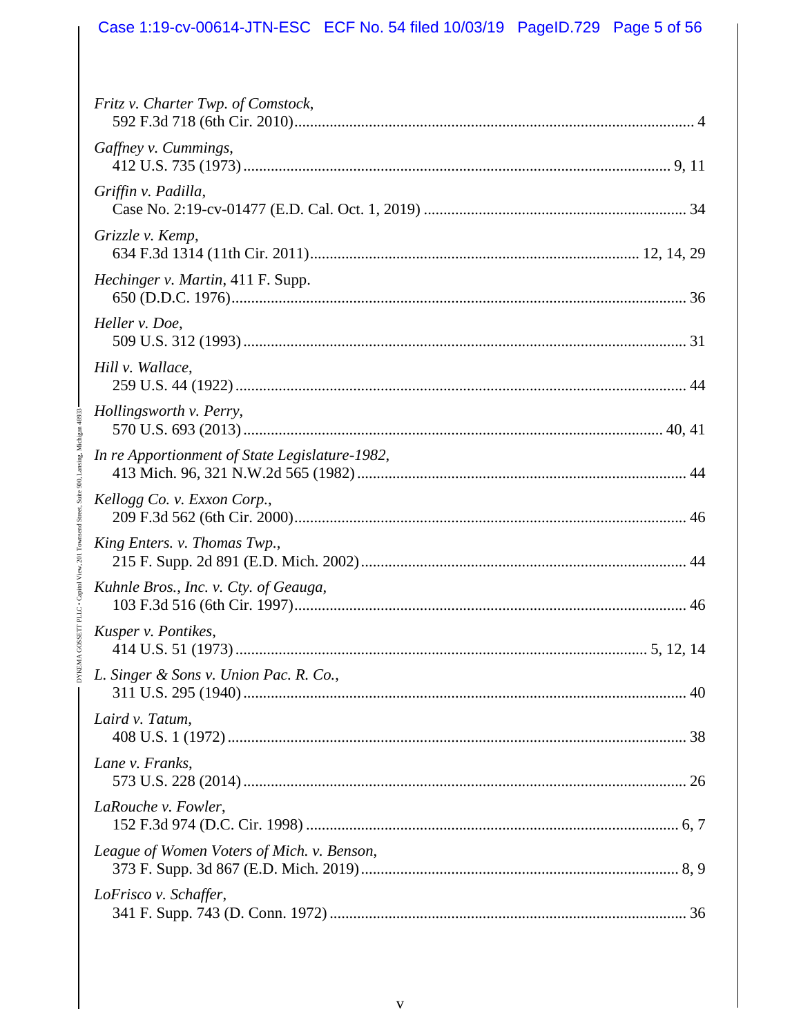*Fritz v. Charter Twp. of Comstock*,
592 F.3d 718 (6th Cir. 2010)....................................................................................................... 4

*Gaffney v. Cummings*,
412 U.S. 735 (1973) ............................................................................................................ 9, 11

*Griffin v. Padilla*,
Case No. 2:19-cv-01477 (E.D. Cal. Oct. 1, 2019) ................................................................... 34

*Grizzle v. Kemp*,
634 F.3d 1314 (11th Cir. 2011).................................................................................. 12, 14, 29

*Hechinger v. Martin*, 411 F. Supp.
650 (D.D.C. 1976)................................................................................................................... 36

*Heller v. Doe*,
509 U.S. 312 (1993) ................................................................................................................ 31

*Hill v. Wallace*,
259 U.S. 44 (1922) .................................................................................................................. 44

*Hollingsworth v. Perry*,
570 U.S. 693 (2013) .......................................................................................................... 40, 41

*In re Apportionment of State Legislature-1982*,
413 Mich. 96, 321 N.W.2d 565 (1982) .................................................................................. 44

*Kellogg Co. v. Exxon Corp.*,
209 F.3d 562 (6th Cir. 2000).................................................................................................. 46

*King Enters. v. Thomas Twp.*,
215 F. Supp. 2d 891 (E.D. Mich. 2002) ................................................................................. 44

*Kuhnle Bros., Inc. v. Cty. of Geauga*,
103 F.3d 516 (6th Cir. 1997).................................................................................................... 46

*Kusper v. Pontikes*,
414 U.S. 51 (1973) ....................................................................................................... 5, 12, 14

*L. Singer & Sons v. Union Pac. R. Co.*,
311 U.S. 295 (1940) ................................................................................................................ 40

*Laird v. Tatum*,
408 U.S. 1 (1972) .................................................................................................................... 38

*Lane v. Franks*,
573 U.S. 228 (2014) ................................................................................................................ 26

*LaRouche v. Fowler*,
152 F.3d 974 (D.C. Cir. 1998) .............................................................................................. 6, 7

*League of Women Voters of Mich. v. Benson*,
373 F. Supp. 3d 867 (E.D. Mich. 2019)................................................................................ 8, 9

*LoFrisco v. Schaffer*,
341 F. Supp. 743 (D. Conn. 1972) .......................................................................................... 36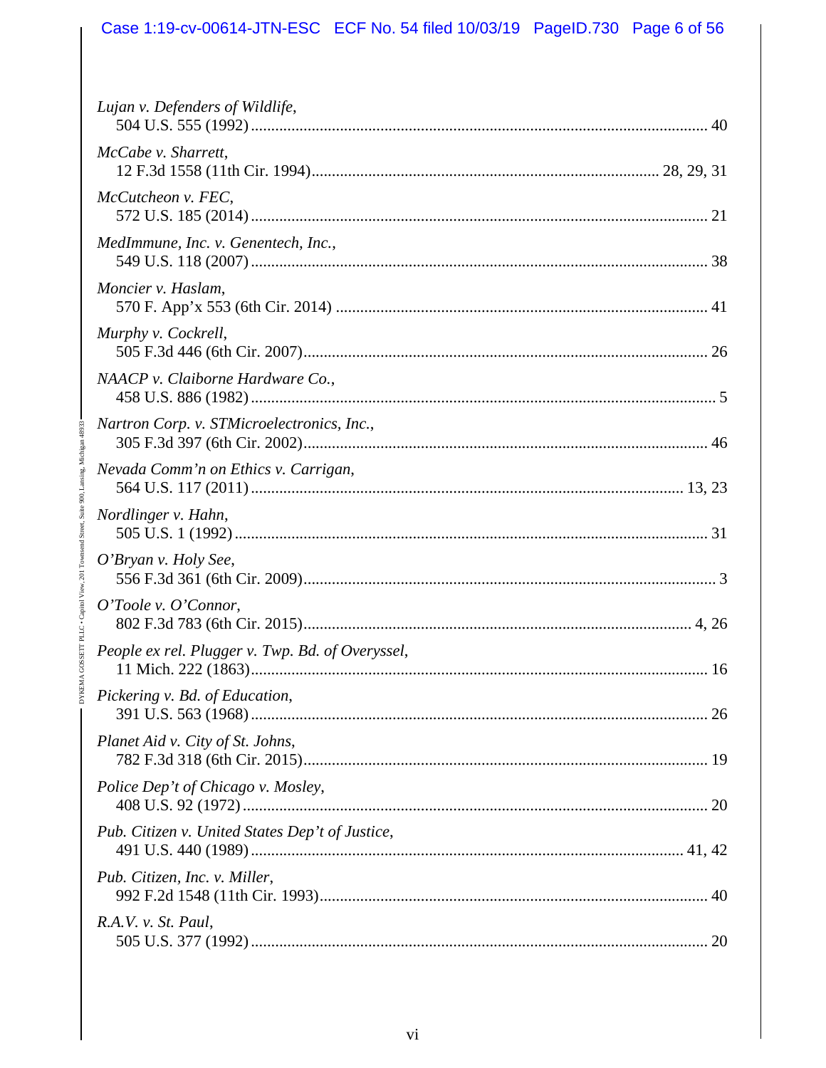*Lujan v. Defenders of Wildlife*,
504 U.S. 555 (1992) ........................................................................................................ 40

*McCabe v. Sharrett*,
12 F.3d 1558 (11th Cir. 1994)...................................................................................... 28, 29, 31

*McCutcheon v. FEC*,
572 U.S. 185 (2014) ........................................................................................................ 21

*MedImmune, Inc. v. Genentech, Inc.*,
549 U.S. 118 (2007) ........................................................................................................ 38

*Moncier v. Haslam*,
570 F. App'x 553 (6th Cir. 2014) .................................................................................... 41

*Murphy v. Cockrell*,
505 F.3d 446 (6th Cir. 2007)........................................................................................... 26

*NAACP v. Claiborne Hardware Co.*,
458 U.S. 886 (1982) .......................................................................................................... 5

*Nartron Corp. v. STMicroelectronics, Inc.*,
305 F.3d 397 (6th Cir. 2002)........................................................................................... 46

*Nevada Comm'n on Ethics v. Carrigan*,
564 U.S. 117 (2011) .................................................................................................. 13, 23

*Nordlinger v. Hahn*,
505 U.S. 1 (1992) ............................................................................................................ 31

*O'Bryan v. Holy See*,
556 F.3d 361 (6th Cir. 2009)............................................................................................. 3

*O'Toole v. O'Connor*,
802 F.3d 783 (6th Cir. 2015)........................................................................................ 4, 26

*People ex rel. Plugger v. Twp. Bd. of Overyssel*,
11 Mich. 222 (1863)........................................................................................................ 16

*Pickering v. Bd. of Education*,
391 U.S. 563 (1968) ........................................................................................................ 26

*Planet Aid v. City of St. Johns*,
782 F.3d 318 (6th Cir. 2015)........................................................................................... 19

*Police Dep't of Chicago v. Mosley*,
408 U.S. 92 (1972) .......................................................................................................... 20

*Pub. Citizen v. United States Dep't of Justice*,
491 U.S. 440 (1989) .................................................................................................. 41, 42

*Pub. Citizen, Inc. v. Miller*,
992 F.2d 1548 (11th Cir. 1993)....................................................................................... 40

*R.A.V. v. St. Paul*,
505 U.S. 377 (1992) ........................................................................................................ 20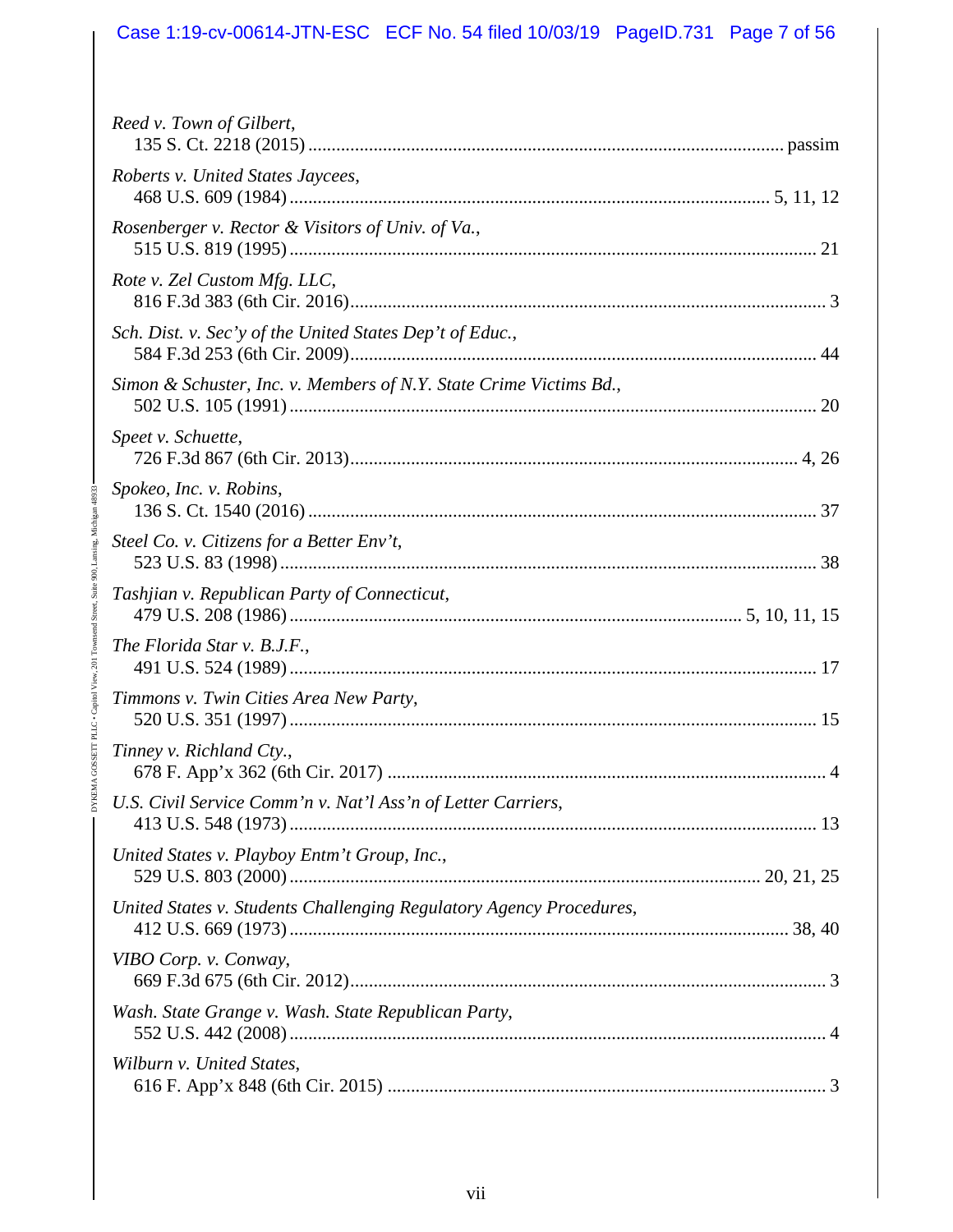*Reed v. Town of Gilbert*,
135 S. Ct. 2218 (2015) ........................................................ passim

*Roberts v. United States Jaycees*,
468 U.S. 609 (1984) ........................................................ 5, 11, 12

*Rosenberger v. Rector & Visitors of Univ. of Va.*,
515 U.S. 819 (1995) ........................................................ 21

*Rote v. Zel Custom Mfg. LLC*,
816 F.3d 383 (6th Cir. 2016) ........................................................ 3

*Sch. Dist. v. Sec'y of the United States Dep't of Educ.*,
584 F.3d 253 (6th Cir. 2009) ........................................................ 44

*Simon & Schuster, Inc. v. Members of N.Y. State Crime Victims Bd.*,
502 U.S. 105 (1991) ........................................................ 20

*Speet v. Schuette*,
726 F.3d 867 (6th Cir. 2013) ........................................................ 4, 26

*Spokeo, Inc. v. Robins*,
136 S. Ct. 1540 (2016) ........................................................ 37

*Steel Co. v. Citizens for a Better Env't*,
523 U.S. 83 (1998) ........................................................ 38

*Tashjian v. Republican Party of Connecticut*,
479 U.S. 208 (1986) ........................................................ 5, 10, 11, 15

*The Florida Star v. B.J.F.*,
491 U.S. 524 (1989) ........................................................ 17

*Timmons v. Twin Cities Area New Party*,
520 U.S. 351 (1997) ........................................................ 15

*Tinney v. Richland Cty.*,
678 F. App'x 362 (6th Cir. 2017) ........................................................ 4

*U.S. Civil Service Comm'n v. Nat'l Ass'n of Letter Carriers*,
413 U.S. 548 (1973) ........................................................ 13

*United States v. Playboy Entm't Group, Inc.*,
529 U.S. 803 (2000) ........................................................ 20, 21, 25

*United States v. Students Challenging Regulatory Agency Procedures*,
412 U.S. 669 (1973) ........................................................ 38, 40

*VIBO Corp. v. Conway*,
669 F.3d 675 (6th Cir. 2012) ........................................................ 3

*Wash. State Grange v. Wash. State Republican Party*,
552 U.S. 442 (2008) ........................................................ 4

*Wilburn v. United States*,
616 F. App'x 848 (6th Cir. 2015) ........................................................ 3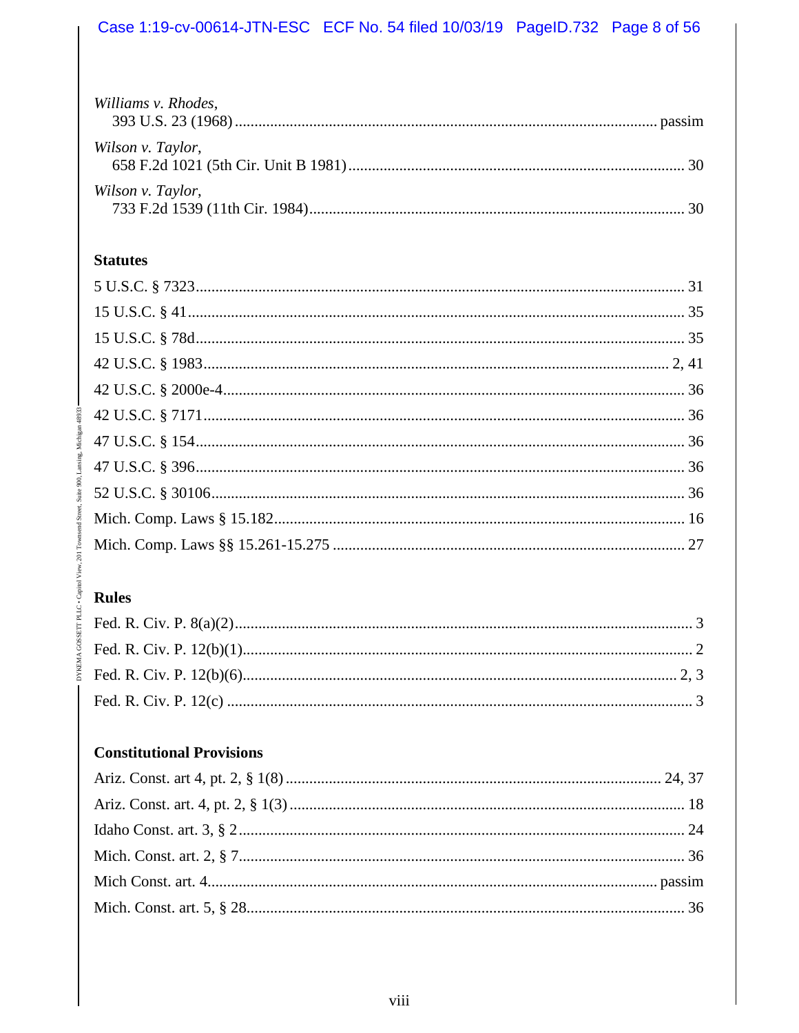*Williams v. Rhodes*,
393 U.S. 23 (1968) ........................................................................................................ passim

*Wilson v. Taylor*,
658 F.2d 1021 (5th Cir. Unit B 1981) ....................................................................................... 30

*Wilson v. Taylor*,
733 F.2d 1539 (11th Cir. 1984) ................................................................................................ 30

**Statutes**

5 U.S.C. § 7323 ................................................................................................................ 31

15 U.S.C. § 41 .................................................................................................................. 35

15 U.S.C. § 78d ................................................................................................................ 35

42 U.S.C. § 1983 ........................................................................................................... 2, 41

42 U.S.C. § 2000e-4 .......................................................................................................... 36

42 U.S.C. § 7171 .............................................................................................................. 36

47 U.S.C. § 154 ................................................................................................................ 36

47 U.S.C. § 396 ................................................................................................................ 36

52 U.S.C. § 30106 ............................................................................................................ 36

Mich. Comp. Laws § 15.182 ............................................................................................. 16

Mich. Comp. Laws §§ 15.261-15.275 ............................................................................... 27

**Rules**

Fed. R. Civ. P. 8(a)(2) ......................................................................................................... 3

Fed. R. Civ. P. 12(b)(1) ....................................................................................................... 2

Fed. R. Civ. P. 12(b)(6) .................................................................................................... 2, 3

Fed. R. Civ. P. 12(c) ............................................................................................................ 3

**Constitutional Provisions**

Ariz. Const. art 4, pt. 2, § 1(8) ...................................................................................... 24, 37

Ariz. Const. art. 4, pt. 2, § 1(3) ........................................................................................... 18

Idaho Const. art. 3, § 2 ....................................................................................................... 24

Mich. Const. art. 2, § 7 ....................................................................................................... 36

Mich Const. art. 4 ......................................................................................................... passim

Mich. Const. art. 5, § 28 ..................................................................................................... 36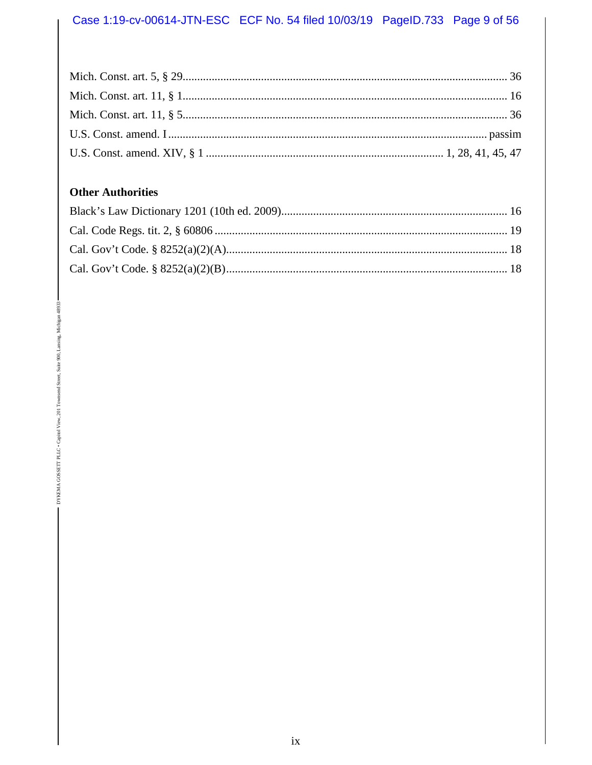Mich. Const. art. 5, § 29 .................................................................................................. 36

Mich. Const. art. 11, § 1 .................................................................................................. 16

Mich. Const. art. 11, § 5 .................................................................................................. 36

U.S. Const. amend. I ..................................................................................................... passim

U.S. Const. amend. XIV, § 1 ..................................................................... 1, 28, 41, 45, 47

**Other Authorities**

Black's Law Dictionary 1201 (10th ed. 2009) ................................................................... 16

Cal. Code Regs. tit. 2, § 60806 ........................................................................................ 19

Cal. Gov't Code. § 8252(a)(2)(A) ..................................................................................... 18

Cal. Gov't Code. § 8252(a)(2)(B) ..................................................................................... 18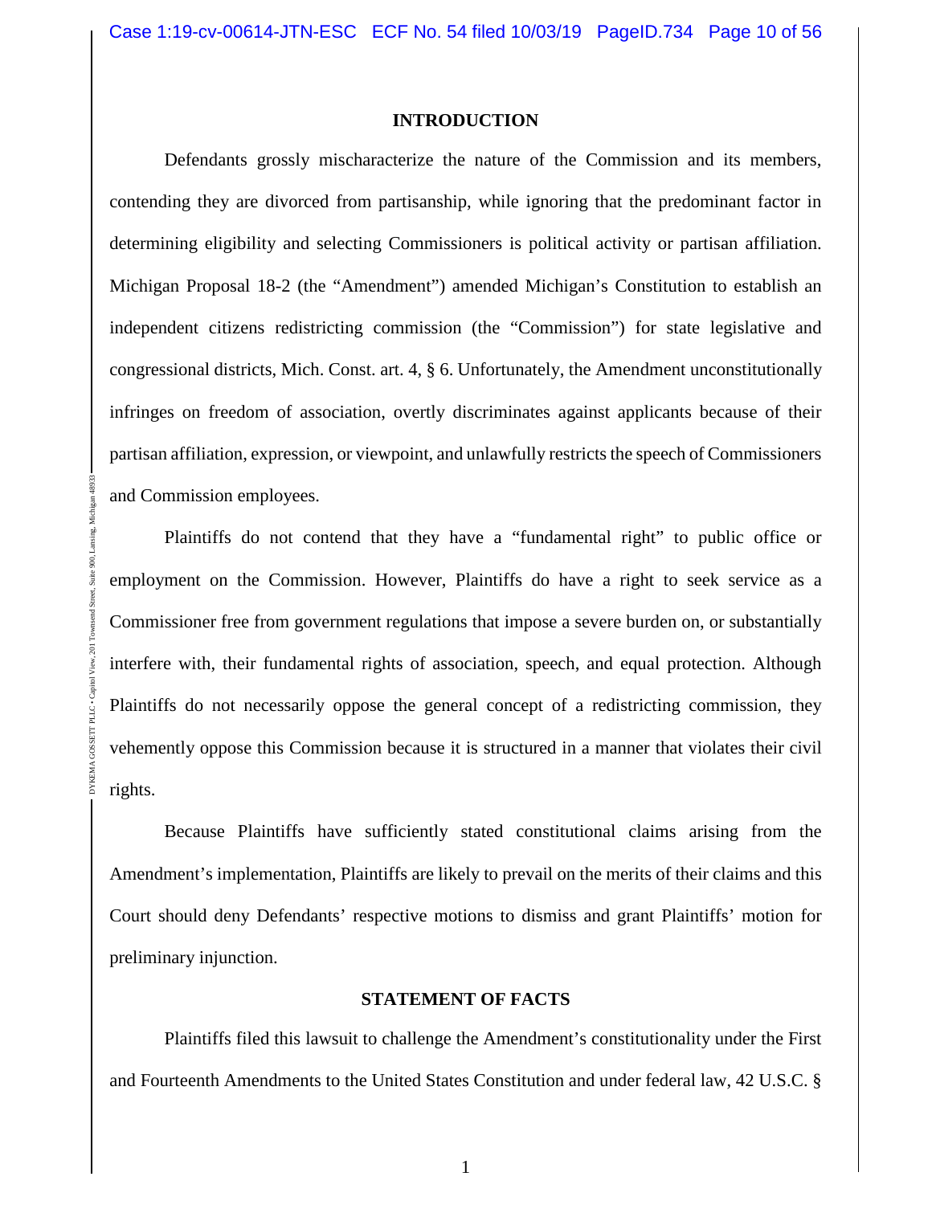## INTRODUCTION

Defendants grossly mischaracterize the nature of the Commission and its members, contending they are divorced from partisanship, while ignoring that the predominant factor in determining eligibility and selecting Commissioners is political activity or partisan affiliation. Michigan Proposal 18-2 (the "Amendment") amended Michigan's Constitution to establish an independent citizens redistricting commission (the "Commission") for state legislative and congressional districts, Mich. Const. art. 4, § 6. Unfortunately, the Amendment unconstitutionally infringes on freedom of association, overtly discriminates against applicants because of their partisan affiliation, expression, or viewpoint, and unlawfully restricts the speech of Commissioners and Commission employees.

Plaintiffs do not contend that they have a "fundamental right" to public office or employment on the Commission. However, Plaintiffs do have a right to seek service as a Commissioner free from government regulations that impose a severe burden on, or substantially interfere with, their fundamental rights of association, speech, and equal protection. Although Plaintiffs do not necessarily oppose the general concept of a redistricting commission, they vehemently oppose this Commission because it is structured in a manner that violates their civil rights.

Because Plaintiffs have sufficiently stated constitutional claims arising from the Amendment's implementation, Plaintiffs are likely to prevail on the merits of their claims and this Court should deny Defendants' respective motions to dismiss and grant Plaintiffs' motion for preliminary injunction.

## STATEMENT OF FACTS

Plaintiffs filed this lawsuit to challenge the Amendment's constitutionality under the First and Fourteenth Amendments to the United States Constitution and under federal law, 42 U.S.C. §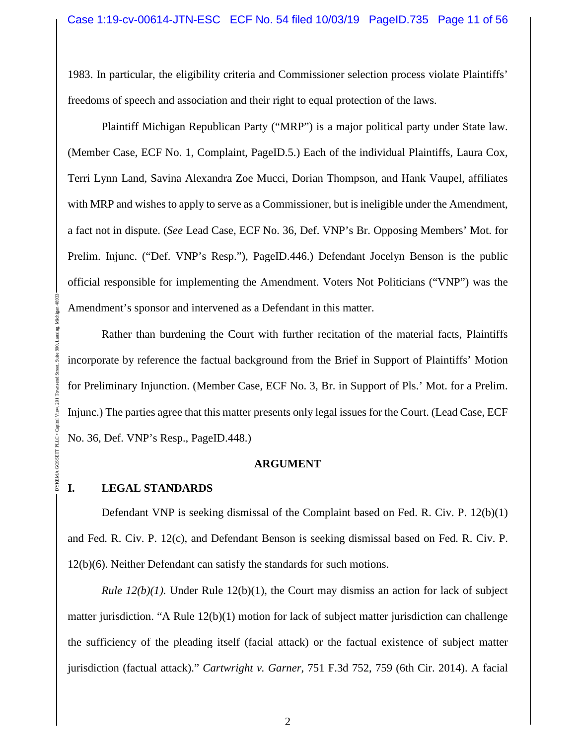1983. In particular, the eligibility criteria and Commissioner selection process violate Plaintiffs' freedoms of speech and association and their right to equal protection of the laws.

Plaintiff Michigan Republican Party ("MRP") is a major political party under State law. (Member Case, ECF No. 1, Complaint, PageID.5.) Each of the individual Plaintiffs, Laura Cox, Terri Lynn Land, Savina Alexandra Zoe Mucci, Dorian Thompson, and Hank Vaupel, affiliates with MRP and wishes to apply to serve as a Commissioner, but is ineligible under the Amendment, a fact not in dispute. (*See* Lead Case, ECF No. 36, Def. VNP's Br. Opposing Members' Mot. for Prelim. Injunc. ("Def. VNP's Resp."), PageID.446.) Defendant Jocelyn Benson is the public official responsible for implementing the Amendment. Voters Not Politicians ("VNP") was the Amendment's sponsor and intervened as a Defendant in this matter.

Rather than burdening the Court with further recitation of the material facts, Plaintiffs incorporate by reference the factual background from the Brief in Support of Plaintiffs' Motion for Preliminary Injunction. (Member Case, ECF No. 3, Br. in Support of Pls.' Mot. for a Prelim. Injunc.) The parties agree that this matter presents only legal issues for the Court. (Lead Case, ECF No. 36, Def. VNP's Resp., PageID.448.)

## ARGUMENT

### I. LEGAL STANDARDS

Defendant VNP is seeking dismissal of the Complaint based on Fed. R. Civ. P. 12(b)(1) and Fed. R. Civ. P. 12(c), and Defendant Benson is seeking dismissal based on Fed. R. Civ. P. 12(b)(6). Neither Defendant can satisfy the standards for such motions.

*Rule 12(b)(1).* Under Rule 12(b)(1), the Court may dismiss an action for lack of subject matter jurisdiction. "A Rule 12(b)(1) motion for lack of subject matter jurisdiction can challenge the sufficiency of the pleading itself (facial attack) or the factual existence of subject matter jurisdiction (factual attack)." *Cartwright v. Garner*, 751 F.3d 752, 759 (6th Cir. 2014). A facial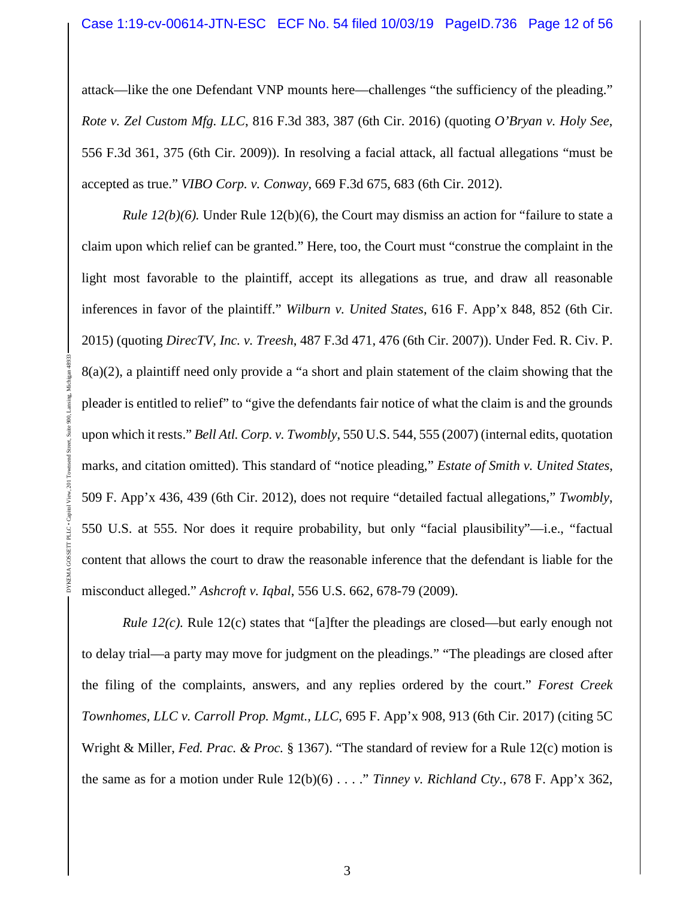attack—like the one Defendant VNP mounts here—challenges "the sufficiency of the pleading." *Rote v. Zel Custom Mfg. LLC*, 816 F.3d 383, 387 (6th Cir. 2016) (quoting *O'Bryan v. Holy See*, 556 F.3d 361, 375 (6th Cir. 2009)). In resolving a facial attack, all factual allegations "must be accepted as true." *VIBO Corp. v. Conway*, 669 F.3d 675, 683 (6th Cir. 2012).

*Rule 12(b)(6).* Under Rule 12(b)(6), the Court may dismiss an action for "failure to state a claim upon which relief can be granted." Here, too, the Court must "construe the complaint in the light most favorable to the plaintiff, accept its allegations as true, and draw all reasonable inferences in favor of the plaintiff." *Wilburn v. United States*, 616 F. App'x 848, 852 (6th Cir. 2015) (quoting *DirecTV, Inc. v. Treesh*, 487 F.3d 471, 476 (6th Cir. 2007)). Under Fed. R. Civ. P. 8(a)(2), a plaintiff need only provide a "a short and plain statement of the claim showing that the pleader is entitled to relief" to "give the defendants fair notice of what the claim is and the grounds upon which it rests." *Bell Atl. Corp. v. Twombly*, 550 U.S. 544, 555 (2007) (internal edits, quotation marks, and citation omitted). This standard of "notice pleading," *Estate of Smith v. United States*, 509 F. App'x 436, 439 (6th Cir. 2012), does not require "detailed factual allegations," *Twombly*, 550 U.S. at 555. Nor does it require probability, but only "facial plausibility"—i.e., "factual content that allows the court to draw the reasonable inference that the defendant is liable for the misconduct alleged." *Ashcroft v. Iqbal*, 556 U.S. 662, 678-79 (2009).

*Rule 12(c).* Rule 12(c) states that "[a]fter the pleadings are closed—but early enough not to delay trial—a party may move for judgment on the pleadings." "The pleadings are closed after the filing of the complaints, answers, and any replies ordered by the court." *Forest Creek Townhomes, LLC v. Carroll Prop. Mgmt., LLC*, 695 F. App'x 908, 913 (6th Cir. 2017) (citing 5C Wright & Miller, *Fed. Prac. & Proc.* § 1367). "The standard of review for a Rule 12(c) motion is the same as for a motion under Rule 12(b)(6) . . . ." *Tinney v. Richland Cty.*, 678 F. App'x 362,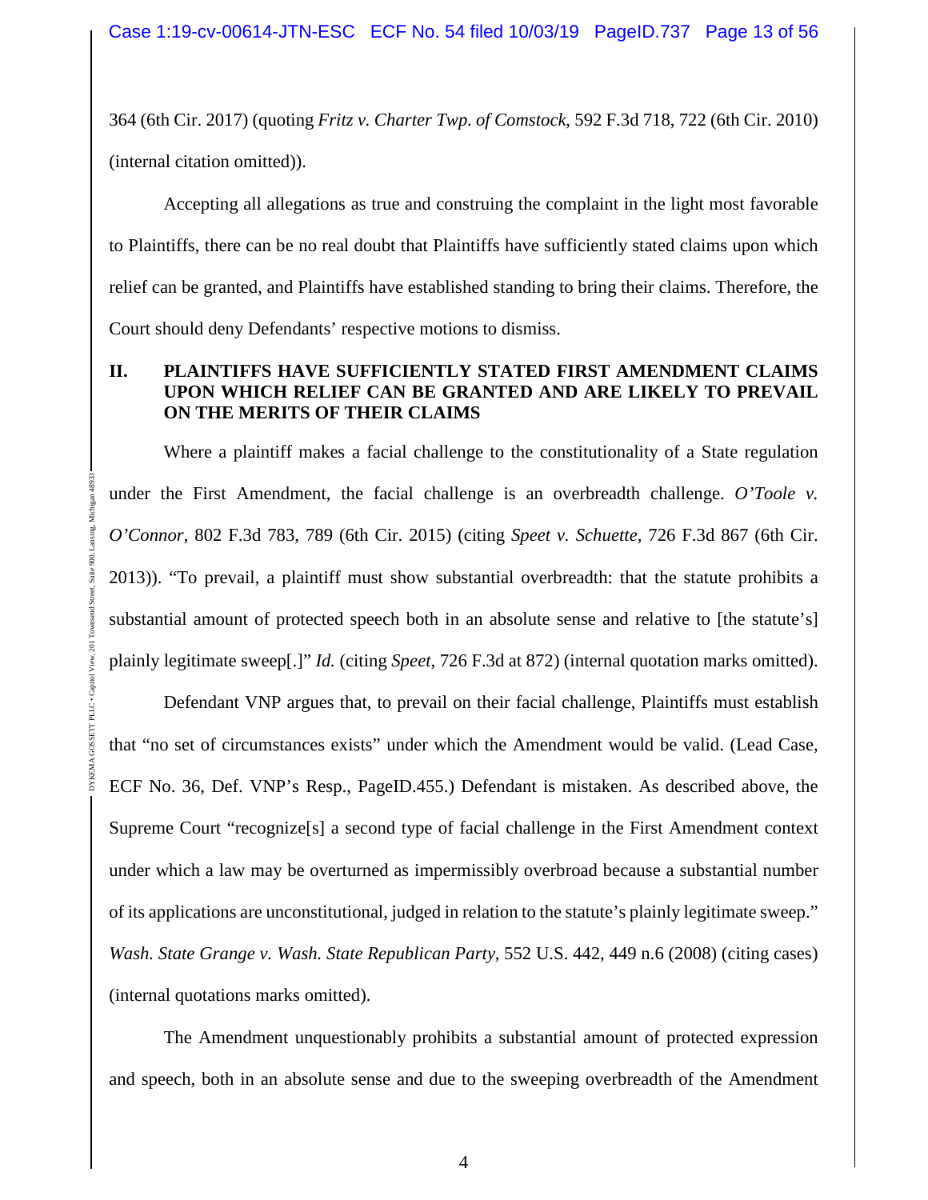364 (6th Cir. 2017) (quoting *Fritz v. Charter Twp. of Comstock*, 592 F.3d 718, 722 (6th Cir. 2010) (internal citation omitted)).

Accepting all allegations as true and construing the complaint in the light most favorable to Plaintiffs, there can be no real doubt that Plaintiffs have sufficiently stated claims upon which relief can be granted, and Plaintiffs have established standing to bring their claims. Therefore, the Court should deny Defendants' respective motions to dismiss.

## II. PLAINTIFFS HAVE SUFFICIENTLY STATED FIRST AMENDMENT CLAIMS UPON WHICH RELIEF CAN BE GRANTED AND ARE LIKELY TO PREVAIL ON THE MERITS OF THEIR CLAIMS

Where a plaintiff makes a facial challenge to the constitutionality of a State regulation under the First Amendment, the facial challenge is an overbreadth challenge. *O'Toole v. O'Connor*, 802 F.3d 783, 789 (6th Cir. 2015) (citing *Speet v. Schuette*, 726 F.3d 867 (6th Cir. 2013)). "To prevail, a plaintiff must show substantial overbreadth: that the statute prohibits a substantial amount of protected speech both in an absolute sense and relative to [the statute's] plainly legitimate sweep[.]" *Id.* (citing *Speet*, 726 F.3d at 872) (internal quotation marks omitted).

Defendant VNP argues that, to prevail on their facial challenge, Plaintiffs must establish that "no set of circumstances exists" under which the Amendment would be valid. (Lead Case, ECF No. 36, Def. VNP's Resp., PageID.455.) Defendant is mistaken. As described above, the Supreme Court "recognize[s] a second type of facial challenge in the First Amendment context under which a law may be overturned as impermissibly overbroad because a substantial number of its applications are unconstitutional, judged in relation to the statute's plainly legitimate sweep." *Wash. State Grange v. Wash. State Republican Party*, 552 U.S. 442, 449 n.6 (2008) (citing cases) (internal quotations marks omitted).

The Amendment unquestionably prohibits a substantial amount of protected expression and speech, both in an absolute sense and due to the sweeping overbreadth of the Amendment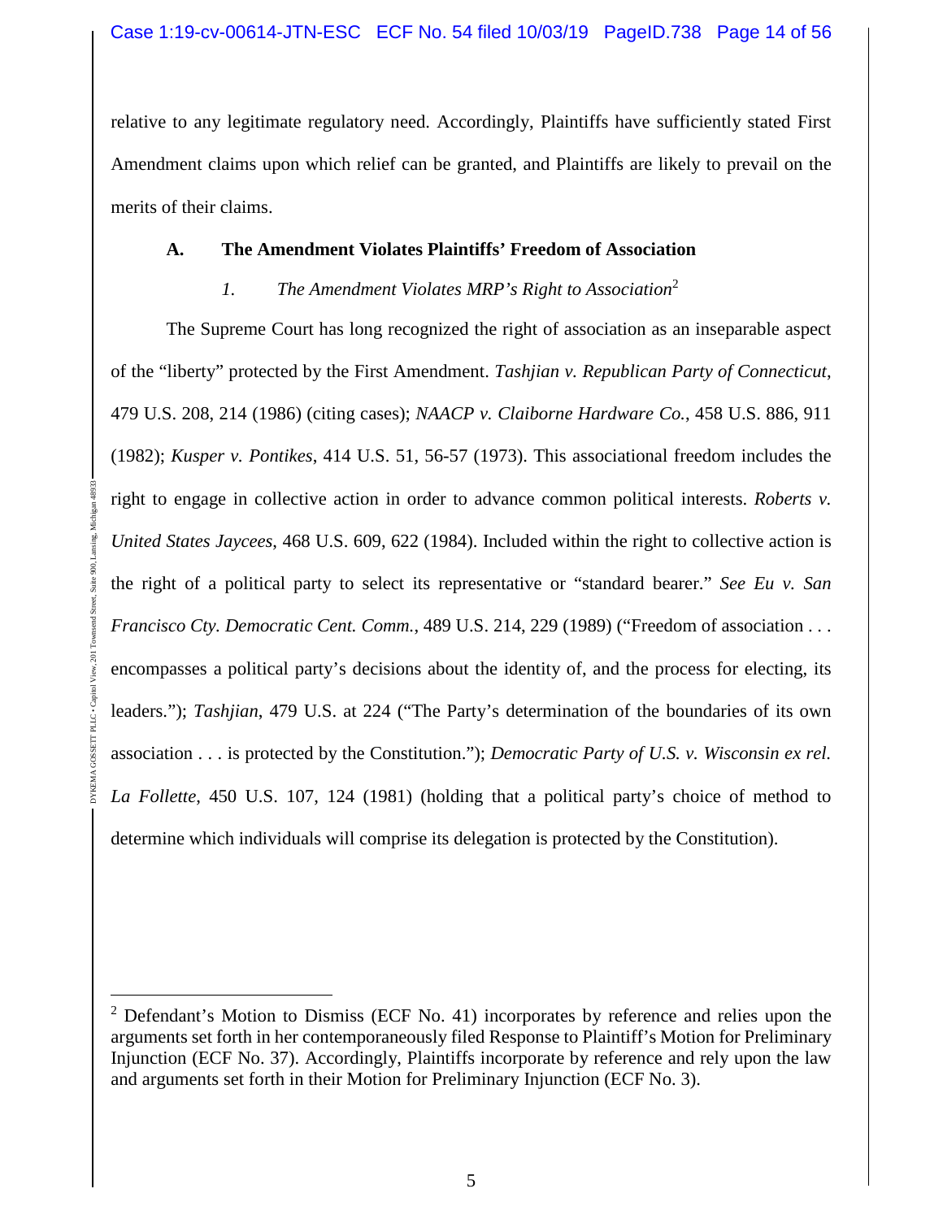relative to any legitimate regulatory need. Accordingly, Plaintiffs have sufficiently stated First Amendment claims upon which relief can be granted, and Plaintiffs are likely to prevail on the merits of their claims.

### A. The Amendment Violates Plaintiffs' Freedom of Association

#### *1. The Amendment Violates MRP's Right to Association*[2]

The Supreme Court has long recognized the right of association as an inseparable aspect of the "liberty" protected by the First Amendment. *Tashjian v. Republican Party of Connecticut*, 479 U.S. 208, 214 (1986) (citing cases); *NAACP v. Claiborne Hardware Co.*, 458 U.S. 886, 911 (1982); *Kusper v. Pontikes*, 414 U.S. 51, 56-57 (1973). This associational freedom includes the right to engage in collective action in order to advance common political interests. *Roberts v. United States Jaycees*, 468 U.S. 609, 622 (1984). Included within the right to collective action is the right of a political party to select its representative or "standard bearer." *See Eu v. San Francisco Cty. Democratic Cent. Comm.*, 489 U.S. 214, 229 (1989) ("Freedom of association . . . encompasses a political party's decisions about the identity of, and the process for electing, its leaders."); *Tashjian*, 479 U.S. at 224 ("The Party's determination of the boundaries of its own association . . . is protected by the Constitution."); *Democratic Party of U.S. v. Wisconsin ex rel. La Follette*, 450 U.S. 107, 124 (1981) (holding that a political party's choice of method to determine which individuals will comprise its delegation is protected by the Constitution).

---

[2] Defendant's Motion to Dismiss (ECF No. 41) incorporates by reference and relies upon the arguments set forth in her contemporaneously filed Response to Plaintiff's Motion for Preliminary Injunction (ECF No. 37). Accordingly, Plaintiffs incorporate by reference and rely upon the law and arguments set forth in their Motion for Preliminary Injunction (ECF No. 3).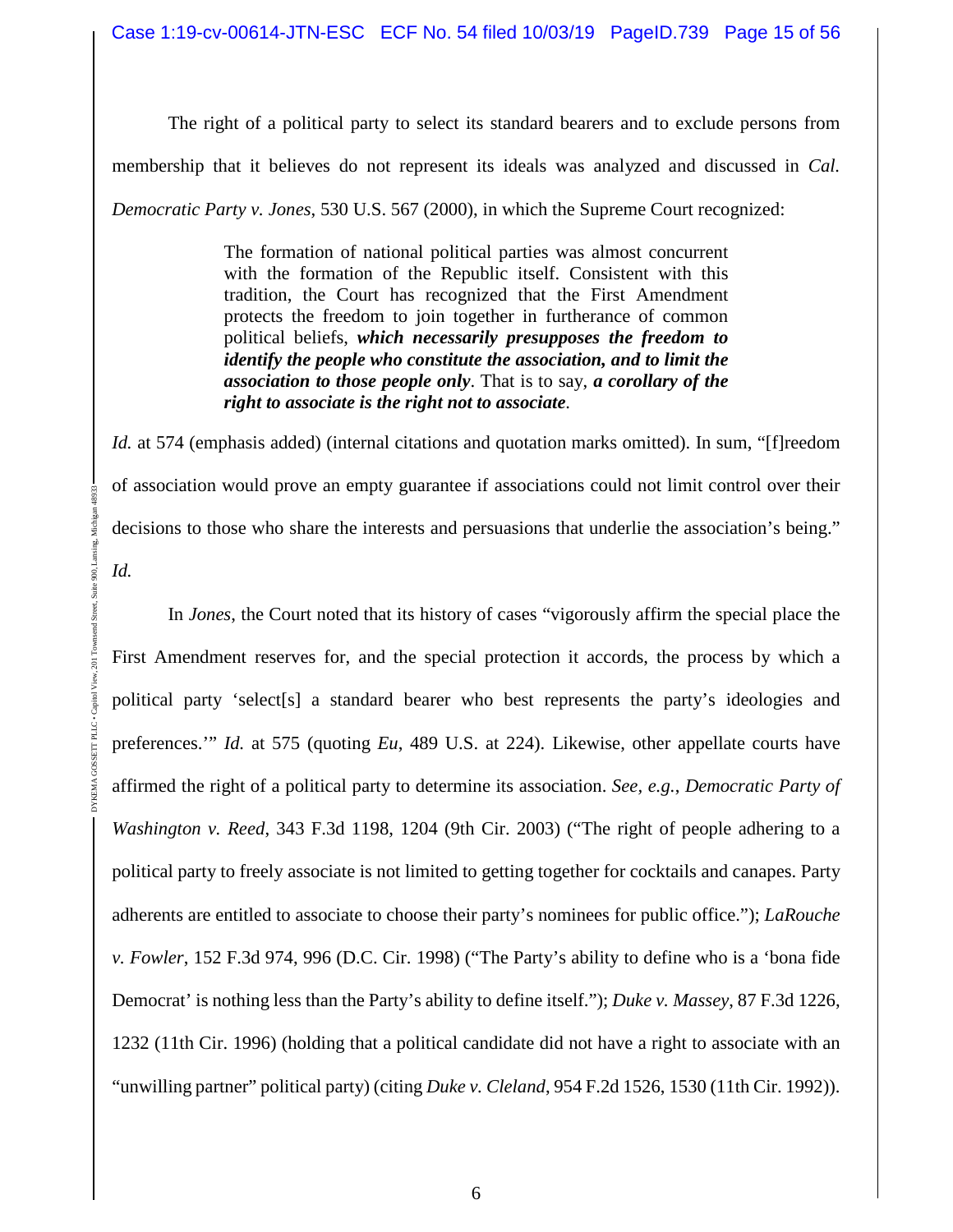The right of a political party to select its standard bearers and to exclude persons from membership that it believes do not represent its ideals was analyzed and discussed in *Cal. Democratic Party v. Jones*, 530 U.S. 567 (2000), in which the Supreme Court recognized:

> The formation of national political parties was almost concurrent with the formation of the Republic itself. Consistent with this tradition, the Court has recognized that the First Amendment protects the freedom to join together in furtherance of common political beliefs, ***which necessarily presupposes the freedom to identify the people who constitute the association, and to limit the association to those people only***. That is to say, ***a corollary of the right to associate is the right not to associate***.

*Id.* at 574 (emphasis added) (internal citations and quotation marks omitted). In sum, "[f]reedom of association would prove an empty guarantee if associations could not limit control over their decisions to those who share the interests and persuasions that underlie the association's being." *Id.*

In *Jones*, the Court noted that its history of cases "vigorously affirm the special place the First Amendment reserves for, and the special protection it accords, the process by which a political party 'select[s] a standard bearer who best represents the party's ideologies and preferences.'" *Id.* at 575 (quoting *Eu*, 489 U.S. at 224). Likewise, other appellate courts have affirmed the right of a political party to determine its association. *See, e.g.*, *Democratic Party of Washington v. Reed*, 343 F.3d 1198, 1204 (9th Cir. 2003) ("The right of people adhering to a political party to freely associate is not limited to getting together for cocktails and canapes. Party adherents are entitled to associate to choose their party's nominees for public office."); *LaRouche v. Fowler*, 152 F.3d 974, 996 (D.C. Cir. 1998) ("The Party's ability to define who is a 'bona fide Democrat' is nothing less than the Party's ability to define itself."); *Duke v. Massey*, 87 F.3d 1226, 1232 (11th Cir. 1996) (holding that a political candidate did not have a right to associate with an "unwilling partner" political party) (citing *Duke v. Cleland*, 954 F.2d 1526, 1530 (11th Cir. 1992)).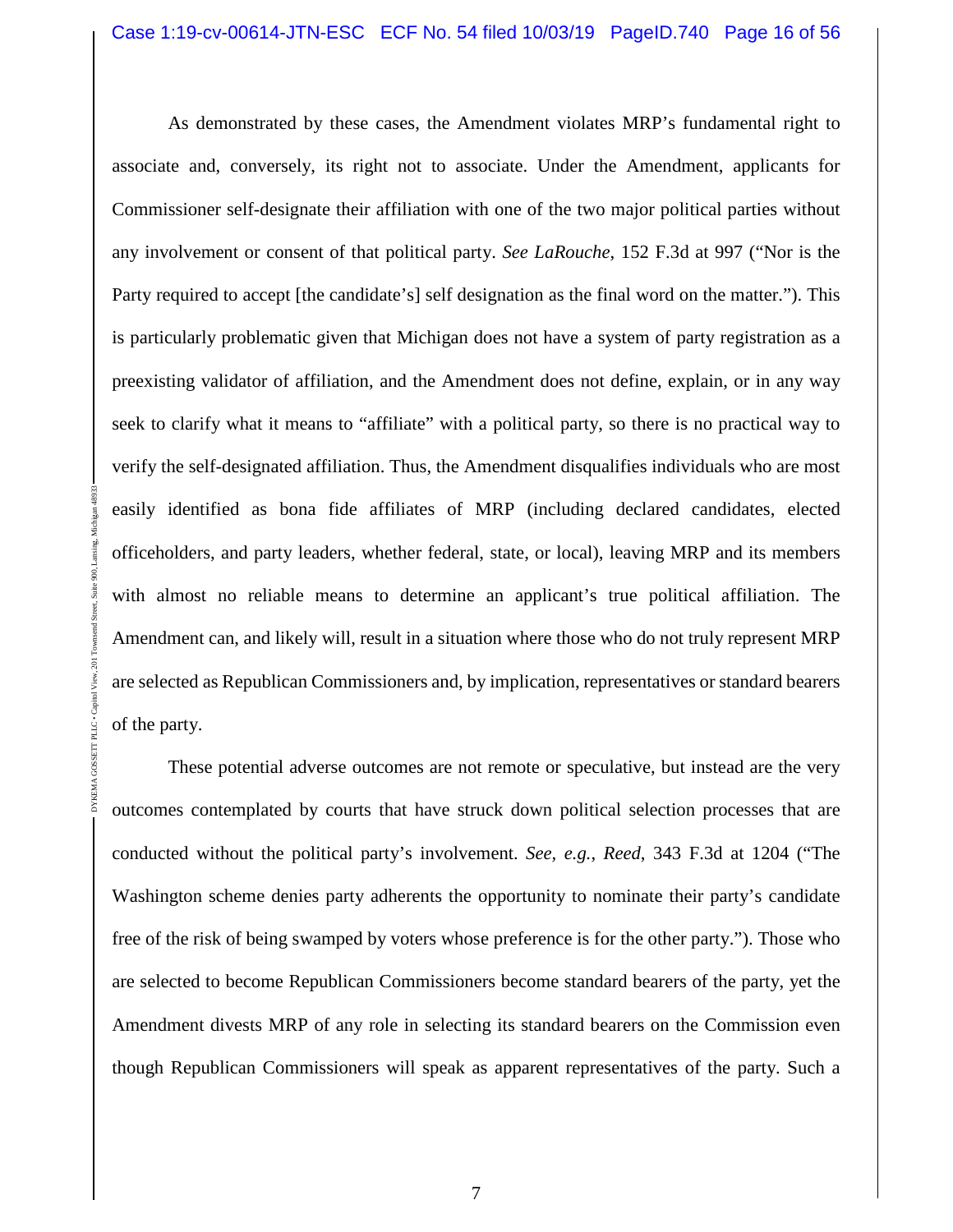As demonstrated by these cases, the Amendment violates MRP's fundamental right to associate and, conversely, its right not to associate. Under the Amendment, applicants for Commissioner self-designate their affiliation with one of the two major political parties without any involvement or consent of that political party. *See LaRouche*, 152 F.3d at 997 ("Nor is the Party required to accept [the candidate's] self designation as the final word on the matter."). This is particularly problematic given that Michigan does not have a system of party registration as a preexisting validator of affiliation, and the Amendment does not define, explain, or in any way seek to clarify what it means to "affiliate" with a political party, so there is no practical way to verify the self-designated affiliation. Thus, the Amendment disqualifies individuals who are most easily identified as bona fide affiliates of MRP (including declared candidates, elected officeholders, and party leaders, whether federal, state, or local), leaving MRP and its members with almost no reliable means to determine an applicant's true political affiliation. The Amendment can, and likely will, result in a situation where those who do not truly represent MRP are selected as Republican Commissioners and, by implication, representatives or standard bearers of the party.

These potential adverse outcomes are not remote or speculative, but instead are the very outcomes contemplated by courts that have struck down political selection processes that are conducted without the political party's involvement. *See, e.g.*, *Reed*, 343 F.3d at 1204 ("The Washington scheme denies party adherents the opportunity to nominate their party's candidate free of the risk of being swamped by voters whose preference is for the other party."). Those who are selected to become Republican Commissioners become standard bearers of the party, yet the Amendment divests MRP of any role in selecting its standard bearers on the Commission even though Republican Commissioners will speak as apparent representatives of the party. Such a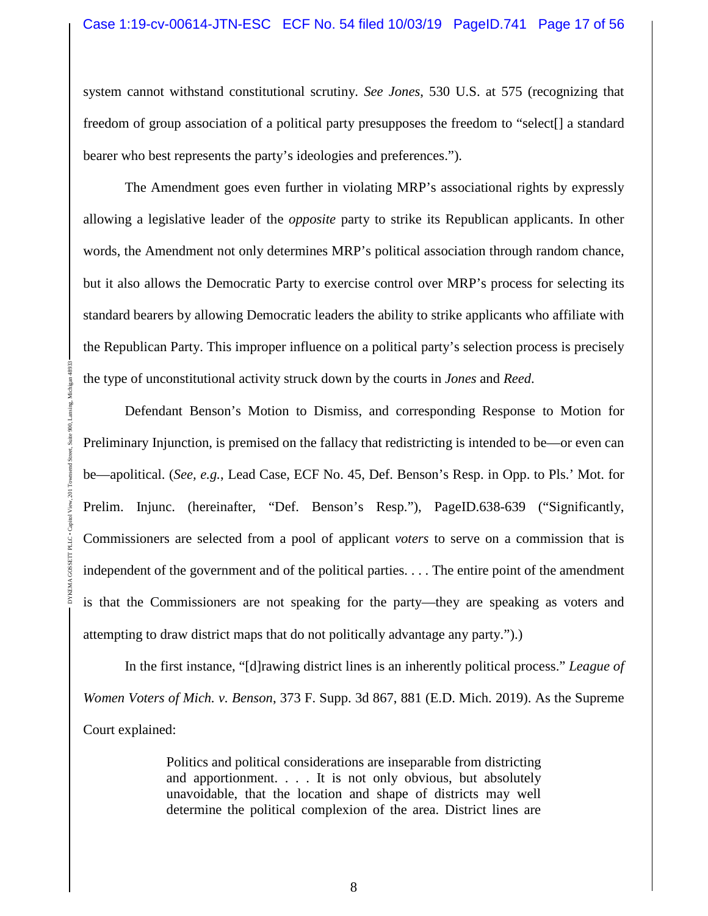system cannot withstand constitutional scrutiny. *See Jones*, 530 U.S. at 575 (recognizing that freedom of group association of a political party presupposes the freedom to "select[] a standard bearer who best represents the party's ideologies and preferences.").

The Amendment goes even further in violating MRP's associational rights by expressly allowing a legislative leader of the *opposite* party to strike its Republican applicants. In other words, the Amendment not only determines MRP's political association through random chance, but it also allows the Democratic Party to exercise control over MRP's process for selecting its standard bearers by allowing Democratic leaders the ability to strike applicants who affiliate with the Republican Party. This improper influence on a political party's selection process is precisely the type of unconstitutional activity struck down by the courts in *Jones* and *Reed*.

Defendant Benson's Motion to Dismiss, and corresponding Response to Motion for Preliminary Injunction, is premised on the fallacy that redistricting is intended to be—or even can be—apolitical. (*See, e.g.*, Lead Case, ECF No. 45, Def. Benson's Resp. in Opp. to Pls.' Mot. for Prelim. Injunc. (hereinafter, "Def. Benson's Resp."), PageID.638-639 ("Significantly, Commissioners are selected from a pool of applicant *voters* to serve on a commission that is independent of the government and of the political parties. . . . The entire point of the amendment is that the Commissioners are not speaking for the party—they are speaking as voters and attempting to draw district maps that do not politically advantage any party.").)

In the first instance, "[d]rawing district lines is an inherently political process." *League of Women Voters of Mich. v. Benson*, 373 F. Supp. 3d 867, 881 (E.D. Mich. 2019). As the Supreme Court explained:

> Politics and political considerations are inseparable from districting and apportionment. . . . It is not only obvious, but absolutely unavoidable, that the location and shape of districts may well determine the political complexion of the area. District lines are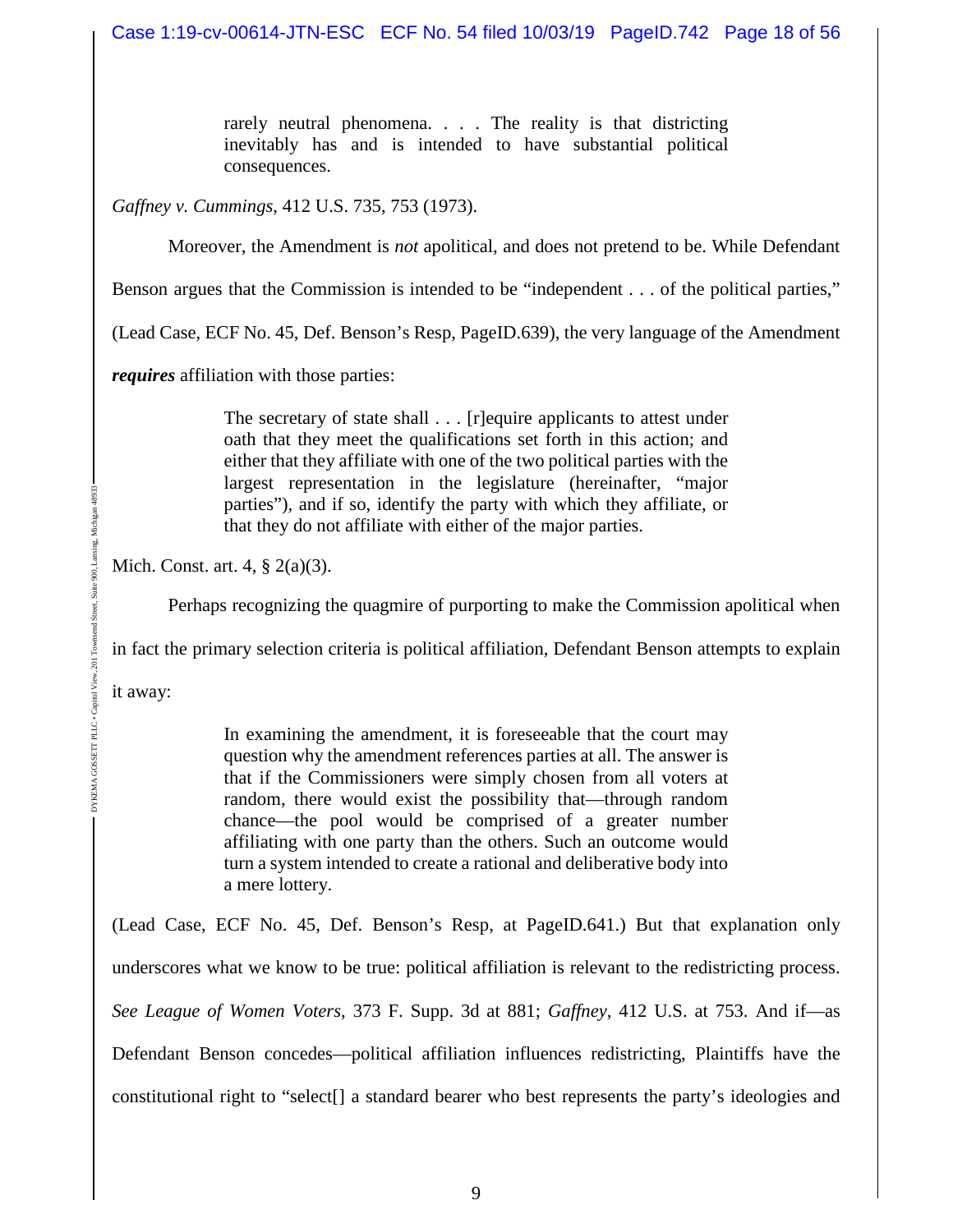> rarely neutral phenomena. . . . The reality is that districting inevitably has and is intended to have substantial political consequences.

*Gaffney v. Cummings*, 412 U.S. 735, 753 (1973).

Moreover, the Amendment is *not* apolitical, and does not pretend to be. While Defendant Benson argues that the Commission is intended to be "independent . . . of the political parties," (Lead Case, ECF No. 45, Def. Benson's Resp, PageID.639), the very language of the Amendment ***requires*** affiliation with those parties:

> The secretary of state shall . . . [r]equire applicants to attest under oath that they meet the qualifications set forth in this action; and either that they affiliate with one of the two political parties with the largest representation in the legislature (hereinafter, "major parties"), and if so, identify the party with which they affiliate, or that they do not affiliate with either of the major parties.

Mich. Const. art. 4, § 2(a)(3).

Perhaps recognizing the quagmire of purporting to make the Commission apolitical when in fact the primary selection criteria is political affiliation, Defendant Benson attempts to explain it away:

> In examining the amendment, it is foreseeable that the court may question why the amendment references parties at all. The answer is that if the Commissioners were simply chosen from all voters at random, there would exist the possibility that—through random chance—the pool would be comprised of a greater number affiliating with one party than the others. Such an outcome would turn a system intended to create a rational and deliberative body into a mere lottery.

(Lead Case, ECF No. 45, Def. Benson's Resp, at PageID.641.) But that explanation only underscores what we know to be true: political affiliation is relevant to the redistricting process. *See League of Women Voters*, 373 F. Supp. 3d at 881; *Gaffney*, 412 U.S. at 753. And if—as Defendant Benson concedes—political affiliation influences redistricting, Plaintiffs have the constitutional right to "select[] a standard bearer who best represents the party's ideologies and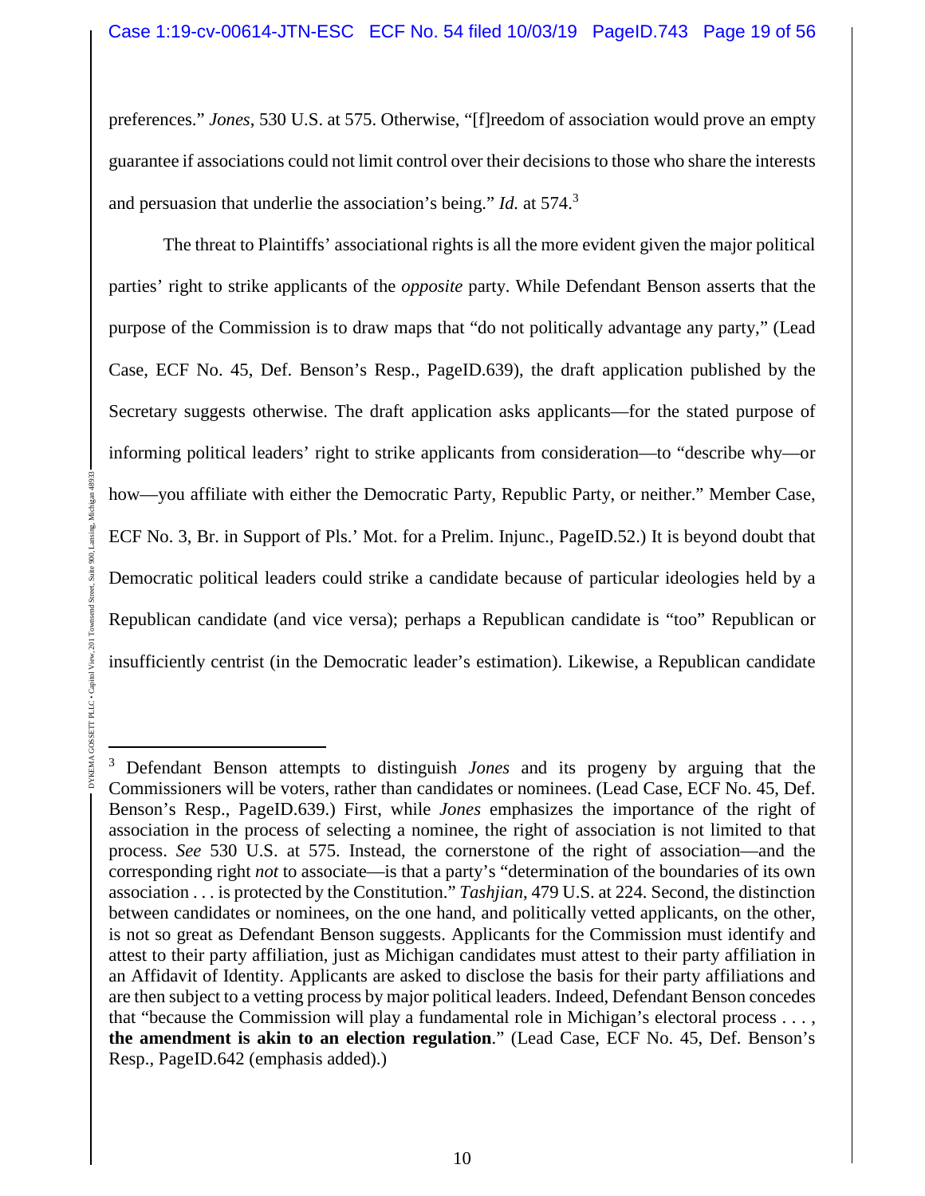preferences." *Jones*, 530 U.S. at 575. Otherwise, "[f]reedom of association would prove an empty guarantee if associations could not limit control over their decisions to those who share the interests and persuasion that underlie the association's being." *Id.* at 574.[3]

The threat to Plaintiffs' associational rights is all the more evident given the major political parties' right to strike applicants of the *opposite* party. While Defendant Benson asserts that the purpose of the Commission is to draw maps that "do not politically advantage any party," (Lead Case, ECF No. 45, Def. Benson's Resp., PageID.639), the draft application published by the Secretary suggests otherwise. The draft application asks applicants—for the stated purpose of informing political leaders' right to strike applicants from consideration—to "describe why—or how—you affiliate with either the Democratic Party, Republic Party, or neither." Member Case, ECF No. 3, Br. in Support of Pls.' Mot. for a Prelim. Injunc., PageID.52.) It is beyond doubt that Democratic political leaders could strike a candidate because of particular ideologies held by a Republican candidate (and vice versa); perhaps a Republican candidate is "too" Republican or insufficiently centrist (in the Democratic leader's estimation). Likewise, a Republican candidate

[3] Defendant Benson attempts to distinguish *Jones* and its progeny by arguing that the Commissioners will be voters, rather than candidates or nominees. (Lead Case, ECF No. 45, Def. Benson's Resp., PageID.639.) First, while *Jones* emphasizes the importance of the right of association in the process of selecting a nominee, the right of association is not limited to that process. *See* 530 U.S. at 575. Instead, the cornerstone of the right of association—and the corresponding right *not* to associate—is that a party's "determination of the boundaries of its own association . . . is protected by the Constitution." *Tashjian*, 479 U.S. at 224. Second, the distinction between candidates or nominees, on the one hand, and politically vetted applicants, on the other, is not so great as Defendant Benson suggests. Applicants for the Commission must identify and attest to their party affiliation, just as Michigan candidates must attest to their party affiliation in an Affidavit of Identity. Applicants are asked to disclose the basis for their party affiliations and are then subject to a vetting process by major political leaders. Indeed, Defendant Benson concedes that "because the Commission will play a fundamental role in Michigan's electoral process . . . , **the amendment is akin to an election regulation**." (Lead Case, ECF No. 45, Def. Benson's Resp., PageID.642 (emphasis added).)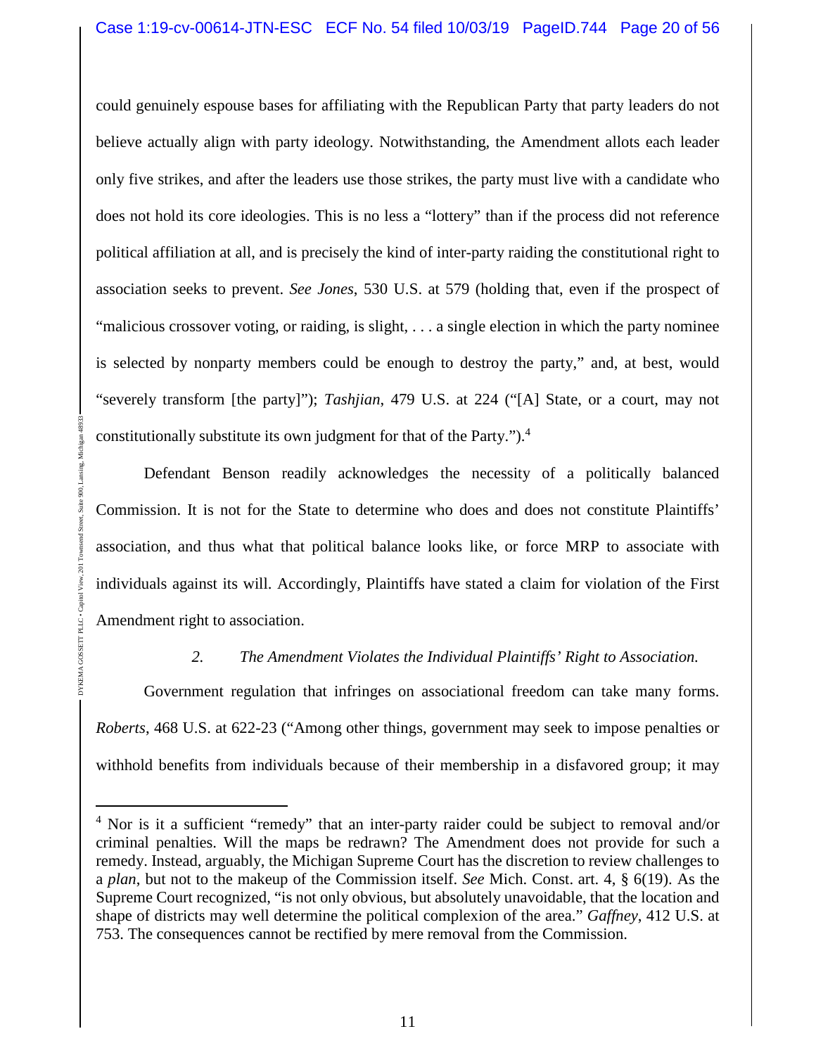could genuinely espouse bases for affiliating with the Republican Party that party leaders do not believe actually align with party ideology. Notwithstanding, the Amendment allots each leader only five strikes, and after the leaders use those strikes, the party must live with a candidate who does not hold its core ideologies. This is no less a "lottery" than if the process did not reference political affiliation at all, and is precisely the kind of inter-party raiding the constitutional right to association seeks to prevent. *See Jones*, 530 U.S. at 579 (holding that, even if the prospect of "malicious crossover voting, or raiding, is slight, . . . a single election in which the party nominee is selected by nonparty members could be enough to destroy the party," and, at best, would "severely transform [the party]"); *Tashjian*, 479 U.S. at 224 ("[A] State, or a court, may not constitutionally substitute its own judgment for that of the Party.").[4]

Defendant Benson readily acknowledges the necessity of a politically balanced Commission. It is not for the State to determine who does and does not constitute Plaintiffs' association, and thus what that political balance looks like, or force MRP to associate with individuals against its will. Accordingly, Plaintiffs have stated a claim for violation of the First Amendment right to association.

*2. The Amendment Violates the Individual Plaintiffs' Right to Association.*

Government regulation that infringes on associational freedom can take many forms. *Roberts*, 468 U.S. at 622-23 ("Among other things, government may seek to impose penalties or withhold benefits from individuals because of their membership in a disfavored group; it may

---

[4] Nor is it a sufficient "remedy" that an inter-party raider could be subject to removal and/or criminal penalties. Will the maps be redrawn? The Amendment does not provide for such a remedy. Instead, arguably, the Michigan Supreme Court has the discretion to review challenges to a *plan*, but not to the makeup of the Commission itself. *See* Mich. Const. art. 4, § 6(19). As the Supreme Court recognized, "is not only obvious, but absolutely unavoidable, that the location and shape of districts may well determine the political complexion of the area." *Gaffney*, 412 U.S. at 753. The consequences cannot be rectified by mere removal from the Commission.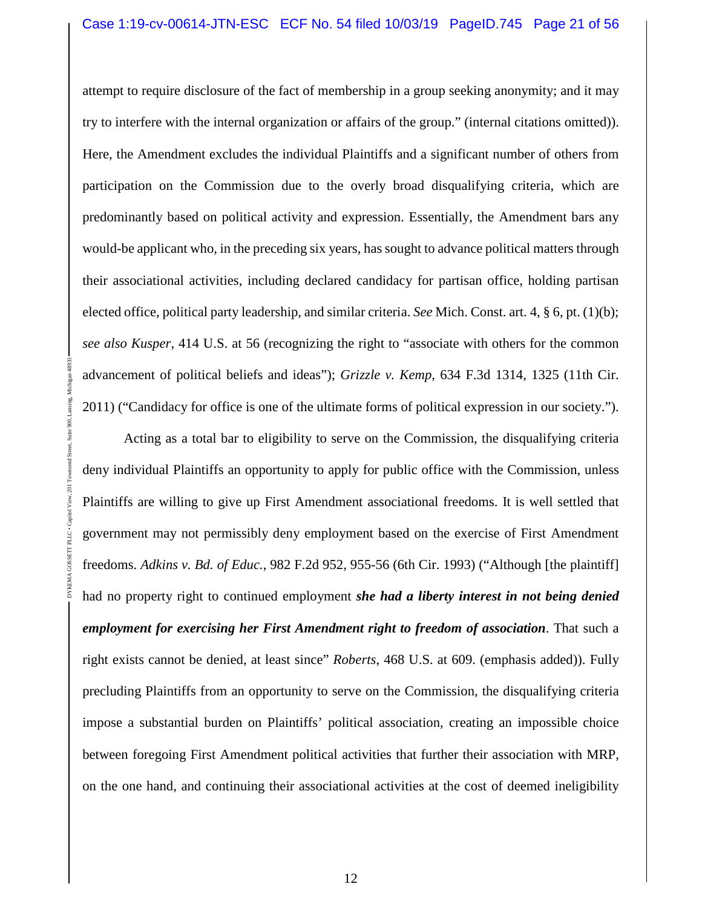attempt to require disclosure of the fact of membership in a group seeking anonymity; and it may try to interfere with the internal organization or affairs of the group." (internal citations omitted)). Here, the Amendment excludes the individual Plaintiffs and a significant number of others from participation on the Commission due to the overly broad disqualifying criteria, which are predominantly based on political activity and expression. Essentially, the Amendment bars any would-be applicant who, in the preceding six years, has sought to advance political matters through their associational activities, including declared candidacy for partisan office, holding partisan elected office, political party leadership, and similar criteria. *See* Mich. Const. art. 4, § 6, pt. (1)(b); *see also Kusper*, 414 U.S. at 56 (recognizing the right to "associate with others for the common advancement of political beliefs and ideas"); *Grizzle v. Kemp*, 634 F.3d 1314, 1325 (11th Cir. 2011) ("Candidacy for office is one of the ultimate forms of political expression in our society.").

Acting as a total bar to eligibility to serve on the Commission, the disqualifying criteria deny individual Plaintiffs an opportunity to apply for public office with the Commission, unless Plaintiffs are willing to give up First Amendment associational freedoms. It is well settled that government may not permissibly deny employment based on the exercise of First Amendment freedoms. *Adkins v. Bd. of Educ.*, 982 F.2d 952, 955-56 (6th Cir. 1993) ("Although [the plaintiff] had no property right to continued employment ***she had a liberty interest in not being denied employment for exercising her First Amendment right to freedom of association***. That such a right exists cannot be denied, at least since" *Roberts*, 468 U.S. at 609. (emphasis added)). Fully precluding Plaintiffs from an opportunity to serve on the Commission, the disqualifying criteria impose a substantial burden on Plaintiffs' political association, creating an impossible choice between foregoing First Amendment political activities that further their association with MRP, on the one hand, and continuing their associational activities at the cost of deemed ineligibility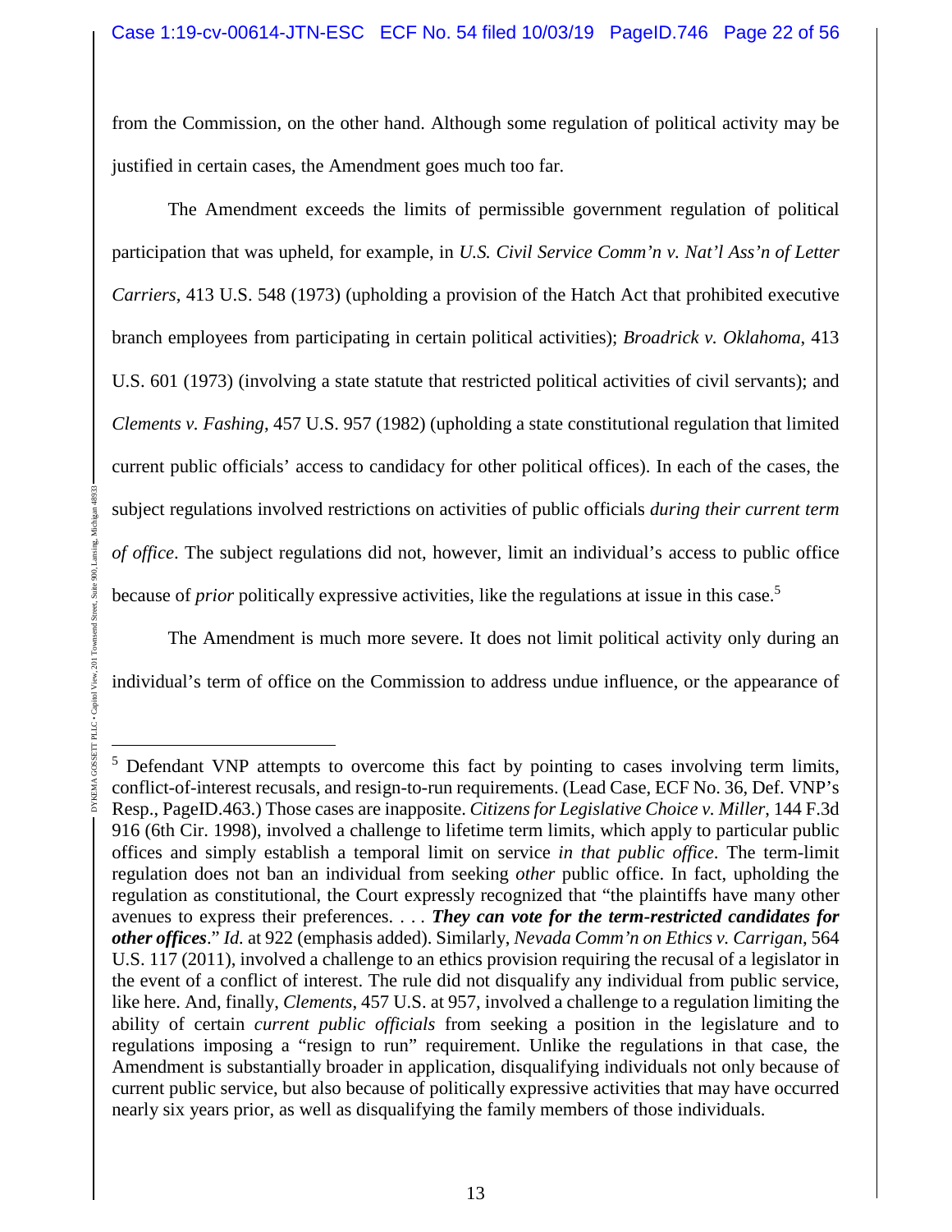from the Commission, on the other hand. Although some regulation of political activity may be justified in certain cases, the Amendment goes much too far.

The Amendment exceeds the limits of permissible government regulation of political participation that was upheld, for example, in *U.S. Civil Service Comm'n v. Nat'l Ass'n of Letter Carriers*, 413 U.S. 548 (1973) (upholding a provision of the Hatch Act that prohibited executive branch employees from participating in certain political activities); *Broadrick v. Oklahoma*, 413 U.S. 601 (1973) (involving a state statute that restricted political activities of civil servants); and *Clements v. Fashing*, 457 U.S. 957 (1982) (upholding a state constitutional regulation that limited current public officials' access to candidacy for other political offices). In each of the cases, the subject regulations involved restrictions on activities of public officials *during their current term of office*. The subject regulations did not, however, limit an individual's access to public office because of *prior* politically expressive activities, like the regulations at issue in this case.[5]

The Amendment is much more severe. It does not limit political activity only during an individual's term of office on the Commission to address undue influence, or the appearance of

---

[5] Defendant VNP attempts to overcome this fact by pointing to cases involving term limits, conflict-of-interest recusals, and resign-to-run requirements. (Lead Case, ECF No. 36, Def. VNP's Resp., PageID.463.) Those cases are inapposite. *Citizens for Legislative Choice v. Miller*, 144 F.3d 916 (6th Cir. 1998), involved a challenge to lifetime term limits, which apply to particular public offices and simply establish a temporal limit on service *in that public office*. The term-limit regulation does not ban an individual from seeking *other* public office. In fact, upholding the regulation as constitutional, the Court expressly recognized that "the plaintiffs have many other avenues to express their preferences. . . . ***They can vote for the term-restricted candidates for other offices***." *Id.* at 922 (emphasis added). Similarly, *Nevada Comm'n on Ethics v. Carrigan*, 564 U.S. 117 (2011), involved a challenge to an ethics provision requiring the recusal of a legislator in the event of a conflict of interest. The rule did not disqualify any individual from public service, like here. And, finally, *Clements*, 457 U.S. at 957, involved a challenge to a regulation limiting the ability of certain *current public officials* from seeking a position in the legislature and to regulations imposing a "resign to run" requirement. Unlike the regulations in that case, the Amendment is substantially broader in application, disqualifying individuals not only because of current public service, but also because of politically expressive activities that may have occurred nearly six years prior, as well as disqualifying the family members of those individuals.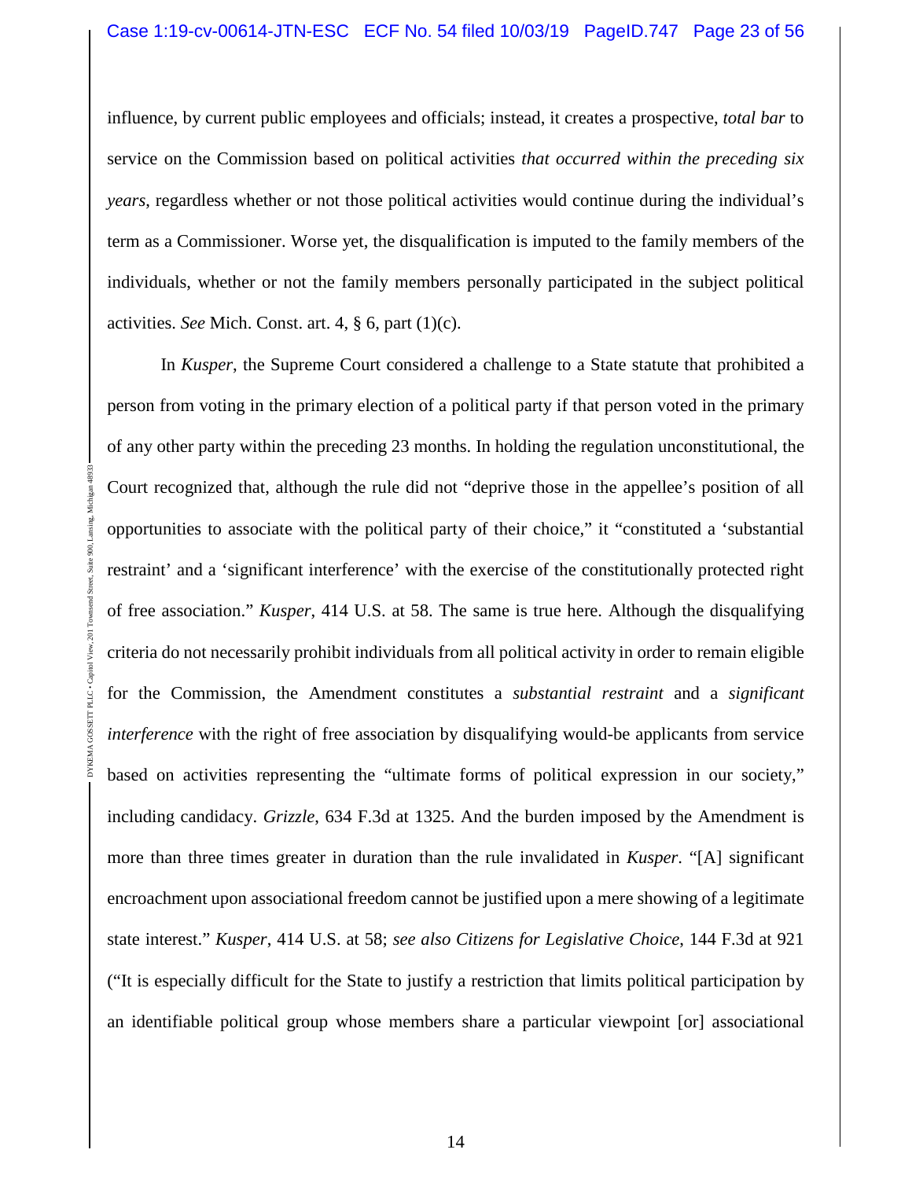influence, by current public employees and officials; instead, it creates a prospective, *total bar* to service on the Commission based on political activities *that occurred within the preceding six years*, regardless whether or not those political activities would continue during the individual's term as a Commissioner. Worse yet, the disqualification is imputed to the family members of the individuals, whether or not the family members personally participated in the subject political activities. *See* Mich. Const. art. 4, § 6, part (1)(c).

In *Kusper*, the Supreme Court considered a challenge to a State statute that prohibited a person from voting in the primary election of a political party if that person voted in the primary of any other party within the preceding 23 months. In holding the regulation unconstitutional, the Court recognized that, although the rule did not "deprive those in the appellee's position of all opportunities to associate with the political party of their choice," it "constituted a 'substantial restraint' and a 'significant interference' with the exercise of the constitutionally protected right of free association." *Kusper*, 414 U.S. at 58. The same is true here. Although the disqualifying criteria do not necessarily prohibit individuals from all political activity in order to remain eligible for the Commission, the Amendment constitutes a *substantial restraint* and a *significant interference* with the right of free association by disqualifying would-be applicants from service based on activities representing the "ultimate forms of political expression in our society," including candidacy. *Grizzle*, 634 F.3d at 1325. And the burden imposed by the Amendment is more than three times greater in duration than the rule invalidated in *Kusper*. "[A] significant encroachment upon associational freedom cannot be justified upon a mere showing of a legitimate state interest." *Kusper*, 414 U.S. at 58; *see also Citizens for Legislative Choice*, 144 F.3d at 921 ("It is especially difficult for the State to justify a restriction that limits political participation by an identifiable political group whose members share a particular viewpoint [or] associational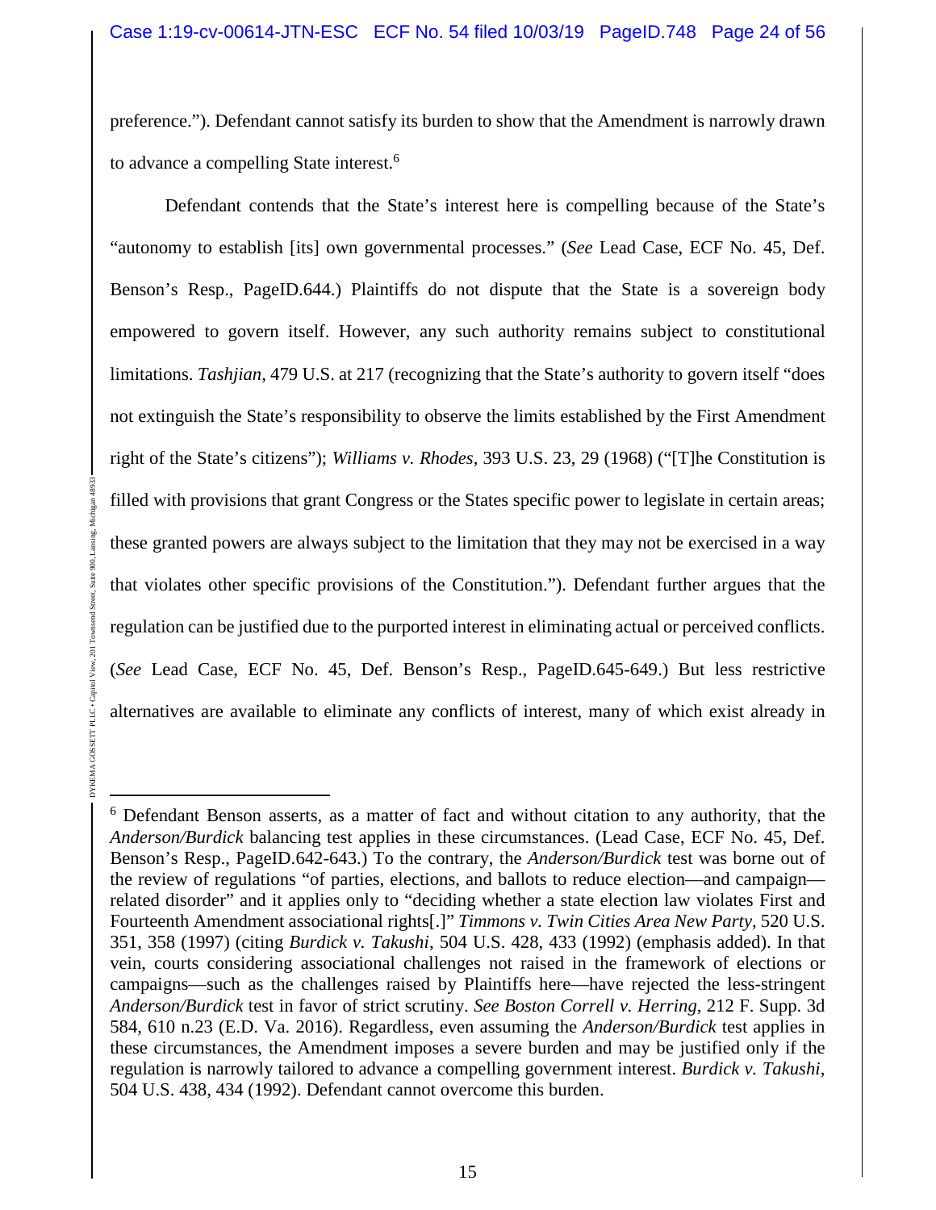preference."). Defendant cannot satisfy its burden to show that the Amendment is narrowly drawn to advance a compelling State interest.[6]

Defendant contends that the State's interest here is compelling because of the State's "autonomy to establish [its] own governmental processes." (*See* Lead Case, ECF No. 45, Def. Benson's Resp., PageID.644.) Plaintiffs do not dispute that the State is a sovereign body empowered to govern itself. However, any such authority remains subject to constitutional limitations. *Tashjian*, 479 U.S. at 217 (recognizing that the State's authority to govern itself "does not extinguish the State's responsibility to observe the limits established by the First Amendment right of the State's citizens"); *Williams v. Rhodes*, 393 U.S. 23, 29 (1968) ("[T]he Constitution is filled with provisions that grant Congress or the States specific power to legislate in certain areas; these granted powers are always subject to the limitation that they may not be exercised in a way that violates other specific provisions of the Constitution."). Defendant further argues that the regulation can be justified due to the purported interest in eliminating actual or perceived conflicts. (*See* Lead Case, ECF No. 45, Def. Benson's Resp., PageID.645-649.) But less restrictive alternatives are available to eliminate any conflicts of interest, many of which exist already in

---

[6] Defendant Benson asserts, as a matter of fact and without citation to any authority, that the *Anderson/Burdick* balancing test applies in these circumstances. (Lead Case, ECF No. 45, Def. Benson's Resp., PageID.642-643.) To the contrary, the *Anderson/Burdick* test was borne out of the review of regulations "of parties, elections, and ballots to reduce election—and campaign—related disorder" and it applies only to "deciding whether a state election law violates First and Fourteenth Amendment associational rights[.]" *Timmons v. Twin Cities Area New Party*, 520 U.S. 351, 358 (1997) (citing *Burdick v. Takushi*, 504 U.S. 428, 433 (1992) (emphasis added). In that vein, courts considering associational challenges not raised in the framework of elections or campaigns—such as the challenges raised by Plaintiffs here—have rejected the less-stringent *Anderson/Burdick* test in favor of strict scrutiny. *See Boston Correll v. Herring*, 212 F. Supp. 3d 584, 610 n.23 (E.D. Va. 2016). Regardless, even assuming the *Anderson/Burdick* test applies in these circumstances, the Amendment imposes a severe burden and may be justified only if the regulation is narrowly tailored to advance a compelling government interest. *Burdick v. Takushi*, 504 U.S. 438, 434 (1992). Defendant cannot overcome this burden.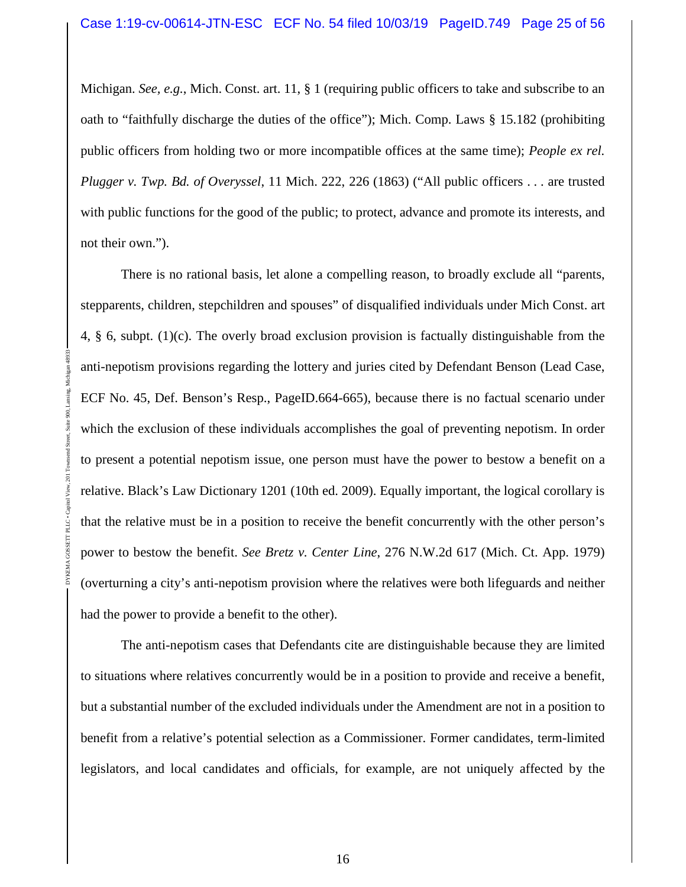Michigan. *See, e.g.*, Mich. Const. art. 11, § 1 (requiring public officers to take and subscribe to an oath to "faithfully discharge the duties of the office"); Mich. Comp. Laws § 15.182 (prohibiting public officers from holding two or more incompatible offices at the same time); *People ex rel. Plugger v. Twp. Bd. of Overyssel*, 11 Mich. 222, 226 (1863) ("All public officers . . . are trusted with public functions for the good of the public; to protect, advance and promote its interests, and not their own.").

There is no rational basis, let alone a compelling reason, to broadly exclude all "parents, stepparents, children, stepchildren and spouses" of disqualified individuals under Mich Const. art 4, § 6, subpt. (1)(c). The overly broad exclusion provision is factually distinguishable from the anti-nepotism provisions regarding the lottery and juries cited by Defendant Benson (Lead Case, ECF No. 45, Def. Benson's Resp., PageID.664-665), because there is no factual scenario under which the exclusion of these individuals accomplishes the goal of preventing nepotism. In order to present a potential nepotism issue, one person must have the power to bestow a benefit on a relative. Black's Law Dictionary 1201 (10th ed. 2009). Equally important, the logical corollary is that the relative must be in a position to receive the benefit concurrently with the other person's power to bestow the benefit. *See Bretz v. Center Line*, 276 N.W.2d 617 (Mich. Ct. App. 1979) (overturning a city's anti-nepotism provision where the relatives were both lifeguards and neither had the power to provide a benefit to the other).

The anti-nepotism cases that Defendants cite are distinguishable because they are limited to situations where relatives concurrently would be in a position to provide and receive a benefit, but a substantial number of the excluded individuals under the Amendment are not in a position to benefit from a relative's potential selection as a Commissioner. Former candidates, term-limited legislators, and local candidates and officials, for example, are not uniquely affected by the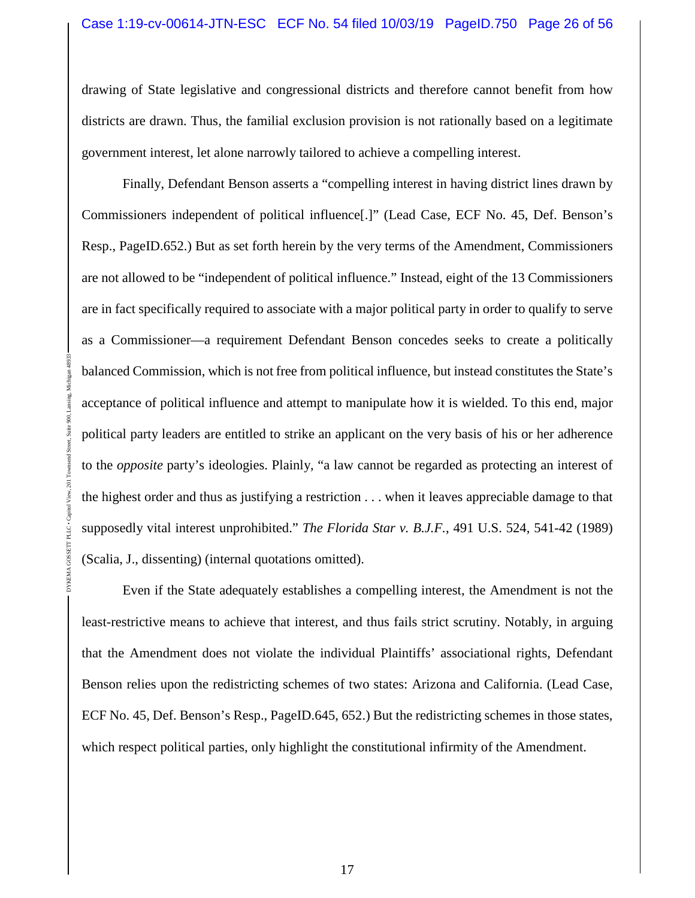drawing of State legislative and congressional districts and therefore cannot benefit from how districts are drawn. Thus, the familial exclusion provision is not rationally based on a legitimate government interest, let alone narrowly tailored to achieve a compelling interest.

Finally, Defendant Benson asserts a "compelling interest in having district lines drawn by Commissioners independent of political influence[.]" (Lead Case, ECF No. 45, Def. Benson's Resp., PageID.652.) But as set forth herein by the very terms of the Amendment, Commissioners are not allowed to be "independent of political influence." Instead, eight of the 13 Commissioners are in fact specifically required to associate with a major political party in order to qualify to serve as a Commissioner—a requirement Defendant Benson concedes seeks to create a politically balanced Commission, which is not free from political influence, but instead constitutes the State's acceptance of political influence and attempt to manipulate how it is wielded. To this end, major political party leaders are entitled to strike an applicant on the very basis of his or her adherence to the *opposite* party's ideologies. Plainly, "a law cannot be regarded as protecting an interest of the highest order and thus as justifying a restriction . . . when it leaves appreciable damage to that supposedly vital interest unprohibited." *The Florida Star v. B.J.F.*, 491 U.S. 524, 541-42 (1989) (Scalia, J., dissenting) (internal quotations omitted).

Even if the State adequately establishes a compelling interest, the Amendment is not the least-restrictive means to achieve that interest, and thus fails strict scrutiny. Notably, in arguing that the Amendment does not violate the individual Plaintiffs' associational rights, Defendant Benson relies upon the redistricting schemes of two states: Arizona and California. (Lead Case, ECF No. 45, Def. Benson's Resp., PageID.645, 652.) But the redistricting schemes in those states, which respect political parties, only highlight the constitutional infirmity of the Amendment.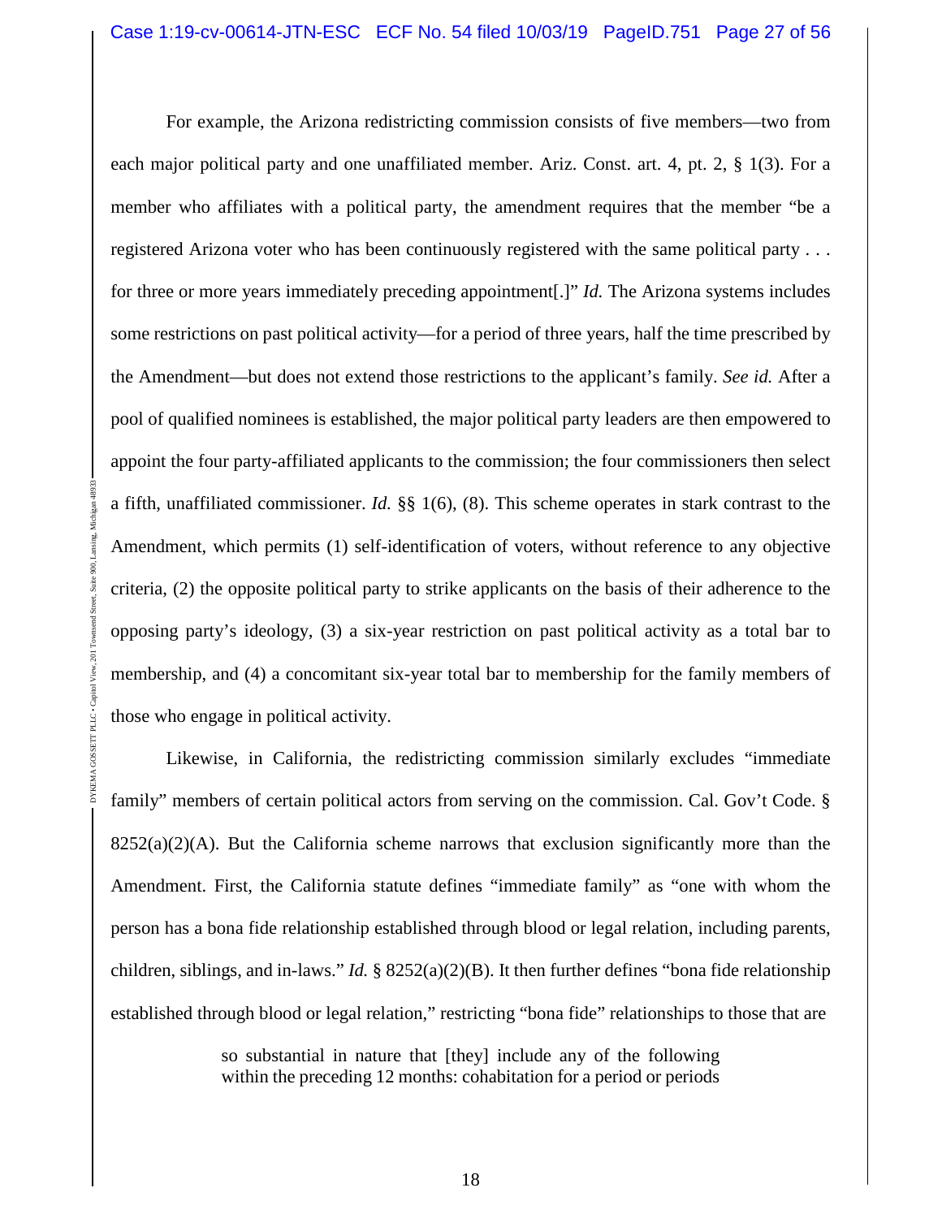For example, the Arizona redistricting commission consists of five members—two from each major political party and one unaffiliated member. Ariz. Const. art. 4, pt. 2, § 1(3). For a member who affiliates with a political party, the amendment requires that the member "be a registered Arizona voter who has been continuously registered with the same political party . . . for three or more years immediately preceding appointment[.]" *Id.* The Arizona systems includes some restrictions on past political activity—for a period of three years, half the time prescribed by the Amendment—but does not extend those restrictions to the applicant's family. *See id.* After a pool of qualified nominees is established, the major political party leaders are then empowered to appoint the four party-affiliated applicants to the commission; the four commissioners then select a fifth, unaffiliated commissioner. *Id.* §§ 1(6), (8). This scheme operates in stark contrast to the Amendment, which permits (1) self-identification of voters, without reference to any objective criteria, (2) the opposite political party to strike applicants on the basis of their adherence to the opposing party's ideology, (3) a six-year restriction on past political activity as a total bar to membership, and (4) a concomitant six-year total bar to membership for the family members of those who engage in political activity.

Likewise, in California, the redistricting commission similarly excludes "immediate family" members of certain political actors from serving on the commission. Cal. Gov't Code. § 8252(a)(2)(A). But the California scheme narrows that exclusion significantly more than the Amendment. First, the California statute defines "immediate family" as "one with whom the person has a bona fide relationship established through blood or legal relation, including parents, children, siblings, and in-laws." *Id.* § 8252(a)(2)(B). It then further defines "bona fide relationship established through blood or legal relation," restricting "bona fide" relationships to those that are

> so substantial in nature that [they] include any of the following within the preceding 12 months: cohabitation for a period or periods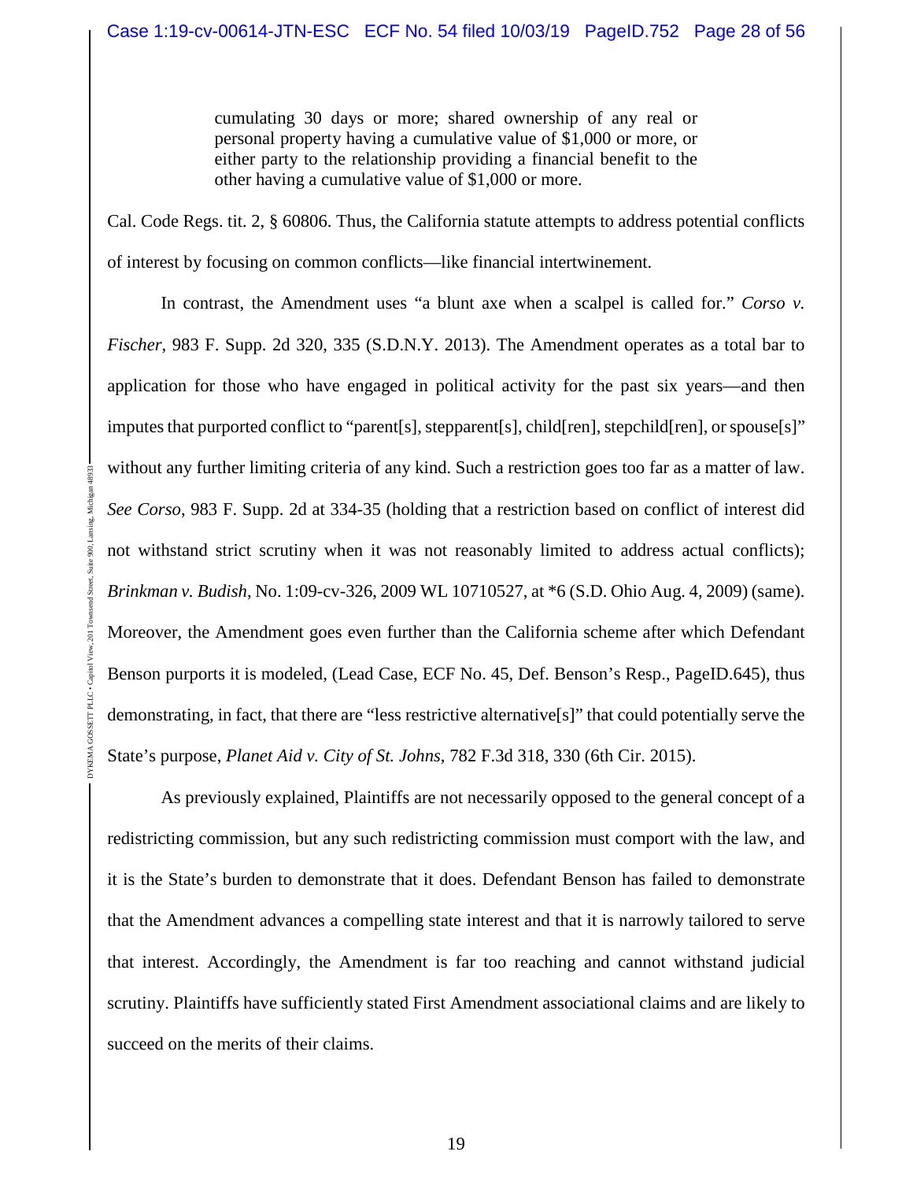> cumulating 30 days or more; shared ownership of any real or personal property having a cumulative value of $1,000 or more, or either party to the relationship providing a financial benefit to the other having a cumulative value of $1,000 or more.

Cal. Code Regs. tit. 2, § 60806. Thus, the California statute attempts to address potential conflicts of interest by focusing on common conflicts—like financial intertwinement.

In contrast, the Amendment uses "a blunt axe when a scalpel is called for." *Corso v. Fischer*, 983 F. Supp. 2d 320, 335 (S.D.N.Y. 2013). The Amendment operates as a total bar to application for those who have engaged in political activity for the past six years—and then imputes that purported conflict to "parent[s], stepparent[s], child[ren], stepchild[ren], or spouse[s]" without any further limiting criteria of any kind. Such a restriction goes too far as a matter of law. *See Corso*, 983 F. Supp. 2d at 334-35 (holding that a restriction based on conflict of interest did not withstand strict scrutiny when it was not reasonably limited to address actual conflicts); *Brinkman v. Budish*, No. 1:09-cv-326, 2009 WL 10710527, at *6 (S.D. Ohio Aug. 4, 2009) (same). Moreover, the Amendment goes even further than the California scheme after which Defendant Benson purports it is modeled, (Lead Case, ECF No. 45, Def. Benson's Resp., PageID.645), thus demonstrating, in fact, that there are "less restrictive alternative[s]" that could potentially serve the State's purpose, *Planet Aid v. City of St. Johns*, 782 F.3d 318, 330 (6th Cir. 2015).

As previously explained, Plaintiffs are not necessarily opposed to the general concept of a redistricting commission, but any such redistricting commission must comport with the law, and it is the State's burden to demonstrate that it does. Defendant Benson has failed to demonstrate that the Amendment advances a compelling state interest and that it is narrowly tailored to serve that interest. Accordingly, the Amendment is far too reaching and cannot withstand judicial scrutiny. Plaintiffs have sufficiently stated First Amendment associational claims and are likely to succeed on the merits of their claims.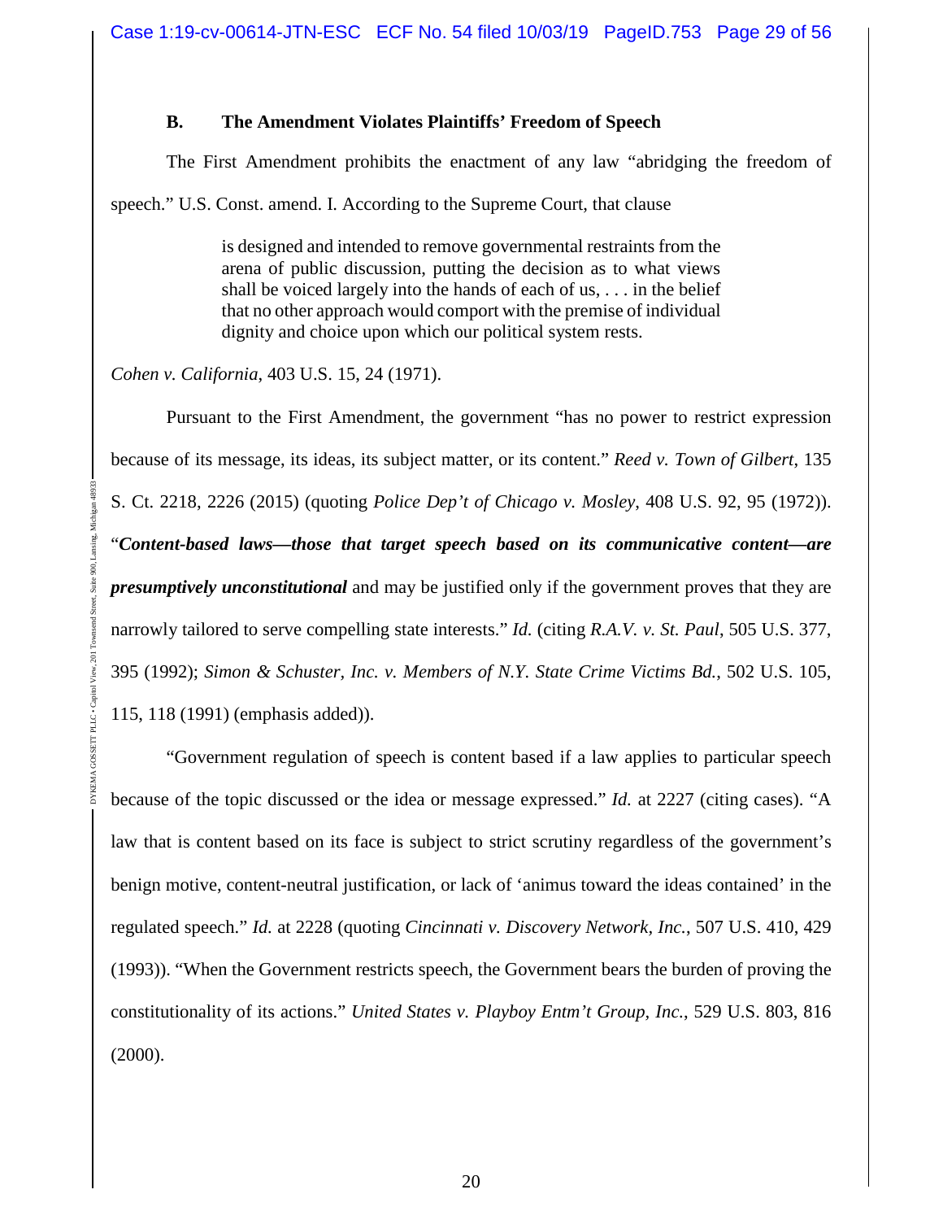### B. The Amendment Violates Plaintiffs' Freedom of Speech

The First Amendment prohibits the enactment of any law "abridging the freedom of speech." U.S. Const. amend. I. According to the Supreme Court, that clause

> is designed and intended to remove governmental restraints from the arena of public discussion, putting the decision as to what views shall be voiced largely into the hands of each of us, . . . in the belief that no other approach would comport with the premise of individual dignity and choice upon which our political system rests.

*Cohen v. California*, 403 U.S. 15, 24 (1971).

Pursuant to the First Amendment, the government "has no power to restrict expression because of its message, its ideas, its subject matter, or its content." *Reed v. Town of Gilbert*, 135 S. Ct. 2218, 2226 (2015) (quoting *Police Dep't of Chicago v. Mosley*, 408 U.S. 92, 95 (1972)). "***Content-based laws—those that target speech based on its communicative content—are presumptively unconstitutional*** and may be justified only if the government proves that they are narrowly tailored to serve compelling state interests." *Id.* (citing *R.A.V. v. St. Paul*, 505 U.S. 377, 395 (1992); *Simon & Schuster, Inc. v. Members of N.Y. State Crime Victims Bd.*, 502 U.S. 105, 115, 118 (1991) (emphasis added)).

"Government regulation of speech is content based if a law applies to particular speech because of the topic discussed or the idea or message expressed." *Id.* at 2227 (citing cases). "A law that is content based on its face is subject to strict scrutiny regardless of the government's benign motive, content-neutral justification, or lack of 'animus toward the ideas contained' in the regulated speech." *Id.* at 2228 (quoting *Cincinnati v. Discovery Network, Inc.*, 507 U.S. 410, 429 (1993)). "When the Government restricts speech, the Government bears the burden of proving the constitutionality of its actions." *United States v. Playboy Entm't Group, Inc.*, 529 U.S. 803, 816 (2000).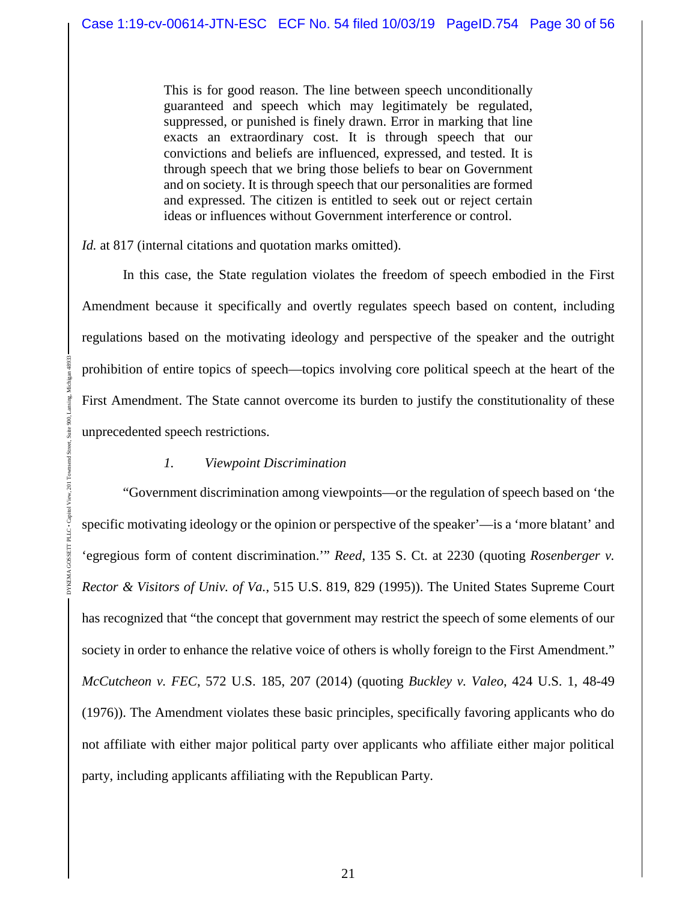> This is for good reason. The line between speech unconditionally guaranteed and speech which may legitimately be regulated, suppressed, or punished is finely drawn. Error in marking that line exacts an extraordinary cost. It is through speech that our convictions and beliefs are influenced, expressed, and tested. It is through speech that we bring those beliefs to bear on Government and on society. It is through speech that our personalities are formed and expressed. The citizen is entitled to seek out or reject certain ideas or influences without Government interference or control.

*Id.* at 817 (internal citations and quotation marks omitted).

In this case, the State regulation violates the freedom of speech embodied in the First Amendment because it specifically and overtly regulates speech based on content, including regulations based on the motivating ideology and perspective of the speaker and the outright prohibition of entire topics of speech—topics involving core political speech at the heart of the First Amendment. The State cannot overcome its burden to justify the constitutionality of these unprecedented speech restrictions.

### *1. Viewpoint Discrimination*

"Government discrimination among viewpoints—or the regulation of speech based on 'the specific motivating ideology or the opinion or perspective of the speaker'—is a 'more blatant' and 'egregious form of content discrimination.'" *Reed*, 135 S. Ct. at 2230 (quoting *Rosenberger v. Rector & Visitors of Univ. of Va.*, 515 U.S. 819, 829 (1995)). The United States Supreme Court has recognized that "the concept that government may restrict the speech of some elements of our society in order to enhance the relative voice of others is wholly foreign to the First Amendment." *McCutcheon v. FEC*, 572 U.S. 185, 207 (2014) (quoting *Buckley v. Valeo*, 424 U.S. 1, 48-49 (1976)). The Amendment violates these basic principles, specifically favoring applicants who do not affiliate with either major political party over applicants who affiliate either major political party, including applicants affiliating with the Republican Party.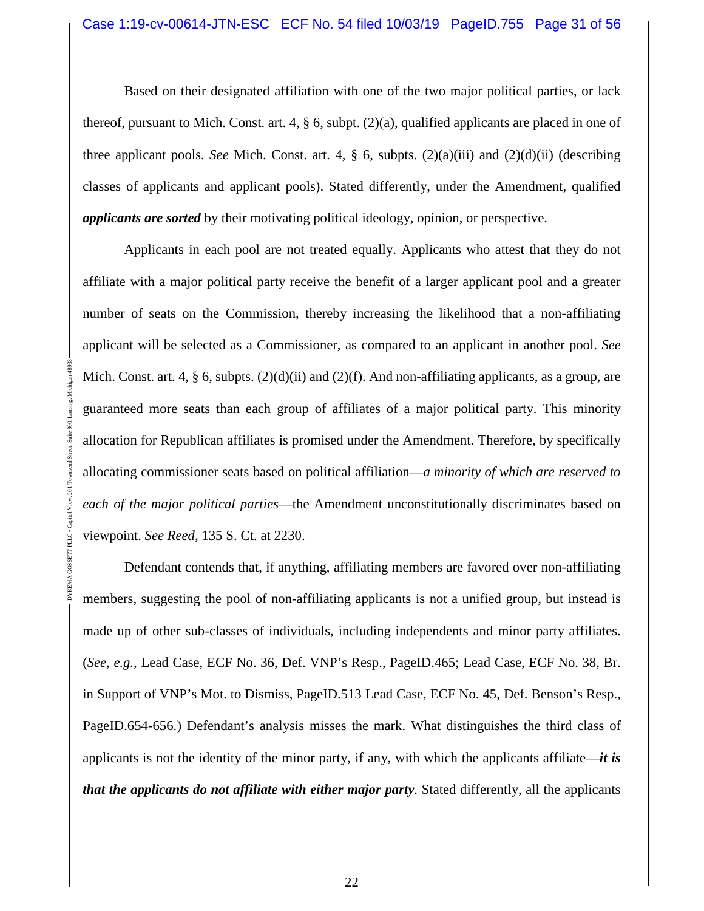Based on their designated affiliation with one of the two major political parties, or lack thereof, pursuant to Mich. Const. art. 4, § 6, subpt. (2)(a), qualified applicants are placed in one of three applicant pools. *See* Mich. Const. art. 4, § 6, subpts. (2)(a)(iii) and (2)(d)(ii) (describing classes of applicants and applicant pools). Stated differently, under the Amendment, qualified ***applicants are sorted*** by their motivating political ideology, opinion, or perspective.

Applicants in each pool are not treated equally. Applicants who attest that they do not affiliate with a major political party receive the benefit of a larger applicant pool and a greater number of seats on the Commission, thereby increasing the likelihood that a non-affiliating applicant will be selected as a Commissioner, as compared to an applicant in another pool. *See* Mich. Const. art. 4, § 6, subpts. (2)(d)(ii) and (2)(f). And non-affiliating applicants, as a group, are guaranteed more seats than each group of affiliates of a major political party. This minority allocation for Republican affiliates is promised under the Amendment. Therefore, by specifically allocating commissioner seats based on political affiliation—*a minority of which are reserved to each of the major political parties*—the Amendment unconstitutionally discriminates based on viewpoint. *See Reed*, 135 S. Ct. at 2230.

Defendant contends that, if anything, affiliating members are favored over non-affiliating members, suggesting the pool of non-affiliating applicants is not a unified group, but instead is made up of other sub-classes of individuals, including independents and minor party affiliates. (*See, e.g.*, Lead Case, ECF No. 36, Def. VNP's Resp., PageID.465; Lead Case, ECF No. 38, Br. in Support of VNP's Mot. to Dismiss, PageID.513 Lead Case, ECF No. 45, Def. Benson's Resp., PageID.654-656.) Defendant's analysis misses the mark. What distinguishes the third class of applicants is not the identity of the minor party, if any, with which the applicants affiliate—***it is that the applicants do not affiliate with either major party***. Stated differently, all the applicants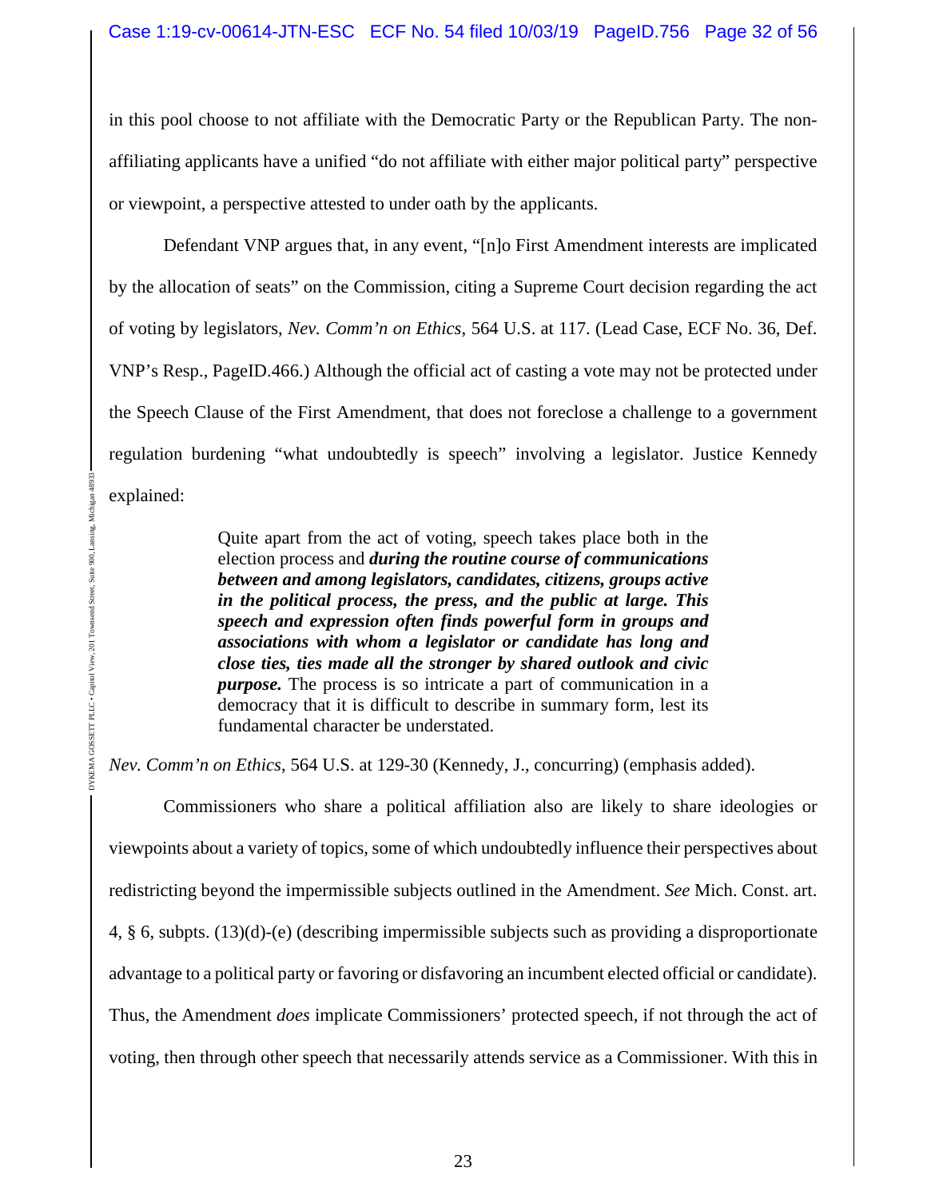in this pool choose to not affiliate with the Democratic Party or the Republican Party. The non-affiliating applicants have a unified "do not affiliate with either major political party" perspective or viewpoint, a perspective attested to under oath by the applicants.

Defendant VNP argues that, in any event, "[n]o First Amendment interests are implicated by the allocation of seats" on the Commission, citing a Supreme Court decision regarding the act of voting by legislators, *Nev. Comm'n on Ethics*, 564 U.S. at 117. (Lead Case, ECF No. 36, Def. VNP's Resp., PageID.466.) Although the official act of casting a vote may not be protected under the Speech Clause of the First Amendment, that does not foreclose a challenge to a government regulation burdening "what undoubtedly is speech" involving a legislator. Justice Kennedy explained:

> Quite apart from the act of voting, speech takes place both in the election process and ***during the routine course of communications between and among legislators, candidates, citizens, groups active in the political process, the press, and the public at large. This speech and expression often finds powerful form in groups and associations with whom a legislator or candidate has long and close ties, ties made all the stronger by shared outlook and civic purpose.*** The process is so intricate a part of communication in a democracy that it is difficult to describe in summary form, lest its fundamental character be understated.

*Nev. Comm'n on Ethics*, 564 U.S. at 129-30 (Kennedy, J., concurring) (emphasis added).

Commissioners who share a political affiliation also are likely to share ideologies or viewpoints about a variety of topics, some of which undoubtedly influence their perspectives about redistricting beyond the impermissible subjects outlined in the Amendment. *See* Mich. Const. art. 4, § 6, subpts. (13)(d)-(e) (describing impermissible subjects such as providing a disproportionate advantage to a political party or favoring or disfavoring an incumbent elected official or candidate). Thus, the Amendment *does* implicate Commissioners' protected speech, if not through the act of voting, then through other speech that necessarily attends service as a Commissioner. With this in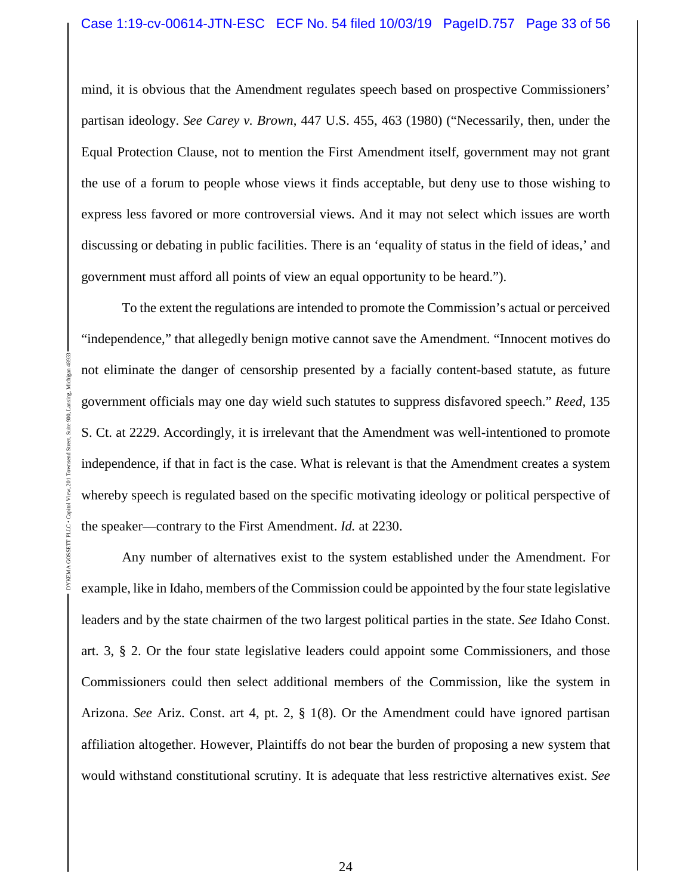mind, it is obvious that the Amendment regulates speech based on prospective Commissioners' partisan ideology. *See Carey v. Brown*, 447 U.S. 455, 463 (1980) ("Necessarily, then, under the Equal Protection Clause, not to mention the First Amendment itself, government may not grant the use of a forum to people whose views it finds acceptable, but deny use to those wishing to express less favored or more controversial views. And it may not select which issues are worth discussing or debating in public facilities. There is an 'equality of status in the field of ideas,' and government must afford all points of view an equal opportunity to be heard.").

To the extent the regulations are intended to promote the Commission's actual or perceived "independence," that allegedly benign motive cannot save the Amendment. "Innocent motives do not eliminate the danger of censorship presented by a facially content-based statute, as future government officials may one day wield such statutes to suppress disfavored speech." *Reed*, 135 S. Ct. at 2229. Accordingly, it is irrelevant that the Amendment was well-intentioned to promote independence, if that in fact is the case. What is relevant is that the Amendment creates a system whereby speech is regulated based on the specific motivating ideology or political perspective of the speaker—contrary to the First Amendment. *Id.* at 2230.

Any number of alternatives exist to the system established under the Amendment. For example, like in Idaho, members of the Commission could be appointed by the four state legislative leaders and by the state chairmen of the two largest political parties in the state. *See* Idaho Const. art. 3, § 2. Or the four state legislative leaders could appoint some Commissioners, and those Commissioners could then select additional members of the Commission, like the system in Arizona. *See* Ariz. Const. art 4, pt. 2, § 1(8). Or the Amendment could have ignored partisan affiliation altogether. However, Plaintiffs do not bear the burden of proposing a new system that would withstand constitutional scrutiny. It is adequate that less restrictive alternatives exist. *See*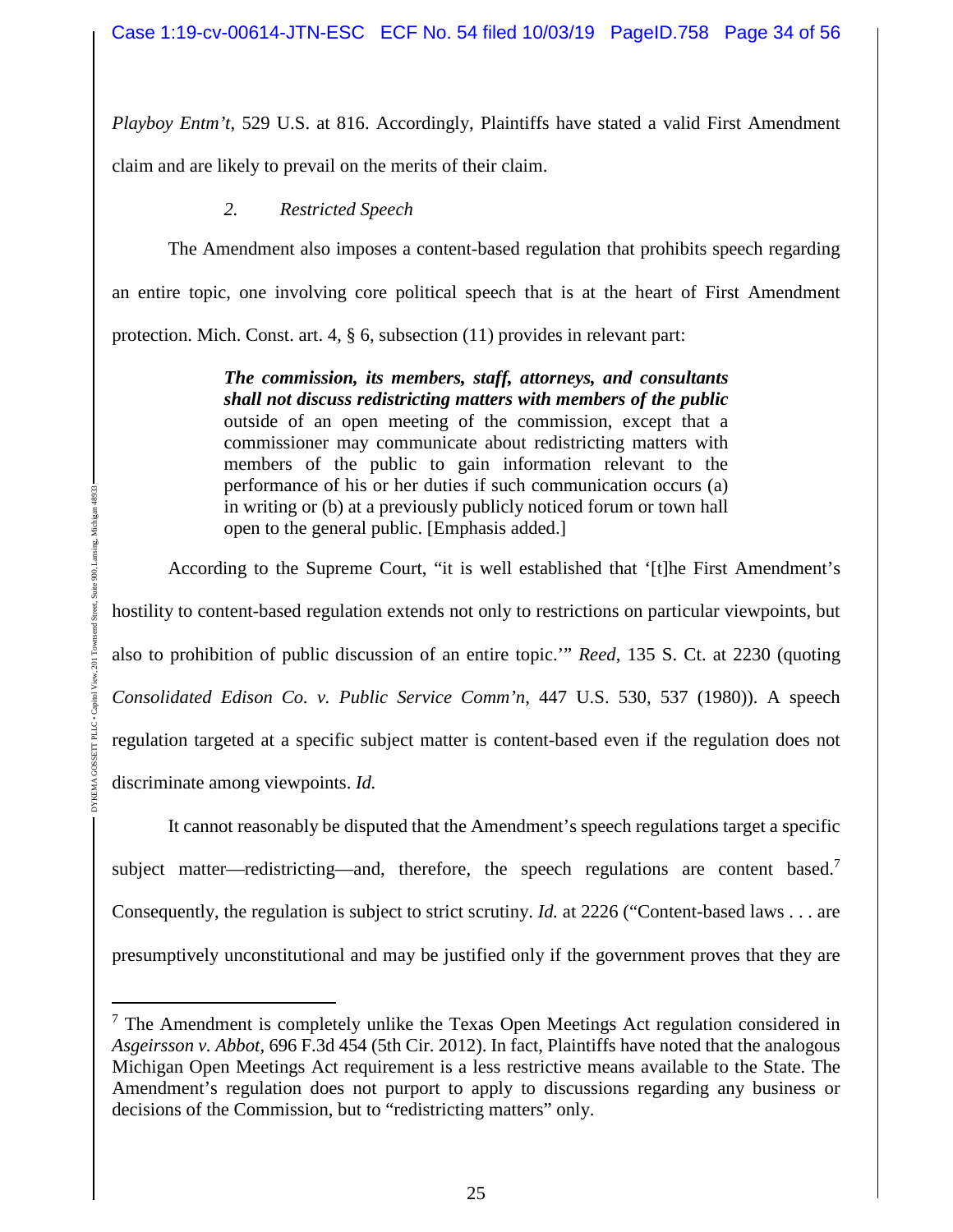*Playboy Entm't*, 529 U.S. at 816. Accordingly, Plaintiffs have stated a valid First Amendment claim and are likely to prevail on the merits of their claim.

*2. Restricted Speech*

The Amendment also imposes a content-based regulation that prohibits speech regarding an entire topic, one involving core political speech that is at the heart of First Amendment protection. Mich. Const. art. 4, § 6, subsection (11) provides in relevant part:

> ***The commission, its members, staff, attorneys, and consultants shall not discuss redistricting matters with members of the public*** outside of an open meeting of the commission, except that a commissioner may communicate about redistricting matters with members of the public to gain information relevant to the performance of his or her duties if such communication occurs (a) in writing or (b) at a previously publicly noticed forum or town hall open to the general public. [Emphasis added.]

According to the Supreme Court, "it is well established that '[t]he First Amendment's hostility to content-based regulation extends not only to restrictions on particular viewpoints, but also to prohibition of public discussion of an entire topic.'" *Reed*, 135 S. Ct. at 2230 (quoting *Consolidated Edison Co. v. Public Service Comm'n*, 447 U.S. 530, 537 (1980)). A speech regulation targeted at a specific subject matter is content-based even if the regulation does not discriminate among viewpoints. *Id.*

It cannot reasonably be disputed that the Amendment's speech regulations target a specific subject matter—redistricting—and, therefore, the speech regulations are content based.[7] Consequently, the regulation is subject to strict scrutiny. *Id.* at 2226 ("Content-based laws . . . are presumptively unconstitutional and may be justified only if the government proves that they are

---

[7] The Amendment is completely unlike the Texas Open Meetings Act regulation considered in *Asgeirsson v. Abbot*, 696 F.3d 454 (5th Cir. 2012). In fact, Plaintiffs have noted that the analogous Michigan Open Meetings Act requirement is a less restrictive means available to the State. The Amendment's regulation does not purport to apply to discussions regarding any business or decisions of the Commission, but to "redistricting matters" only.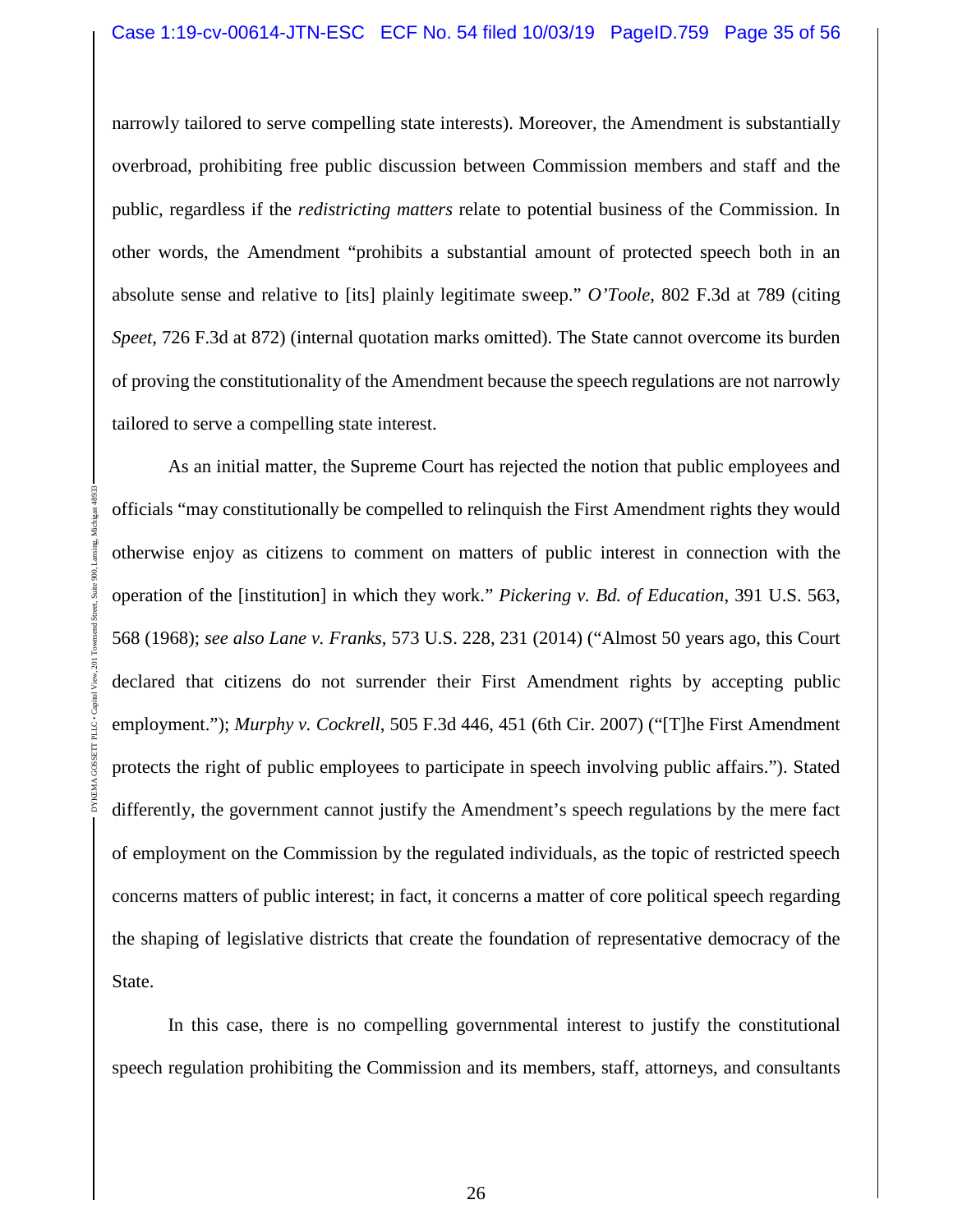narrowly tailored to serve compelling state interests). Moreover, the Amendment is substantially overbroad, prohibiting free public discussion between Commission members and staff and the public, regardless if the *redistricting matters* relate to potential business of the Commission. In other words, the Amendment "prohibits a substantial amount of protected speech both in an absolute sense and relative to [its] plainly legitimate sweep." *O'Toole*, 802 F.3d at 789 (citing *Speet*, 726 F.3d at 872) (internal quotation marks omitted). The State cannot overcome its burden of proving the constitutionality of the Amendment because the speech regulations are not narrowly tailored to serve a compelling state interest.

As an initial matter, the Supreme Court has rejected the notion that public employees and officials "may constitutionally be compelled to relinquish the First Amendment rights they would otherwise enjoy as citizens to comment on matters of public interest in connection with the operation of the [institution] in which they work." *Pickering v. Bd. of Education*, 391 U.S. 563, 568 (1968); *see also Lane v. Franks*, 573 U.S. 228, 231 (2014) ("Almost 50 years ago, this Court declared that citizens do not surrender their First Amendment rights by accepting public employment."); *Murphy v. Cockrell*, 505 F.3d 446, 451 (6th Cir. 2007) ("[T]he First Amendment protects the right of public employees to participate in speech involving public affairs."). Stated differently, the government cannot justify the Amendment's speech regulations by the mere fact of employment on the Commission by the regulated individuals, as the topic of restricted speech concerns matters of public interest; in fact, it concerns a matter of core political speech regarding the shaping of legislative districts that create the foundation of representative democracy of the State.

In this case, there is no compelling governmental interest to justify the constitutional speech regulation prohibiting the Commission and its members, staff, attorneys, and consultants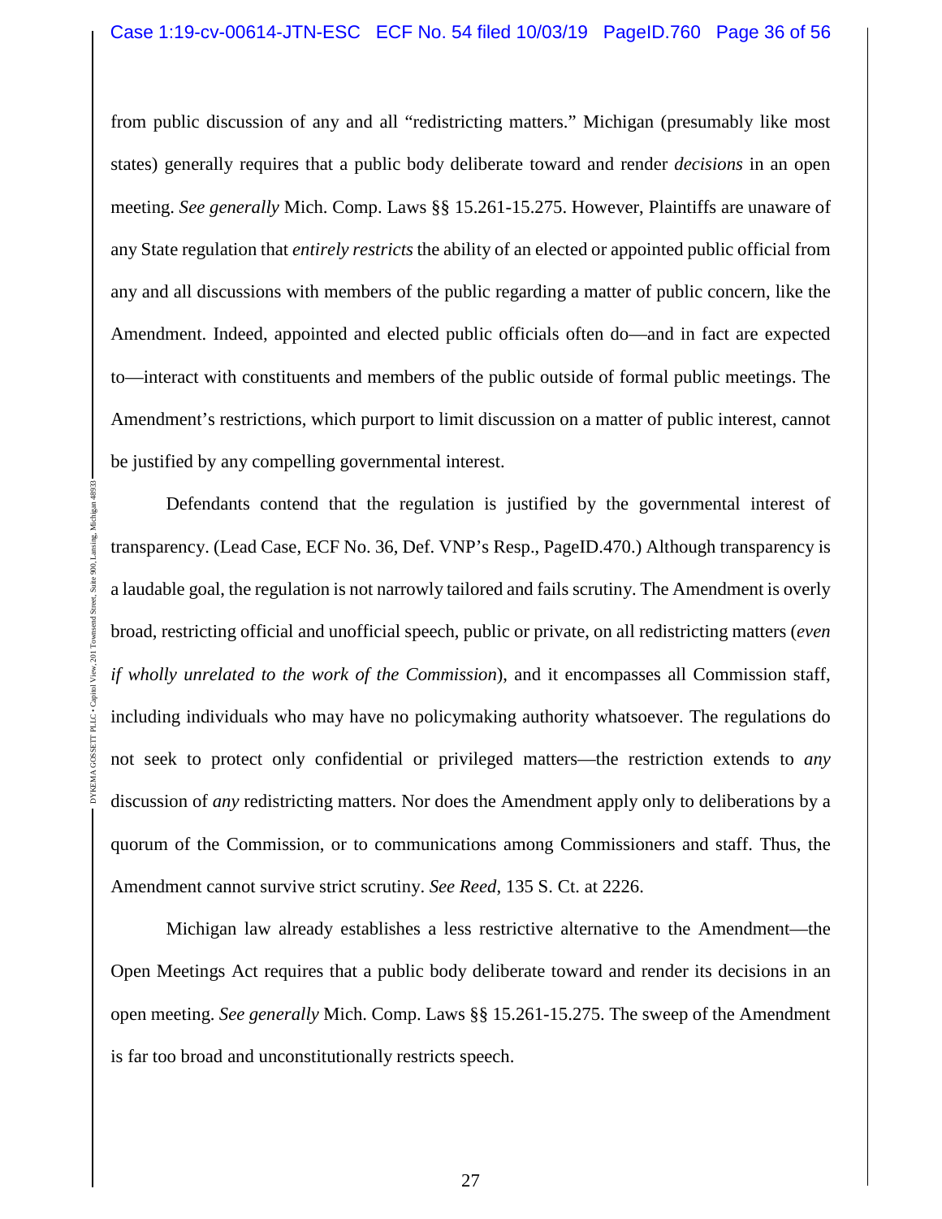from public discussion of any and all "redistricting matters." Michigan (presumably like most states) generally requires that a public body deliberate toward and render *decisions* in an open meeting. *See generally* Mich. Comp. Laws §§ 15.261-15.275. However, Plaintiffs are unaware of any State regulation that *entirely restricts* the ability of an elected or appointed public official from any and all discussions with members of the public regarding a matter of public concern, like the Amendment. Indeed, appointed and elected public officials often do—and in fact are expected to—interact with constituents and members of the public outside of formal public meetings. The Amendment's restrictions, which purport to limit discussion on a matter of public interest, cannot be justified by any compelling governmental interest.

Defendants contend that the regulation is justified by the governmental interest of transparency. (Lead Case, ECF No. 36, Def. VNP's Resp., PageID.470.) Although transparency is a laudable goal, the regulation is not narrowly tailored and fails scrutiny. The Amendment is overly broad, restricting official and unofficial speech, public or private, on all redistricting matters (*even if wholly unrelated to the work of the Commission*), and it encompasses all Commission staff, including individuals who may have no policymaking authority whatsoever. The regulations do not seek to protect only confidential or privileged matters—the restriction extends to *any* discussion of *any* redistricting matters. Nor does the Amendment apply only to deliberations by a quorum of the Commission, or to communications among Commissioners and staff. Thus, the Amendment cannot survive strict scrutiny. *See Reed*, 135 S. Ct. at 2226.

Michigan law already establishes a less restrictive alternative to the Amendment—the Open Meetings Act requires that a public body deliberate toward and render its decisions in an open meeting. *See generally* Mich. Comp. Laws §§ 15.261-15.275. The sweep of the Amendment is far too broad and unconstitutionally restricts speech.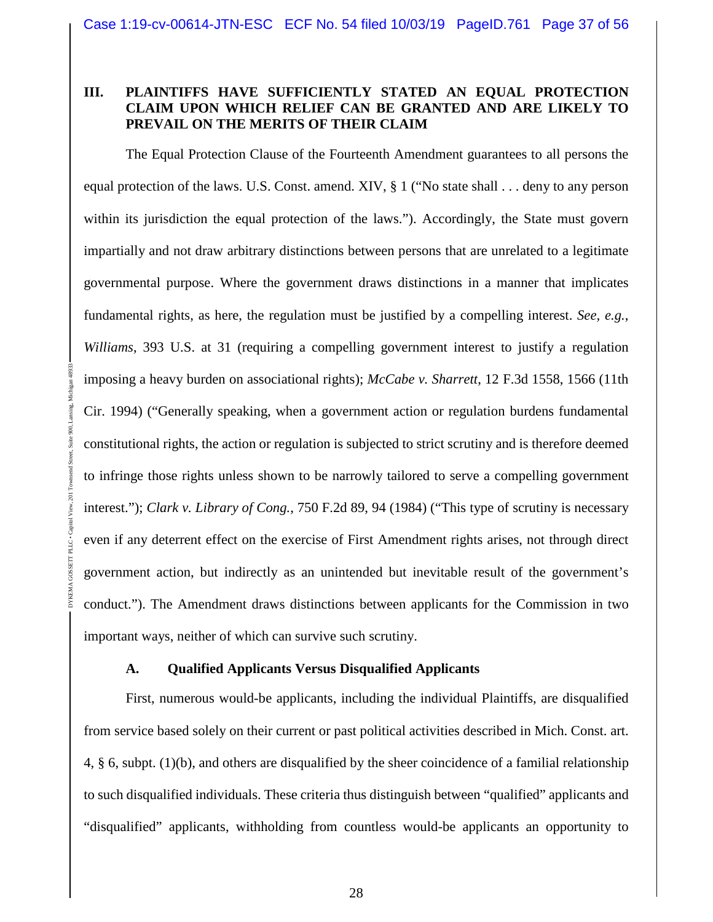## III. PLAINTIFFS HAVE SUFFICIENTLY STATED AN EQUAL PROTECTION CLAIM UPON WHICH RELIEF CAN BE GRANTED AND ARE LIKELY TO PREVAIL ON THE MERITS OF THEIR CLAIM

The Equal Protection Clause of the Fourteenth Amendment guarantees to all persons the equal protection of the laws. U.S. Const. amend. XIV, § 1 ("No state shall . . . deny to any person within its jurisdiction the equal protection of the laws."). Accordingly, the State must govern impartially and not draw arbitrary distinctions between persons that are unrelated to a legitimate governmental purpose. Where the government draws distinctions in a manner that implicates fundamental rights, as here, the regulation must be justified by a compelling interest. *See, e.g.*, *Williams*, 393 U.S. at 31 (requiring a compelling government interest to justify a regulation imposing a heavy burden on associational rights); *McCabe v. Sharrett*, 12 F.3d 1558, 1566 (11th Cir. 1994) ("Generally speaking, when a government action or regulation burdens fundamental constitutional rights, the action or regulation is subjected to strict scrutiny and is therefore deemed to infringe those rights unless shown to be narrowly tailored to serve a compelling government interest."); *Clark v. Library of Cong.*, 750 F.2d 89, 94 (1984) ("This type of scrutiny is necessary even if any deterrent effect on the exercise of First Amendment rights arises, not through direct government action, but indirectly as an unintended but inevitable result of the government's conduct."). The Amendment draws distinctions between applicants for the Commission in two important ways, neither of which can survive such scrutiny.

### A. Qualified Applicants Versus Disqualified Applicants

First, numerous would-be applicants, including the individual Plaintiffs, are disqualified from service based solely on their current or past political activities described in Mich. Const. art. 4, § 6, subpt. (1)(b), and others are disqualified by the sheer coincidence of a familial relationship to such disqualified individuals. These criteria thus distinguish between "qualified" applicants and "disqualified" applicants, withholding from countless would-be applicants an opportunity to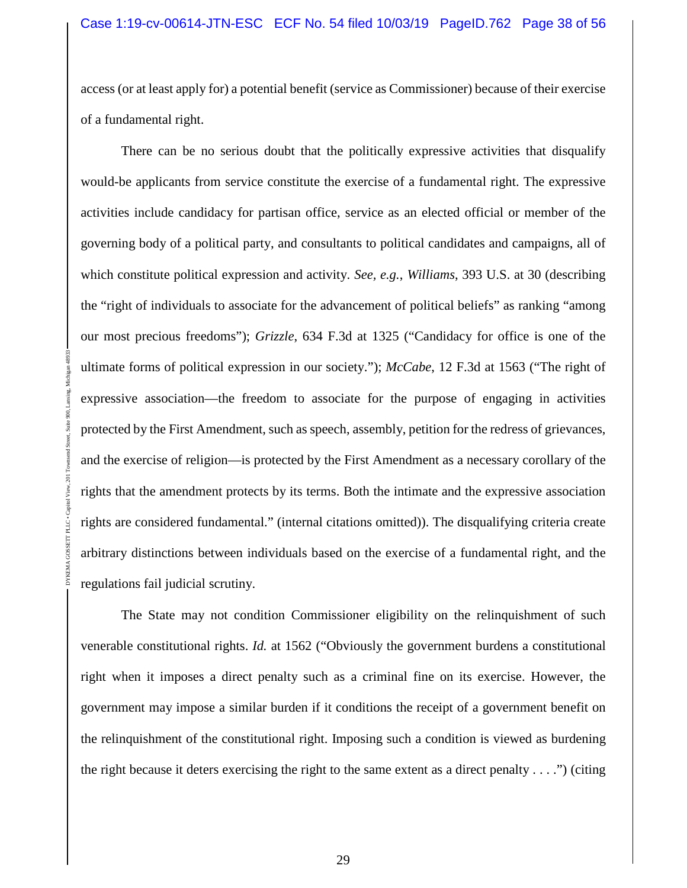access (or at least apply for) a potential benefit (service as Commissioner) because of their exercise of a fundamental right.

There can be no serious doubt that the politically expressive activities that disqualify would-be applicants from service constitute the exercise of a fundamental right. The expressive activities include candidacy for partisan office, service as an elected official or member of the governing body of a political party, and consultants to political candidates and campaigns, all of which constitute political expression and activity. *See, e.g.*, *Williams*, 393 U.S. at 30 (describing the "right of individuals to associate for the advancement of political beliefs" as ranking "among our most precious freedoms"); *Grizzle*, 634 F.3d at 1325 ("Candidacy for office is one of the ultimate forms of political expression in our society."); *McCabe*, 12 F.3d at 1563 ("The right of expressive association—the freedom to associate for the purpose of engaging in activities protected by the First Amendment, such as speech, assembly, petition for the redress of grievances, and the exercise of religion—is protected by the First Amendment as a necessary corollary of the rights that the amendment protects by its terms. Both the intimate and the expressive association rights are considered fundamental." (internal citations omitted)). The disqualifying criteria create arbitrary distinctions between individuals based on the exercise of a fundamental right, and the regulations fail judicial scrutiny.

The State may not condition Commissioner eligibility on the relinquishment of such venerable constitutional rights. *Id.* at 1562 ("Obviously the government burdens a constitutional right when it imposes a direct penalty such as a criminal fine on its exercise. However, the government may impose a similar burden if it conditions the receipt of a government benefit on the relinquishment of the constitutional right. Imposing such a condition is viewed as burdening the right because it deters exercising the right to the same extent as a direct penalty . . . .") (citing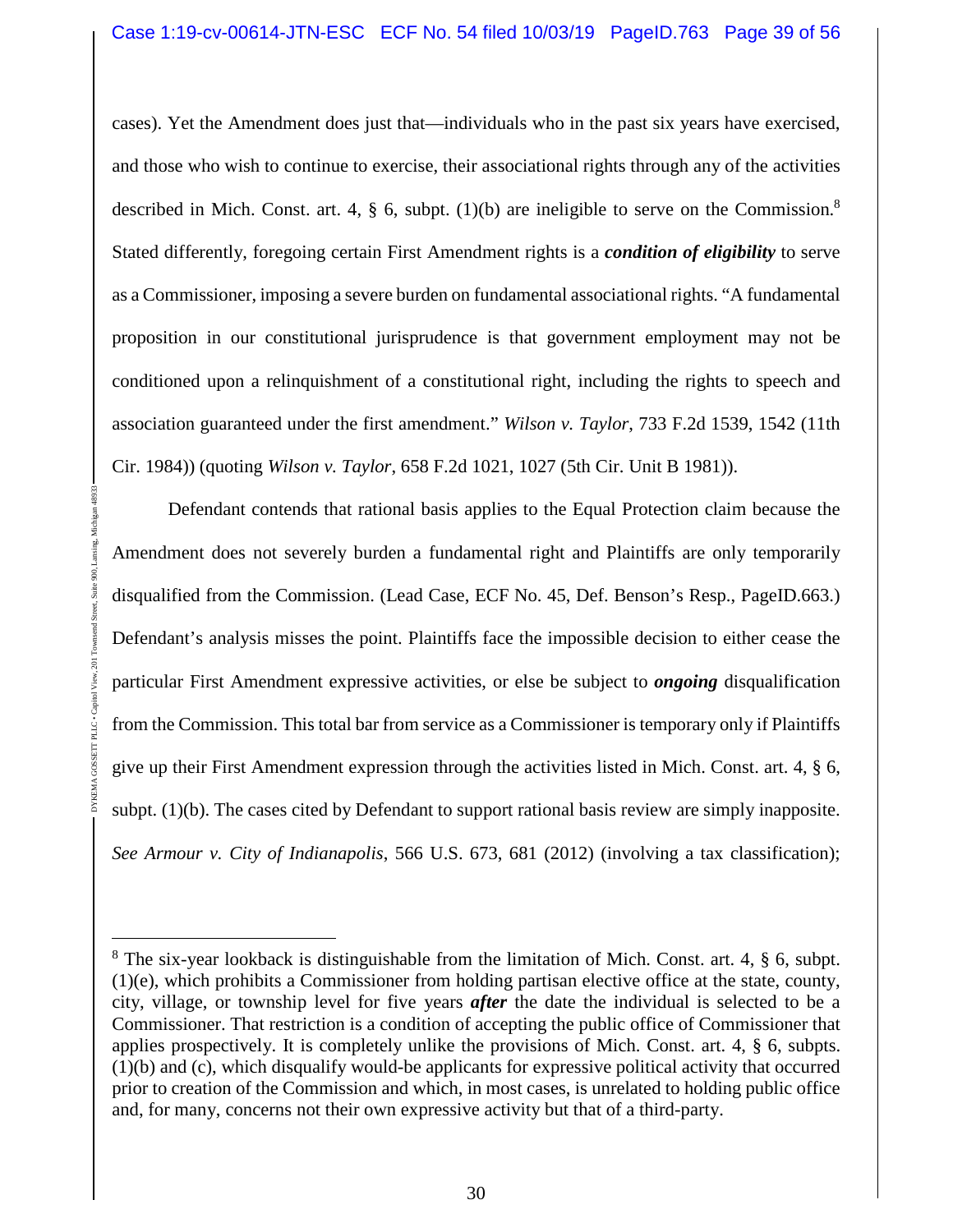cases). Yet the Amendment does just that—individuals who in the past six years have exercised, and those who wish to continue to exercise, their associational rights through any of the activities described in Mich. Const. art. 4, § 6, subpt. (1)(b) are ineligible to serve on the Commission.[8] Stated differently, foregoing certain First Amendment rights is a ***condition of eligibility*** to serve as a Commissioner, imposing a severe burden on fundamental associational rights. "A fundamental proposition in our constitutional jurisprudence is that government employment may not be conditioned upon a relinquishment of a constitutional right, including the rights to speech and association guaranteed under the first amendment." *Wilson v. Taylor*, 733 F.2d 1539, 1542 (11th Cir. 1984)) (quoting *Wilson v. Taylor*, 658 F.2d 1021, 1027 (5th Cir. Unit B 1981)).

Defendant contends that rational basis applies to the Equal Protection claim because the Amendment does not severely burden a fundamental right and Plaintiffs are only temporarily disqualified from the Commission. (Lead Case, ECF No. 45, Def. Benson's Resp., PageID.663.) Defendant's analysis misses the point. Plaintiffs face the impossible decision to either cease the particular First Amendment expressive activities, or else be subject to ***ongoing*** disqualification from the Commission. This total bar from service as a Commissioner is temporary only if Plaintiffs give up their First Amendment expression through the activities listed in Mich. Const. art. 4, § 6, subpt. (1)(b). The cases cited by Defendant to support rational basis review are simply inapposite. *See Armour v. City of Indianapolis*, 566 U.S. 673, 681 (2012) (involving a tax classification);

[8] The six-year lookback is distinguishable from the limitation of Mich. Const. art. 4, § 6, subpt. (1)(e), which prohibits a Commissioner from holding partisan elective office at the state, county, city, village, or township level for five years ***after*** the date the individual is selected to be a Commissioner. That restriction is a condition of accepting the public office of Commissioner that applies prospectively. It is completely unlike the provisions of Mich. Const. art. 4, § 6, subpts. (1)(b) and (c), which disqualify would-be applicants for expressive political activity that occurred prior to creation of the Commission and which, in most cases, is unrelated to holding public office and, for many, concerns not their own expressive activity but that of a third-party.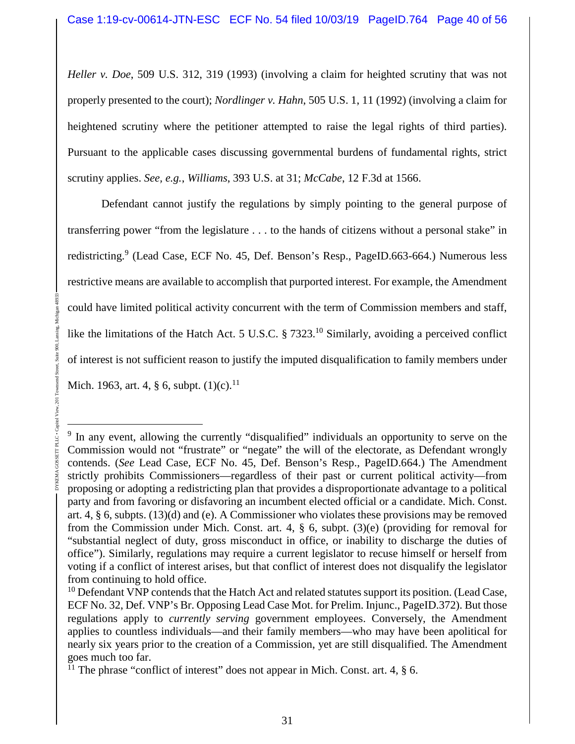*Heller v. Doe*, 509 U.S. 312, 319 (1993) (involving a claim for heighted scrutiny that was not properly presented to the court); *Nordlinger v. Hahn*, 505 U.S. 1, 11 (1992) (involving a claim for heightened scrutiny where the petitioner attempted to raise the legal rights of third parties). Pursuant to the applicable cases discussing governmental burdens of fundamental rights, strict scrutiny applies. *See, e.g.*, *Williams*, 393 U.S. at 31; *McCabe*, 12 F.3d at 1566.

Defendant cannot justify the regulations by simply pointing to the general purpose of transferring power "from the legislature . . . to the hands of citizens without a personal stake" in redistricting.[9] (Lead Case, ECF No. 45, Def. Benson's Resp., PageID.663-664.) Numerous less restrictive means are available to accomplish that purported interest. For example, the Amendment could have limited political activity concurrent with the term of Commission members and staff, like the limitations of the Hatch Act. 5 U.S.C. § 7323.[10] Similarly, avoiding a perceived conflict of interest is not sufficient reason to justify the imputed disqualification to family members under Mich. 1963, art. 4, § 6, subpt. (1)(c).[11]

---

[9] In any event, allowing the currently "disqualified" individuals an opportunity to serve on the Commission would not "frustrate" or "negate" the will of the electorate, as Defendant wrongly contends. (*See* Lead Case, ECF No. 45, Def. Benson's Resp., PageID.664.) The Amendment strictly prohibits Commissioners—regardless of their past or current political activity—from proposing or adopting a redistricting plan that provides a disproportionate advantage to a political party and from favoring or disfavoring an incumbent elected official or a candidate. Mich. Const. art. 4, § 6, subpts. (13)(d) and (e). A Commissioner who violates these provisions may be removed from the Commission under Mich. Const. art. 4, § 6, subpt. (3)(e) (providing for removal for "substantial neglect of duty, gross misconduct in office, or inability to discharge the duties of office"). Similarly, regulations may require a current legislator to recuse himself or herself from voting if a conflict of interest arises, but that conflict of interest does not disqualify the legislator from continuing to hold office.

[10] Defendant VNP contends that the Hatch Act and related statutes support its position. (Lead Case, ECF No. 32, Def. VNP's Br. Opposing Lead Case Mot. for Prelim. Injunc., PageID.372). But those regulations apply to *currently serving* government employees. Conversely, the Amendment applies to countless individuals—and their family members—who may have been apolitical for nearly six years prior to the creation of a Commission, yet are still disqualified. The Amendment goes much too far.

[11] The phrase "conflict of interest" does not appear in Mich. Const. art. 4, § 6.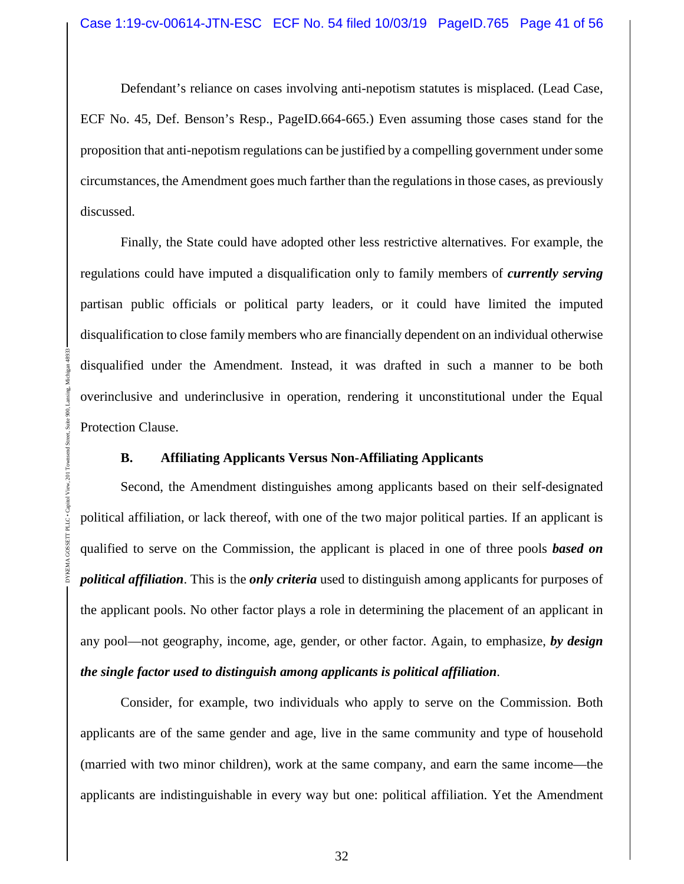Defendant's reliance on cases involving anti-nepotism statutes is misplaced. (Lead Case, ECF No. 45, Def. Benson's Resp., PageID.664-665.) Even assuming those cases stand for the proposition that anti-nepotism regulations can be justified by a compelling government under some circumstances, the Amendment goes much farther than the regulations in those cases, as previously discussed.

Finally, the State could have adopted other less restrictive alternatives. For example, the regulations could have imputed a disqualification only to family members of ***currently serving*** partisan public officials or political party leaders, or it could have limited the imputed disqualification to close family members who are financially dependent on an individual otherwise disqualified under the Amendment. Instead, it was drafted in such a manner to be both overinclusive and underinclusive in operation, rendering it unconstitutional under the Equal Protection Clause.

### B. Affiliating Applicants Versus Non-Affiliating Applicants

Second, the Amendment distinguishes among applicants based on their self-designated political affiliation, or lack thereof, with one of the two major political parties. If an applicant is qualified to serve on the Commission, the applicant is placed in one of three pools ***based on political affiliation***. This is the ***only criteria*** used to distinguish among applicants for purposes of the applicant pools. No other factor plays a role in determining the placement of an applicant in any pool—not geography, income, age, gender, or other factor. Again, to emphasize, ***by design the single factor used to distinguish among applicants is political affiliation***.

Consider, for example, two individuals who apply to serve on the Commission. Both applicants are of the same gender and age, live in the same community and type of household (married with two minor children), work at the same company, and earn the same income—the applicants are indistinguishable in every way but one: political affiliation. Yet the Amendment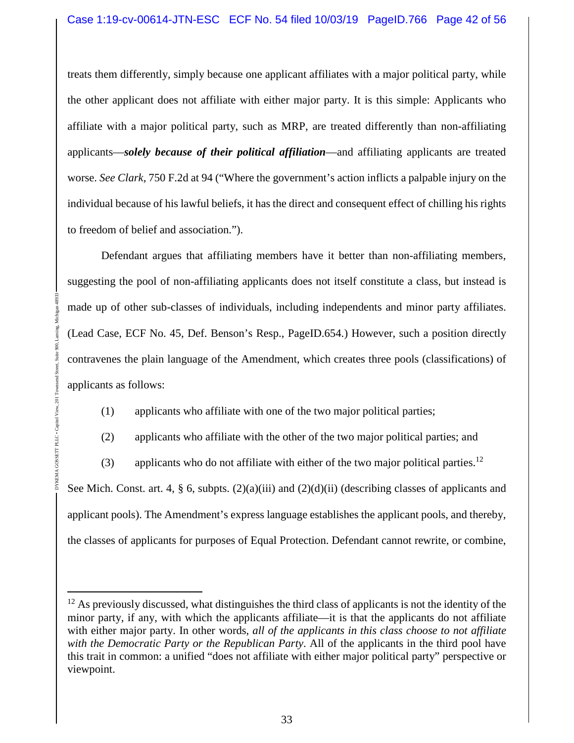treats them differently, simply because one applicant affiliates with a major political party, while the other applicant does not affiliate with either major party. It is this simple: Applicants who affiliate with a major political party, such as MRP, are treated differently than non-affiliating applicants—***solely because of their political affiliation***—and affiliating applicants are treated worse. *See Clark*, 750 F.2d at 94 ("Where the government's action inflicts a palpable injury on the individual because of his lawful beliefs, it has the direct and consequent effect of chilling his rights to freedom of belief and association.").

Defendant argues that affiliating members have it better than non-affiliating members, suggesting the pool of non-affiliating applicants does not itself constitute a class, but instead is made up of other sub-classes of individuals, including independents and minor party affiliates. (Lead Case, ECF No. 45, Def. Benson's Resp., PageID.654.) However, such a position directly contravenes the plain language of the Amendment, which creates three pools (classifications) of applicants as follows:

(1) applicants who affiliate with one of the two major political parties;

(2) applicants who affiliate with the other of the two major political parties; and

(3) applicants who do not affiliate with either of the two major political parties.[12]

See Mich. Const. art. 4, § 6, subpts. (2)(a)(iii) and (2)(d)(ii) (describing classes of applicants and applicant pools). The Amendment's express language establishes the applicant pools, and thereby, the classes of applicants for purposes of Equal Protection. Defendant cannot rewrite, or combine,

[12] As previously discussed, what distinguishes the third class of applicants is not the identity of the minor party, if any, with which the applicants affiliate—it is that the applicants do not affiliate with either major party. In other words, *all of the applicants in this class choose to not affiliate with the Democratic Party or the Republican Party*. All of the applicants in the third pool have this trait in common: a unified "does not affiliate with either major political party" perspective or viewpoint.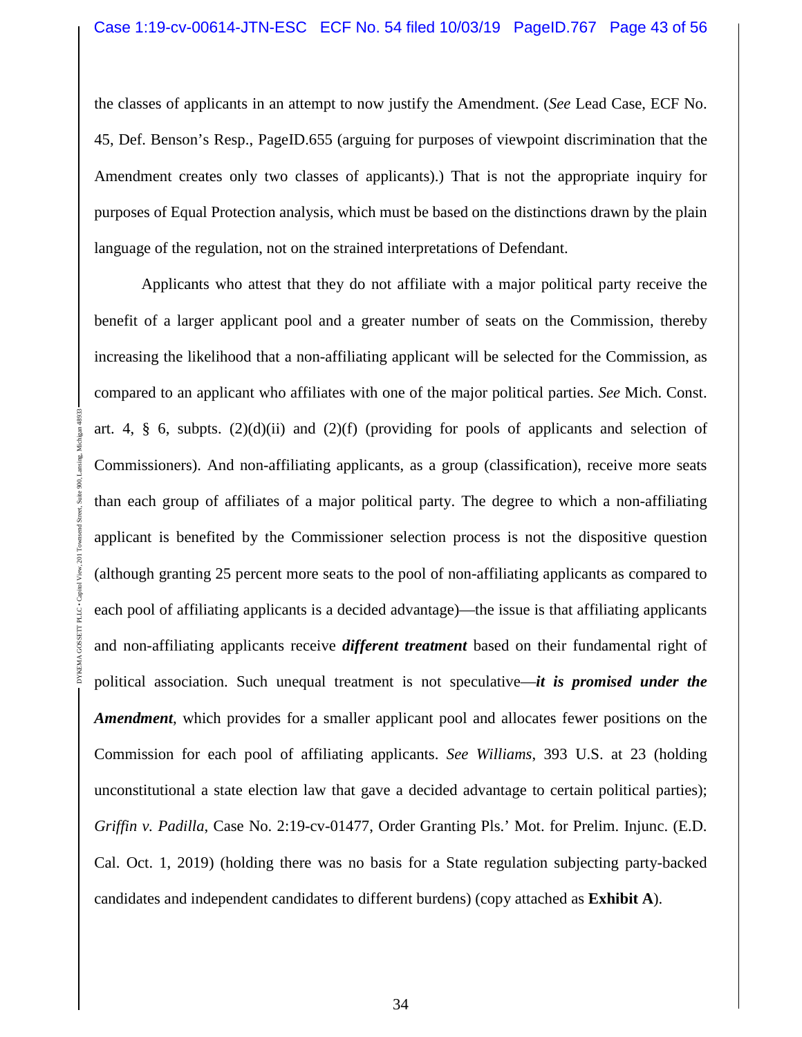the classes of applicants in an attempt to now justify the Amendment. (*See* Lead Case, ECF No. 45, Def. Benson's Resp., PageID.655 (arguing for purposes of viewpoint discrimination that the Amendment creates only two classes of applicants).) That is not the appropriate inquiry for purposes of Equal Protection analysis, which must be based on the distinctions drawn by the plain language of the regulation, not on the strained interpretations of Defendant.

Applicants who attest that they do not affiliate with a major political party receive the benefit of a larger applicant pool and a greater number of seats on the Commission, thereby increasing the likelihood that a non-affiliating applicant will be selected for the Commission, as compared to an applicant who affiliates with one of the major political parties. *See* Mich. Const. art. 4, § 6, subpts. (2)(d)(ii) and (2)(f) (providing for pools of applicants and selection of Commissioners). And non-affiliating applicants, as a group (classification), receive more seats than each group of affiliates of a major political party. The degree to which a non-affiliating applicant is benefited by the Commissioner selection process is not the dispositive question (although granting 25 percent more seats to the pool of non-affiliating applicants as compared to each pool of affiliating applicants is a decided advantage)—the issue is that affiliating applicants and non-affiliating applicants receive ***different treatment*** based on their fundamental right of political association. Such unequal treatment is not speculative—***it is promised under the Amendment***, which provides for a smaller applicant pool and allocates fewer positions on the Commission for each pool of affiliating applicants. *See Williams*, 393 U.S. at 23 (holding unconstitutional a state election law that gave a decided advantage to certain political parties); *Griffin v. Padilla*, Case No. 2:19-cv-01477, Order Granting Pls.' Mot. for Prelim. Injunc. (E.D. Cal. Oct. 1, 2019) (holding there was no basis for a State regulation subjecting party-backed candidates and independent candidates to different burdens) (copy attached as **Exhibit A**).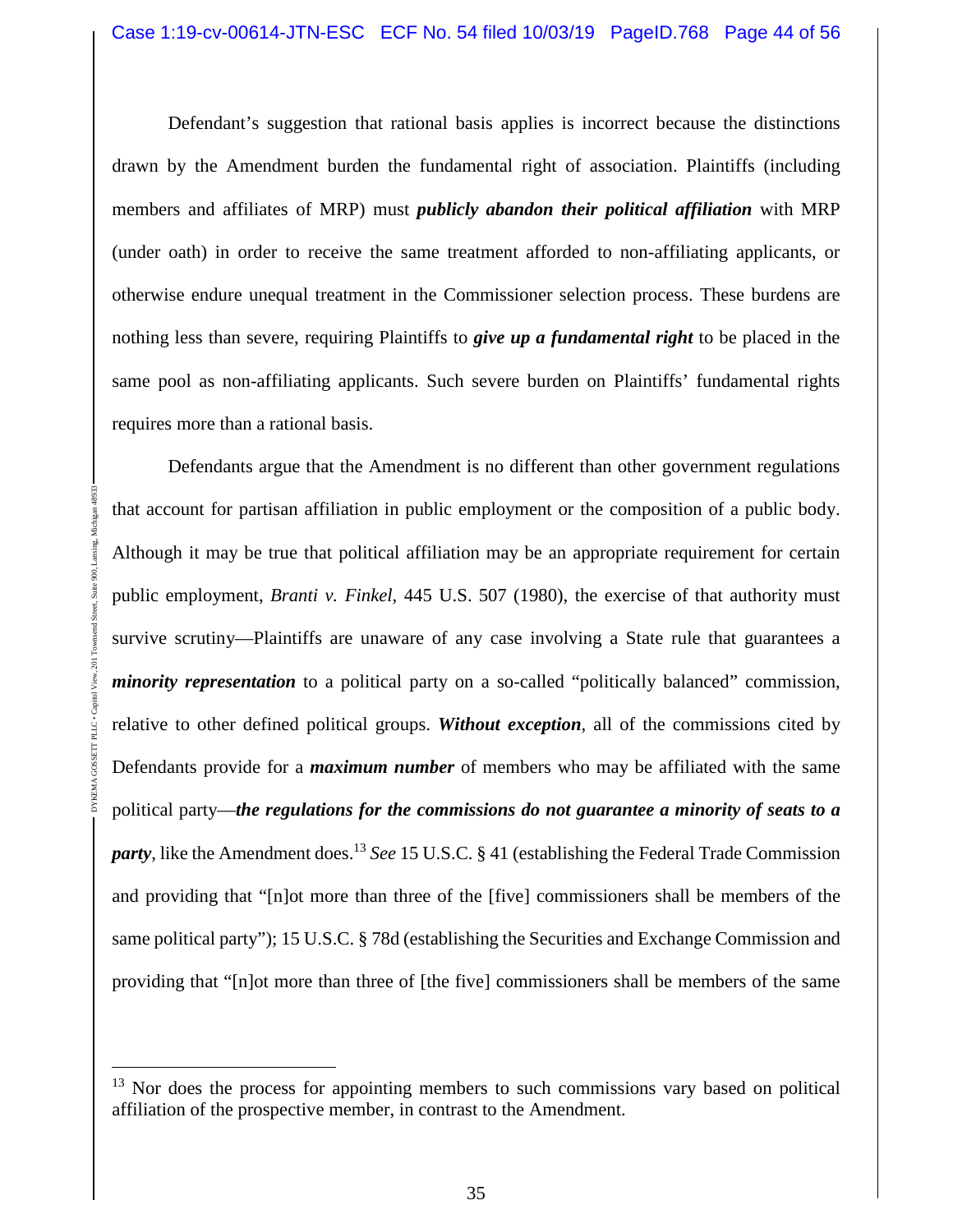Defendant's suggestion that rational basis applies is incorrect because the distinctions drawn by the Amendment burden the fundamental right of association. Plaintiffs (including members and affiliates of MRP) must ***publicly abandon their political affiliation*** with MRP (under oath) in order to receive the same treatment afforded to non-affiliating applicants, or otherwise endure unequal treatment in the Commissioner selection process. These burdens are nothing less than severe, requiring Plaintiffs to ***give up a fundamental right*** to be placed in the same pool as non-affiliating applicants. Such severe burden on Plaintiffs' fundamental rights requires more than a rational basis.

Defendants argue that the Amendment is no different than other government regulations that account for partisan affiliation in public employment or the composition of a public body. Although it may be true that political affiliation may be an appropriate requirement for certain public employment, *Branti v. Finkel*, 445 U.S. 507 (1980), the exercise of that authority must survive scrutiny—Plaintiffs are unaware of any case involving a State rule that guarantees a ***minority representation*** to a political party on a so-called "politically balanced" commission, relative to other defined political groups. ***Without exception***, all of the commissions cited by Defendants provide for a ***maximum number*** of members who may be affiliated with the same political party—***the regulations for the commissions do not guarantee a minority of seats to a party***, like the Amendment does.[13] *See* 15 U.S.C. § 41 (establishing the Federal Trade Commission and providing that "[n]ot more than three of the [five] commissioners shall be members of the same political party"); 15 U.S.C. § 78d (establishing the Securities and Exchange Commission and providing that "[n]ot more than three of [the five] commissioners shall be members of the same

[13] Nor does the process for appointing members to such commissions vary based on political affiliation of the prospective member, in contrast to the Amendment.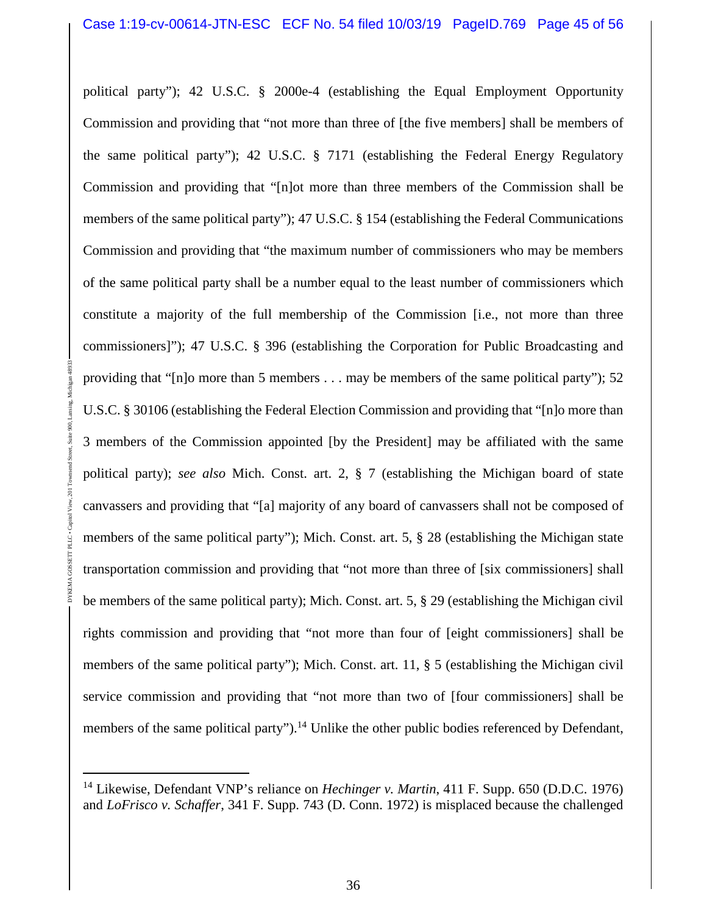political party"); 42 U.S.C. § 2000e-4 (establishing the Equal Employment Opportunity Commission and providing that "not more than three of [the five members] shall be members of the same political party"); 42 U.S.C. § 7171 (establishing the Federal Energy Regulatory Commission and providing that "[n]ot more than three members of the Commission shall be members of the same political party"); 47 U.S.C. § 154 (establishing the Federal Communications Commission and providing that "the maximum number of commissioners who may be members of the same political party shall be a number equal to the least number of commissioners which constitute a majority of the full membership of the Commission [i.e., not more than three commissioners]"); 47 U.S.C. § 396 (establishing the Corporation for Public Broadcasting and providing that "[n]o more than 5 members . . . may be members of the same political party"); 52 U.S.C. § 30106 (establishing the Federal Election Commission and providing that "[n]o more than 3 members of the Commission appointed [by the President] may be affiliated with the same political party); *see also* Mich. Const. art. 2, § 7 (establishing the Michigan board of state canvassers and providing that "[a] majority of any board of canvassers shall not be composed of members of the same political party"); Mich. Const. art. 5, § 28 (establishing the Michigan state transportation commission and providing that "not more than three of [six commissioners] shall be members of the same political party); Mich. Const. art. 5, § 29 (establishing the Michigan civil rights commission and providing that "not more than four of [eight commissioners] shall be members of the same political party"); Mich. Const. art. 11, § 5 (establishing the Michigan civil service commission and providing that "not more than two of [four commissioners] shall be members of the same political party").[14] Unlike the other public bodies referenced by Defendant,

[14] Likewise, Defendant VNP's reliance on *Hechinger v. Martin*, 411 F. Supp. 650 (D.D.C. 1976) and *LoFrisco v. Schaffer*, 341 F. Supp. 743 (D. Conn. 1972) is misplaced because the challenged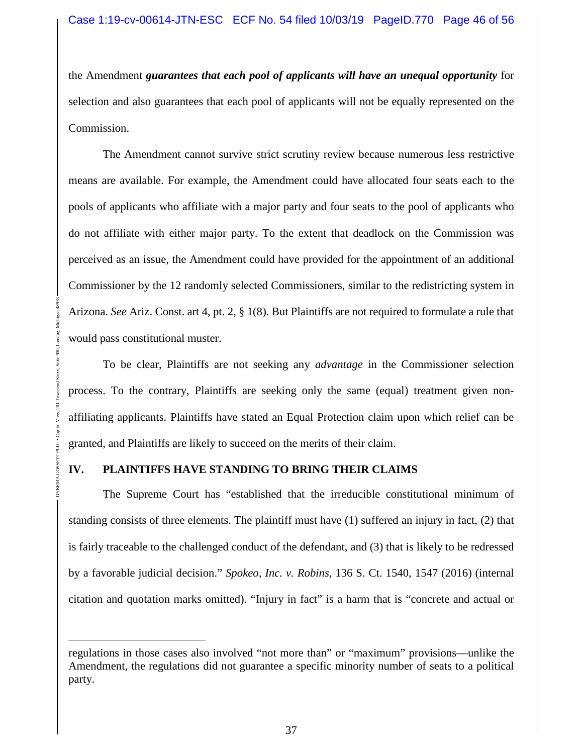the Amendment ***guarantees that each pool of applicants will have an unequal opportunity*** for selection and also guarantees that each pool of applicants will not be equally represented on the Commission.

The Amendment cannot survive strict scrutiny review because numerous less restrictive means are available. For example, the Amendment could have allocated four seats each to the pools of applicants who affiliate with a major party and four seats to the pool of applicants who do not affiliate with either major party. To the extent that deadlock on the Commission was perceived as an issue, the Amendment could have provided for the appointment of an additional Commissioner by the 12 randomly selected Commissioners, similar to the redistricting system in Arizona. *See* Ariz. Const. art 4, pt. 2, § 1(8). But Plaintiffs are not required to formulate a rule that would pass constitutional muster.

To be clear, Plaintiffs are not seeking any *advantage* in the Commissioner selection process. To the contrary, Plaintiffs are seeking only the same (equal) treatment given non-affiliating applicants. Plaintiffs have stated an Equal Protection claim upon which relief can be granted, and Plaintiffs are likely to succeed on the merits of their claim.

## IV. PLAINTIFFS HAVE STANDING TO BRING THEIR CLAIMS

The Supreme Court has "established that the irreducible constitutional minimum of standing consists of three elements. The plaintiff must have (1) suffered an injury in fact, (2) that is fairly traceable to the challenged conduct of the defendant, and (3) that is likely to be redressed by a favorable judicial decision." *Spokeo, Inc. v. Robins*, 136 S. Ct. 1540, 1547 (2016) (internal citation and quotation marks omitted). "Injury in fact" is a harm that is "concrete and actual or

---

regulations in those cases also involved "not more than" or "maximum" provisions—unlike the Amendment, the regulations did not guarantee a specific minority number of seats to a political party.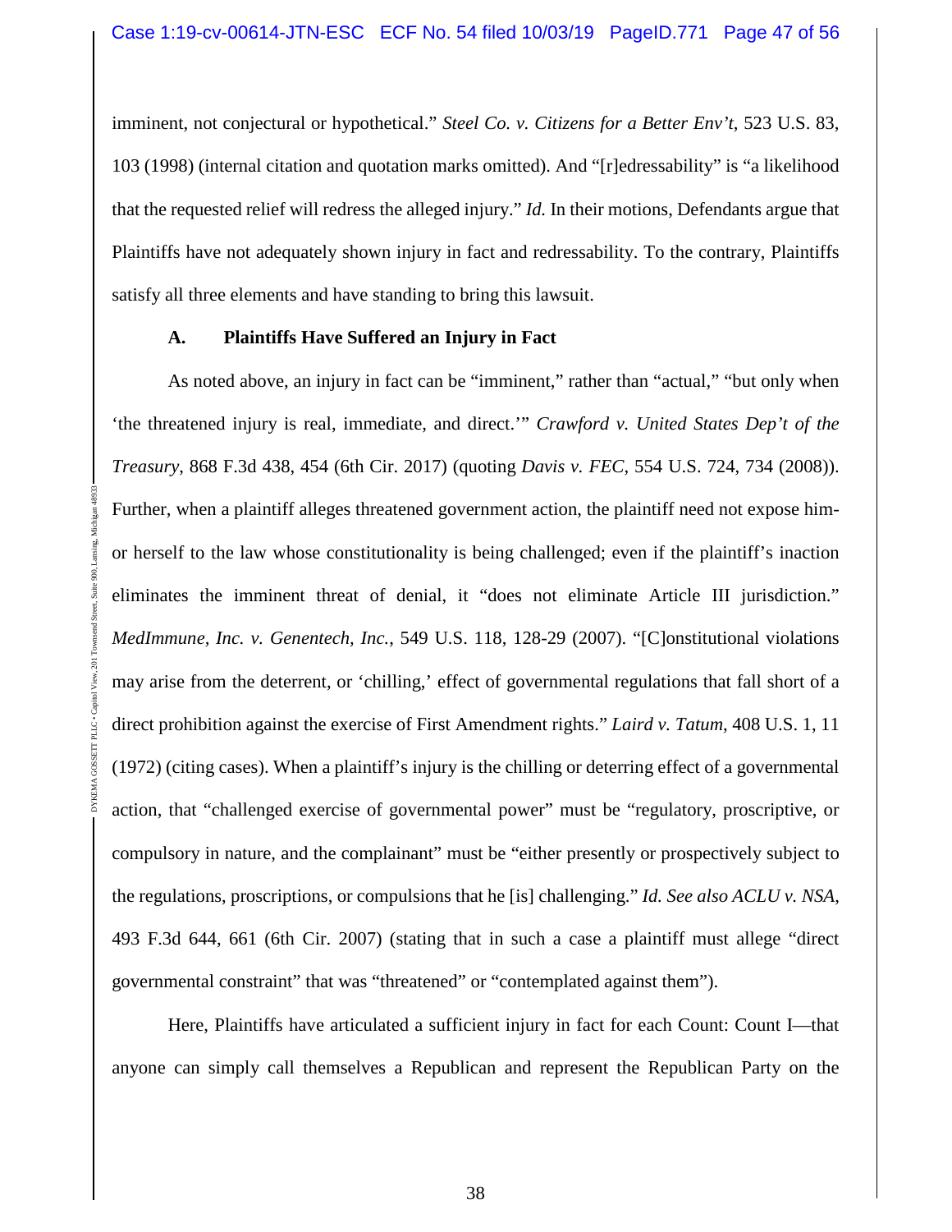imminent, not conjectural or hypothetical." *Steel Co. v. Citizens for a Better Env't*, 523 U.S. 83, 103 (1998) (internal citation and quotation marks omitted). And "[r]edressability" is "a likelihood that the requested relief will redress the alleged injury." *Id.* In their motions, Defendants argue that Plaintiffs have not adequately shown injury in fact and redressability. To the contrary, Plaintiffs satisfy all three elements and have standing to bring this lawsuit.

### A. Plaintiffs Have Suffered an Injury in Fact

As noted above, an injury in fact can be "imminent," rather than "actual," "but only when 'the threatened injury is real, immediate, and direct.'" *Crawford v. United States Dep't of the Treasury*, 868 F.3d 438, 454 (6th Cir. 2017) (quoting *Davis v. FEC*, 554 U.S. 724, 734 (2008)). Further, when a plaintiff alleges threatened government action, the plaintiff need not expose him- or herself to the law whose constitutionality is being challenged; even if the plaintiff's inaction eliminates the imminent threat of denial, it "does not eliminate Article III jurisdiction." *MedImmune, Inc. v. Genentech, Inc.*, 549 U.S. 118, 128-29 (2007). "[C]onstitutional violations may arise from the deterrent, or 'chilling,' effect of governmental regulations that fall short of a direct prohibition against the exercise of First Amendment rights." *Laird v. Tatum*, 408 U.S. 1, 11 (1972) (citing cases). When a plaintiff's injury is the chilling or deterring effect of a governmental action, that "challenged exercise of governmental power" must be "regulatory, proscriptive, or compulsory in nature, and the complainant" must be "either presently or prospectively subject to the regulations, proscriptions, or compulsions that he [is] challenging." *Id. See also ACLU v. NSA*, 493 F.3d 644, 661 (6th Cir. 2007) (stating that in such a case a plaintiff must allege "direct governmental constraint" that was "threatened" or "contemplated against them").

Here, Plaintiffs have articulated a sufficient injury in fact for each Count: Count I—that anyone can simply call themselves a Republican and represent the Republican Party on the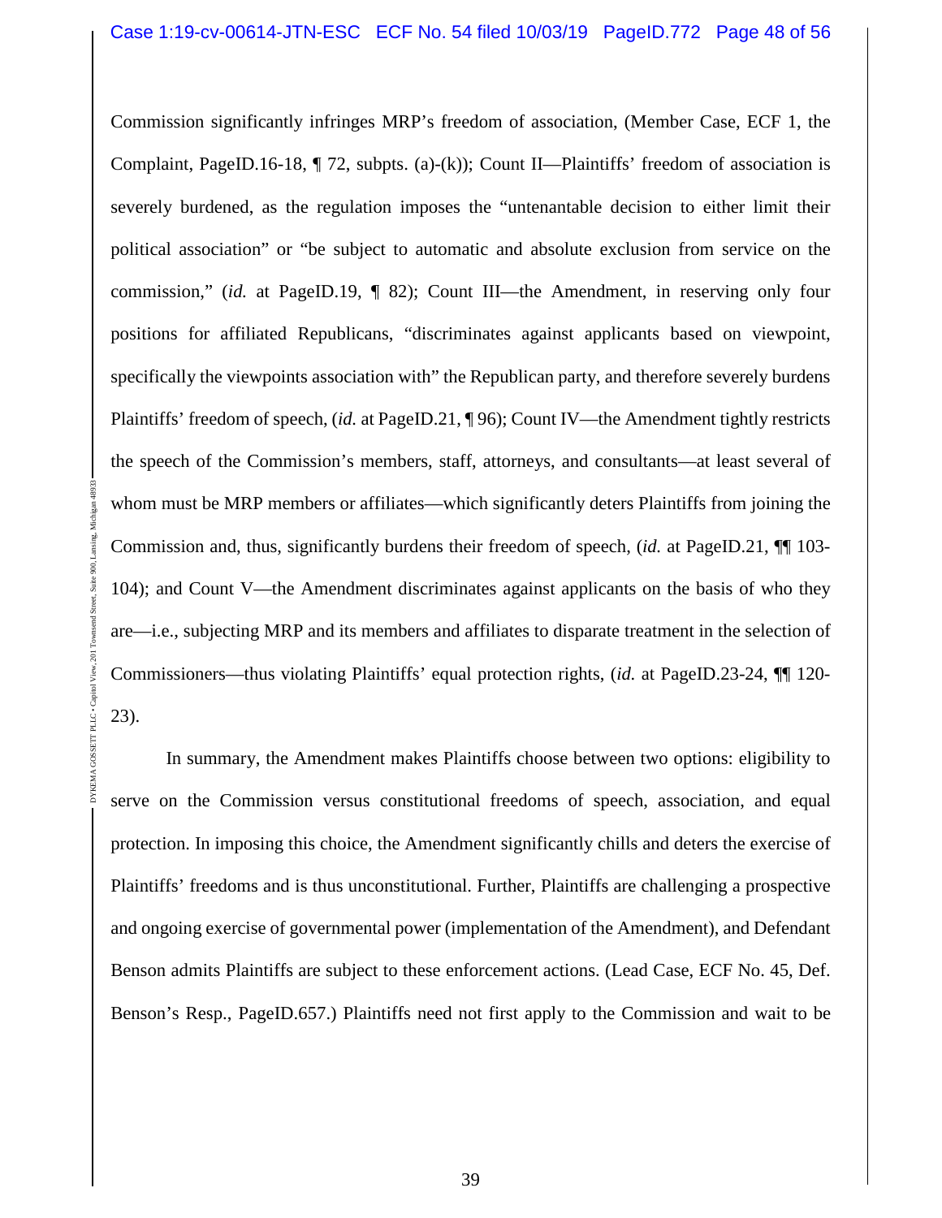Commission significantly infringes MRP's freedom of association, (Member Case, ECF 1, the Complaint, PageID.16-18, ¶ 72, subpts. (a)-(k)); Count II—Plaintiffs' freedom of association is severely burdened, as the regulation imposes the "untenantable decision to either limit their political association" or "be subject to automatic and absolute exclusion from service on the commission," (*id.* at PageID.19, ¶ 82); Count III—the Amendment, in reserving only four positions for affiliated Republicans, "discriminates against applicants based on viewpoint, specifically the viewpoints association with" the Republican party, and therefore severely burdens Plaintiffs' freedom of speech, (*id.* at PageID.21, ¶ 96); Count IV—the Amendment tightly restricts the speech of the Commission's members, staff, attorneys, and consultants—at least several of whom must be MRP members or affiliates—which significantly deters Plaintiffs from joining the Commission and, thus, significantly burdens their freedom of speech, (*id.* at PageID.21, ¶¶ 103-104); and Count V—the Amendment discriminates against applicants on the basis of who they are—i.e., subjecting MRP and its members and affiliates to disparate treatment in the selection of Commissioners—thus violating Plaintiffs' equal protection rights, (*id.* at PageID.23-24, ¶¶ 120-23).

In summary, the Amendment makes Plaintiffs choose between two options: eligibility to serve on the Commission versus constitutional freedoms of speech, association, and equal protection. In imposing this choice, the Amendment significantly chills and deters the exercise of Plaintiffs' freedoms and is thus unconstitutional. Further, Plaintiffs are challenging a prospective and ongoing exercise of governmental power (implementation of the Amendment), and Defendant Benson admits Plaintiffs are subject to these enforcement actions. (Lead Case, ECF No. 45, Def. Benson's Resp., PageID.657.) Plaintiffs need not first apply to the Commission and wait to be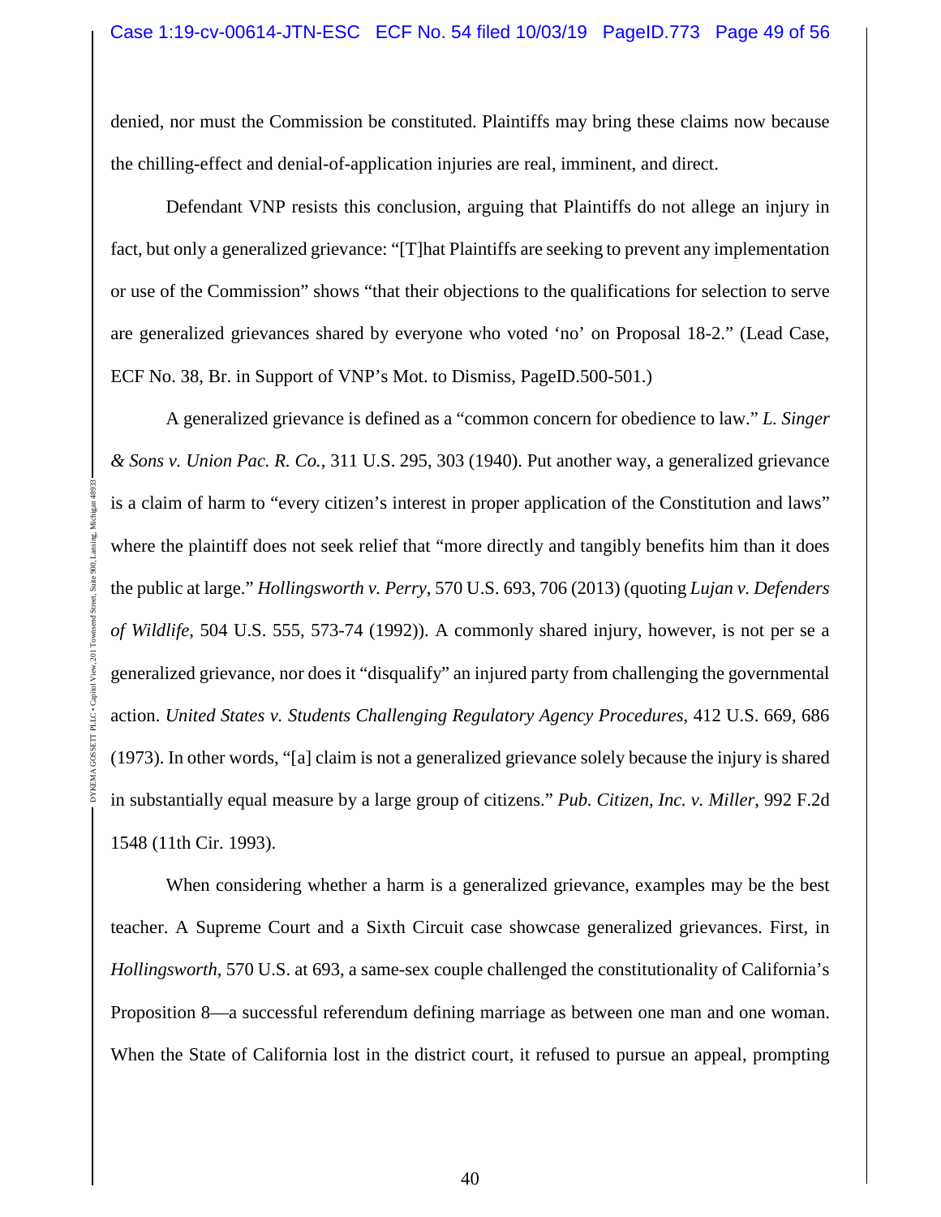denied, nor must the Commission be constituted. Plaintiffs may bring these claims now because the chilling-effect and denial-of-application injuries are real, imminent, and direct.

Defendant VNP resists this conclusion, arguing that Plaintiffs do not allege an injury in fact, but only a generalized grievance: "[T]hat Plaintiffs are seeking to prevent any implementation or use of the Commission" shows "that their objections to the qualifications for selection to serve are generalized grievances shared by everyone who voted 'no' on Proposal 18-2." (Lead Case, ECF No. 38, Br. in Support of VNP's Mot. to Dismiss, PageID.500-501.)

A generalized grievance is defined as a "common concern for obedience to law." *L. Singer & Sons v. Union Pac. R. Co.*, 311 U.S. 295, 303 (1940). Put another way, a generalized grievance is a claim of harm to "every citizen's interest in proper application of the Constitution and laws" where the plaintiff does not seek relief that "more directly and tangibly benefits him than it does the public at large." *Hollingsworth v. Perry*, 570 U.S. 693, 706 (2013) (quoting *Lujan v. Defenders of Wildlife*, 504 U.S. 555, 573-74 (1992)). A commonly shared injury, however, is not per se a generalized grievance, nor does it "disqualify" an injured party from challenging the governmental action. *United States v. Students Challenging Regulatory Agency Procedures*, 412 U.S. 669, 686 (1973). In other words, "[a] claim is not a generalized grievance solely because the injury is shared in substantially equal measure by a large group of citizens." *Pub. Citizen, Inc. v. Miller*, 992 F.2d 1548 (11th Cir. 1993).

When considering whether a harm is a generalized grievance, examples may be the best teacher. A Supreme Court and a Sixth Circuit case showcase generalized grievances. First, in *Hollingsworth*, 570 U.S. at 693, a same-sex couple challenged the constitutionality of California's Proposition 8—a successful referendum defining marriage as between one man and one woman. When the State of California lost in the district court, it refused to pursue an appeal, prompting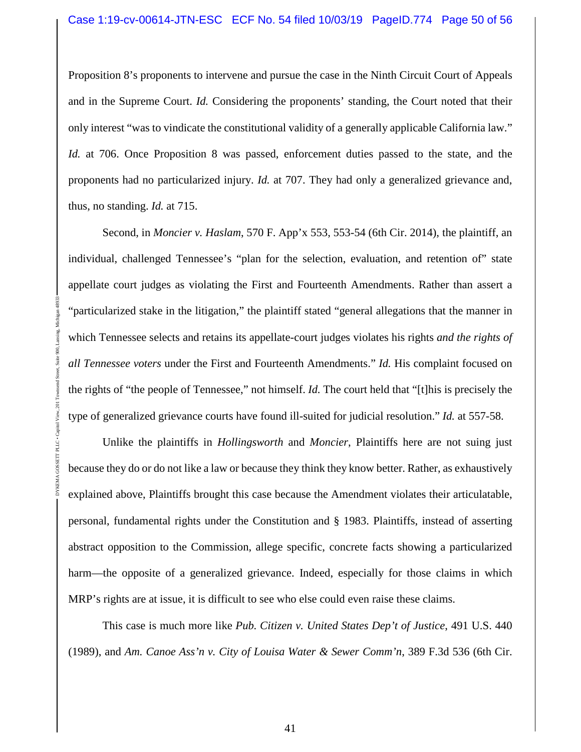Proposition 8's proponents to intervene and pursue the case in the Ninth Circuit Court of Appeals and in the Supreme Court. *Id.* Considering the proponents' standing, the Court noted that their only interest "was to vindicate the constitutional validity of a generally applicable California law." *Id.* at 706. Once Proposition 8 was passed, enforcement duties passed to the state, and the proponents had no particularized injury. *Id.* at 707. They had only a generalized grievance and, thus, no standing. *Id.* at 715.

Second, in *Moncier v. Haslam*, 570 F. App'x 553, 553-54 (6th Cir. 2014), the plaintiff, an individual, challenged Tennessee's "plan for the selection, evaluation, and retention of" state appellate court judges as violating the First and Fourteenth Amendments. Rather than assert a "particularized stake in the litigation," the plaintiff stated "general allegations that the manner in which Tennessee selects and retains its appellate-court judges violates his rights *and the rights of all Tennessee voters* under the First and Fourteenth Amendments." *Id.* His complaint focused on the rights of "the people of Tennessee," not himself. *Id.* The court held that "[t]his is precisely the type of generalized grievance courts have found ill-suited for judicial resolution." *Id.* at 557-58.

Unlike the plaintiffs in *Hollingsworth* and *Moncier*, Plaintiffs here are not suing just because they do or do not like a law or because they think they know better. Rather, as exhaustively explained above, Plaintiffs brought this case because the Amendment violates their articulatable, personal, fundamental rights under the Constitution and § 1983. Plaintiffs, instead of asserting abstract opposition to the Commission, allege specific, concrete facts showing a particularized harm—the opposite of a generalized grievance. Indeed, especially for those claims in which MRP's rights are at issue, it is difficult to see who else could even raise these claims.

This case is much more like *Pub. Citizen v. United States Dep't of Justice*, 491 U.S. 440 (1989), and *Am. Canoe Ass'n v. City of Louisa Water & Sewer Comm'n*, 389 F.3d 536 (6th Cir.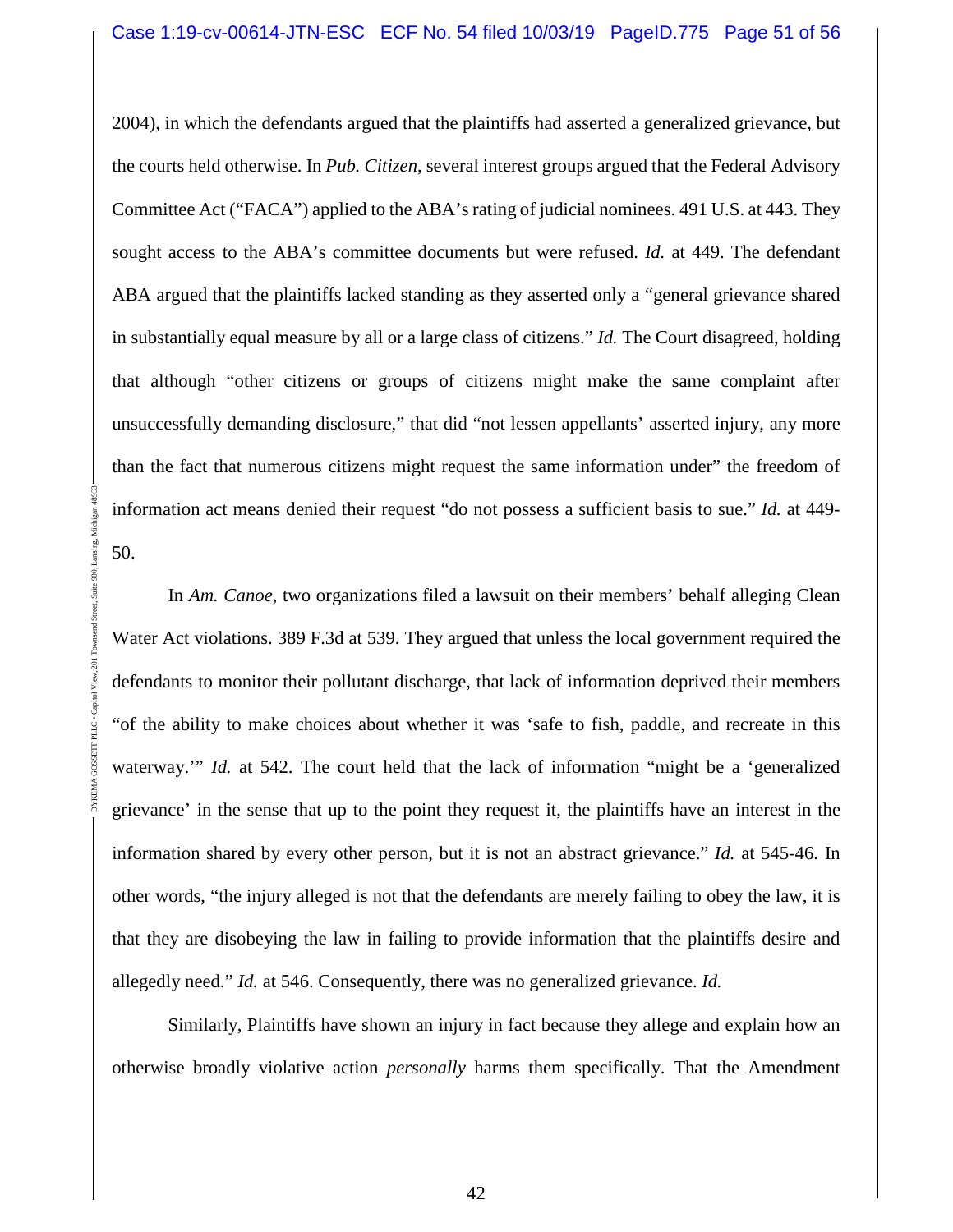2004), in which the defendants argued that the plaintiffs had asserted a generalized grievance, but the courts held otherwise. In *Pub. Citizen*, several interest groups argued that the Federal Advisory Committee Act ("FACA") applied to the ABA's rating of judicial nominees. 491 U.S. at 443. They sought access to the ABA's committee documents but were refused. *Id.* at 449. The defendant ABA argued that the plaintiffs lacked standing as they asserted only a "general grievance shared in substantially equal measure by all or a large class of citizens." *Id.* The Court disagreed, holding that although "other citizens or groups of citizens might make the same complaint after unsuccessfully demanding disclosure," that did "not lessen appellants' asserted injury, any more than the fact that numerous citizens might request the same information under" the freedom of information act means denied their request "do not possess a sufficient basis to sue." *Id.* at 449-50.

In *Am. Canoe*, two organizations filed a lawsuit on their members' behalf alleging Clean Water Act violations. 389 F.3d at 539. They argued that unless the local government required the defendants to monitor their pollutant discharge, that lack of information deprived their members "of the ability to make choices about whether it was 'safe to fish, paddle, and recreate in this waterway.'" *Id.* at 542. The court held that the lack of information "might be a 'generalized grievance' in the sense that up to the point they request it, the plaintiffs have an interest in the information shared by every other person, but it is not an abstract grievance." *Id.* at 545-46. In other words, "the injury alleged is not that the defendants are merely failing to obey the law, it is that they are disobeying the law in failing to provide information that the plaintiffs desire and allegedly need." *Id.* at 546. Consequently, there was no generalized grievance. *Id.*

Similarly, Plaintiffs have shown an injury in fact because they allege and explain how an otherwise broadly violative action *personally* harms them specifically. That the Amendment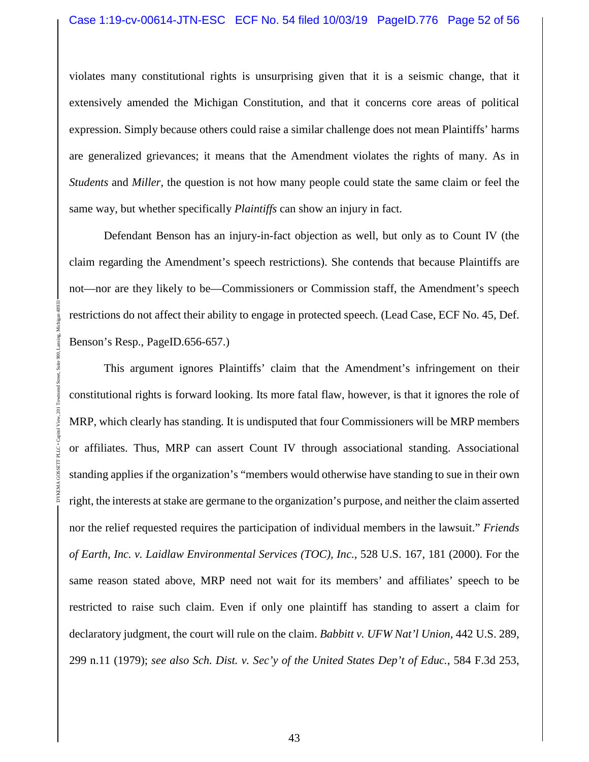violates many constitutional rights is unsurprising given that it is a seismic change, that it extensively amended the Michigan Constitution, and that it concerns core areas of political expression. Simply because others could raise a similar challenge does not mean Plaintiffs' harms are generalized grievances; it means that the Amendment violates the rights of many. As in *Students* and *Miller*, the question is not how many people could state the same claim or feel the same way, but whether specifically *Plaintiffs* can show an injury in fact.

Defendant Benson has an injury-in-fact objection as well, but only as to Count IV (the claim regarding the Amendment's speech restrictions). She contends that because Plaintiffs are not—nor are they likely to be—Commissioners or Commission staff, the Amendment's speech restrictions do not affect their ability to engage in protected speech. (Lead Case, ECF No. 45, Def. Benson's Resp., PageID.656-657.)

This argument ignores Plaintiffs' claim that the Amendment's infringement on their constitutional rights is forward looking. Its more fatal flaw, however, is that it ignores the role of MRP, which clearly has standing. It is undisputed that four Commissioners will be MRP members or affiliates. Thus, MRP can assert Count IV through associational standing. Associational standing applies if the organization's "members would otherwise have standing to sue in their own right, the interests at stake are germane to the organization's purpose, and neither the claim asserted nor the relief requested requires the participation of individual members in the lawsuit." *Friends of Earth, Inc. v. Laidlaw Environmental Services (TOC), Inc.*, 528 U.S. 167, 181 (2000). For the same reason stated above, MRP need not wait for its members' and affiliates' speech to be restricted to raise such claim. Even if only one plaintiff has standing to assert a claim for declaratory judgment, the court will rule on the claim. *Babbitt v. UFW Nat'l Union*, 442 U.S. 289, 299 n.11 (1979); *see also Sch. Dist. v. Sec'y of the United States Dep't of Educ.*, 584 F.3d 253,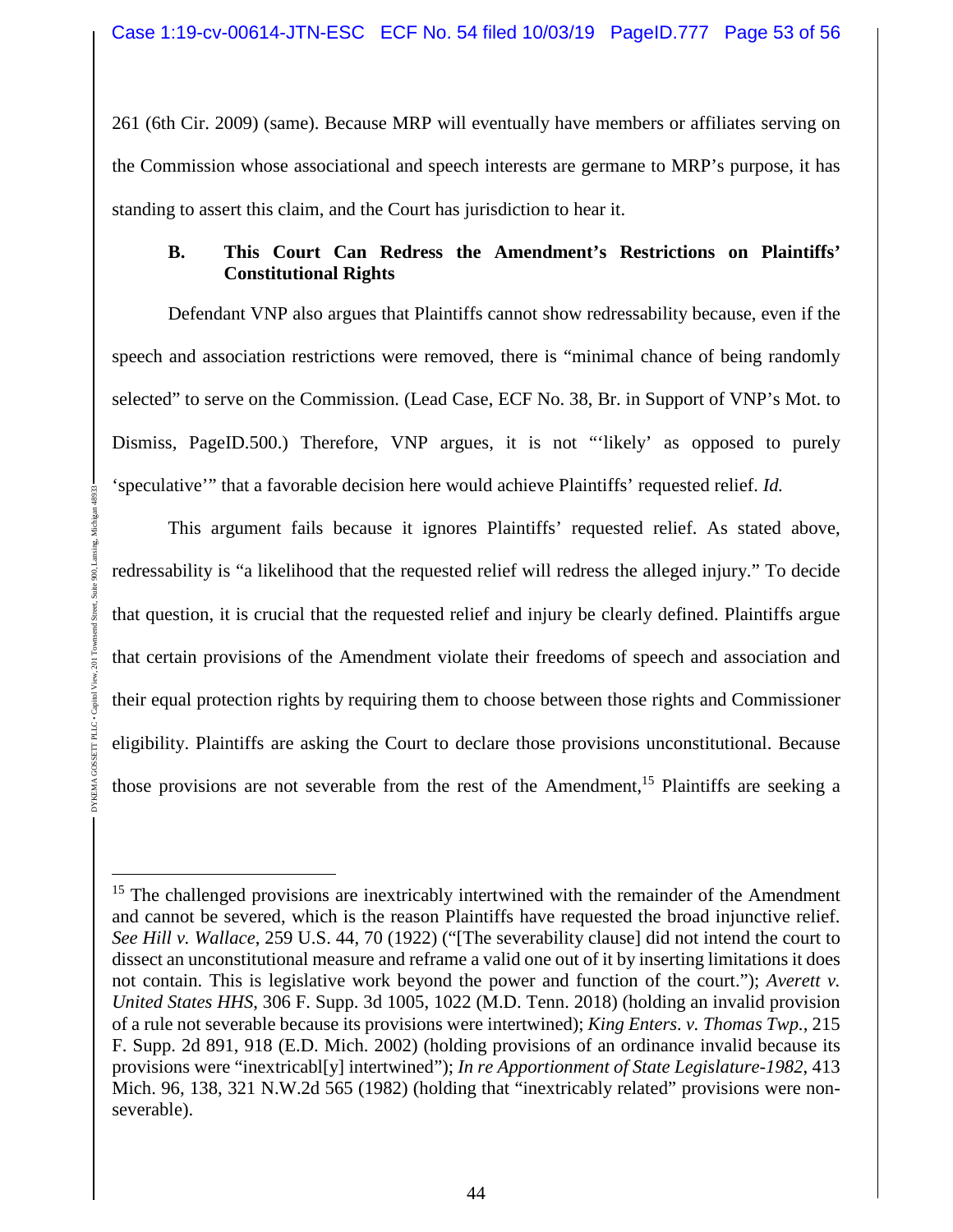261 (6th Cir. 2009) (same). Because MRP will eventually have members or affiliates serving on the Commission whose associational and speech interests are germane to MRP's purpose, it has standing to assert this claim, and the Court has jurisdiction to hear it.

### B. This Court Can Redress the Amendment's Restrictions on Plaintiffs' Constitutional Rights

Defendant VNP also argues that Plaintiffs cannot show redressability because, even if the speech and association restrictions were removed, there is "minimal chance of being randomly selected" to serve on the Commission. (Lead Case, ECF No. 38, Br. in Support of VNP's Mot. to Dismiss, PageID.500.) Therefore, VNP argues, it is not "'likely' as opposed to purely 'speculative'" that a favorable decision here would achieve Plaintiffs' requested relief. *Id.*

This argument fails because it ignores Plaintiffs' requested relief. As stated above, redressability is "a likelihood that the requested relief will redress the alleged injury." To decide that question, it is crucial that the requested relief and injury be clearly defined. Plaintiffs argue that certain provisions of the Amendment violate their freedoms of speech and association and their equal protection rights by requiring them to choose between those rights and Commissioner eligibility. Plaintiffs are asking the Court to declare those provisions unconstitutional. Because those provisions are not severable from the rest of the Amendment,[15] Plaintiffs are seeking a

[15] The challenged provisions are inextricably intertwined with the remainder of the Amendment and cannot be severed, which is the reason Plaintiffs have requested the broad injunctive relief. *See Hill v. Wallace*, 259 U.S. 44, 70 (1922) ("[The severability clause] did not intend the court to dissect an unconstitutional measure and reframe a valid one out of it by inserting limitations it does not contain. This is legislative work beyond the power and function of the court."); *Averett v. United States HHS*, 306 F. Supp. 3d 1005, 1022 (M.D. Tenn. 2018) (holding an invalid provision of a rule not severable because its provisions were intertwined); *King Enters. v. Thomas Twp.*, 215 F. Supp. 2d 891, 918 (E.D. Mich. 2002) (holding provisions of an ordinance invalid because its provisions were "inextricabl[y] intertwined"); *In re Apportionment of State Legislature-1982*, 413 Mich. 96, 138, 321 N.W.2d 565 (1982) (holding that "inextricably related" provisions were non-severable).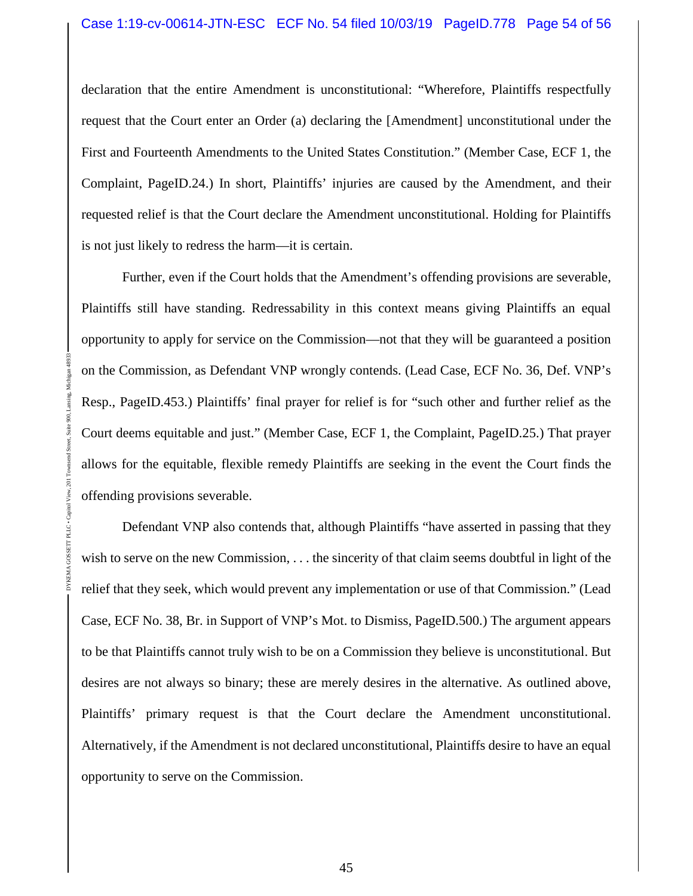declaration that the entire Amendment is unconstitutional: "Wherefore, Plaintiffs respectfully request that the Court enter an Order (a) declaring the [Amendment] unconstitutional under the First and Fourteenth Amendments to the United States Constitution." (Member Case, ECF 1, the Complaint, PageID.24.) In short, Plaintiffs' injuries are caused by the Amendment, and their requested relief is that the Court declare the Amendment unconstitutional. Holding for Plaintiffs is not just likely to redress the harm—it is certain.

Further, even if the Court holds that the Amendment's offending provisions are severable, Plaintiffs still have standing. Redressability in this context means giving Plaintiffs an equal opportunity to apply for service on the Commission—not that they will be guaranteed a position on the Commission, as Defendant VNP wrongly contends. (Lead Case, ECF No. 36, Def. VNP's Resp., PageID.453.) Plaintiffs' final prayer for relief is for "such other and further relief as the Court deems equitable and just." (Member Case, ECF 1, the Complaint, PageID.25.) That prayer allows for the equitable, flexible remedy Plaintiffs are seeking in the event the Court finds the offending provisions severable.

Defendant VNP also contends that, although Plaintiffs "have asserted in passing that they wish to serve on the new Commission, . . . the sincerity of that claim seems doubtful in light of the relief that they seek, which would prevent any implementation or use of that Commission." (Lead Case, ECF No. 38, Br. in Support of VNP's Mot. to Dismiss, PageID.500.) The argument appears to be that Plaintiffs cannot truly wish to be on a Commission they believe is unconstitutional. But desires are not always so binary; these are merely desires in the alternative. As outlined above, Plaintiffs' primary request is that the Court declare the Amendment unconstitutional. Alternatively, if the Amendment is not declared unconstitutional, Plaintiffs desire to have an equal opportunity to serve on the Commission.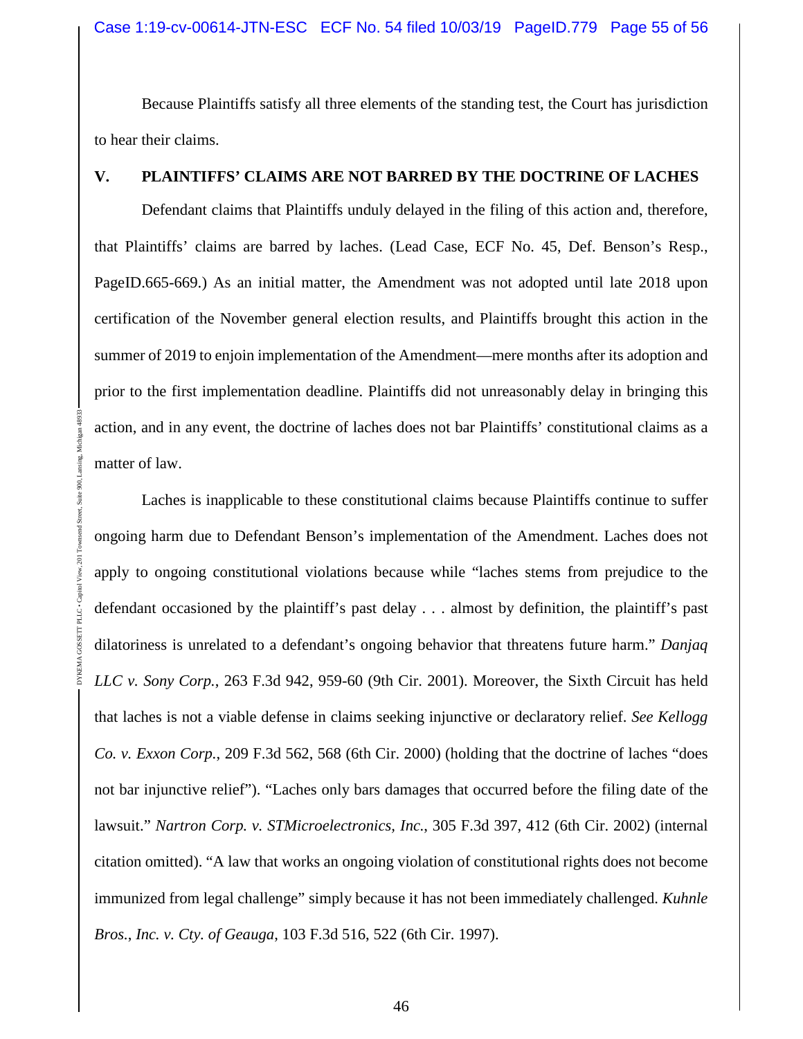Because Plaintiffs satisfy all three elements of the standing test, the Court has jurisdiction to hear their claims.

## V. PLAINTIFFS' CLAIMS ARE NOT BARRED BY THE DOCTRINE OF LACHES

Defendant claims that Plaintiffs unduly delayed in the filing of this action and, therefore, that Plaintiffs' claims are barred by laches. (Lead Case, ECF No. 45, Def. Benson's Resp., PageID.665-669.) As an initial matter, the Amendment was not adopted until late 2018 upon certification of the November general election results, and Plaintiffs brought this action in the summer of 2019 to enjoin implementation of the Amendment—mere months after its adoption and prior to the first implementation deadline. Plaintiffs did not unreasonably delay in bringing this action, and in any event, the doctrine of laches does not bar Plaintiffs' constitutional claims as a matter of law.

Laches is inapplicable to these constitutional claims because Plaintiffs continue to suffer ongoing harm due to Defendant Benson's implementation of the Amendment. Laches does not apply to ongoing constitutional violations because while "laches stems from prejudice to the defendant occasioned by the plaintiff's past delay . . . almost by definition, the plaintiff's past dilatoriness is unrelated to a defendant's ongoing behavior that threatens future harm." *Danjaq LLC v. Sony Corp.*, 263 F.3d 942, 959-60 (9th Cir. 2001). Moreover, the Sixth Circuit has held that laches is not a viable defense in claims seeking injunctive or declaratory relief. *See Kellogg Co. v. Exxon Corp.*, 209 F.3d 562, 568 (6th Cir. 2000) (holding that the doctrine of laches "does not bar injunctive relief"). "Laches only bars damages that occurred before the filing date of the lawsuit." *Nartron Corp. v. STMicroelectronics, Inc.*, 305 F.3d 397, 412 (6th Cir. 2002) (internal citation omitted). "A law that works an ongoing violation of constitutional rights does not become immunized from legal challenge" simply because it has not been immediately challenged. *Kuhnle Bros., Inc. v. Cty. of Geauga*, 103 F.3d 516, 522 (6th Cir. 1997).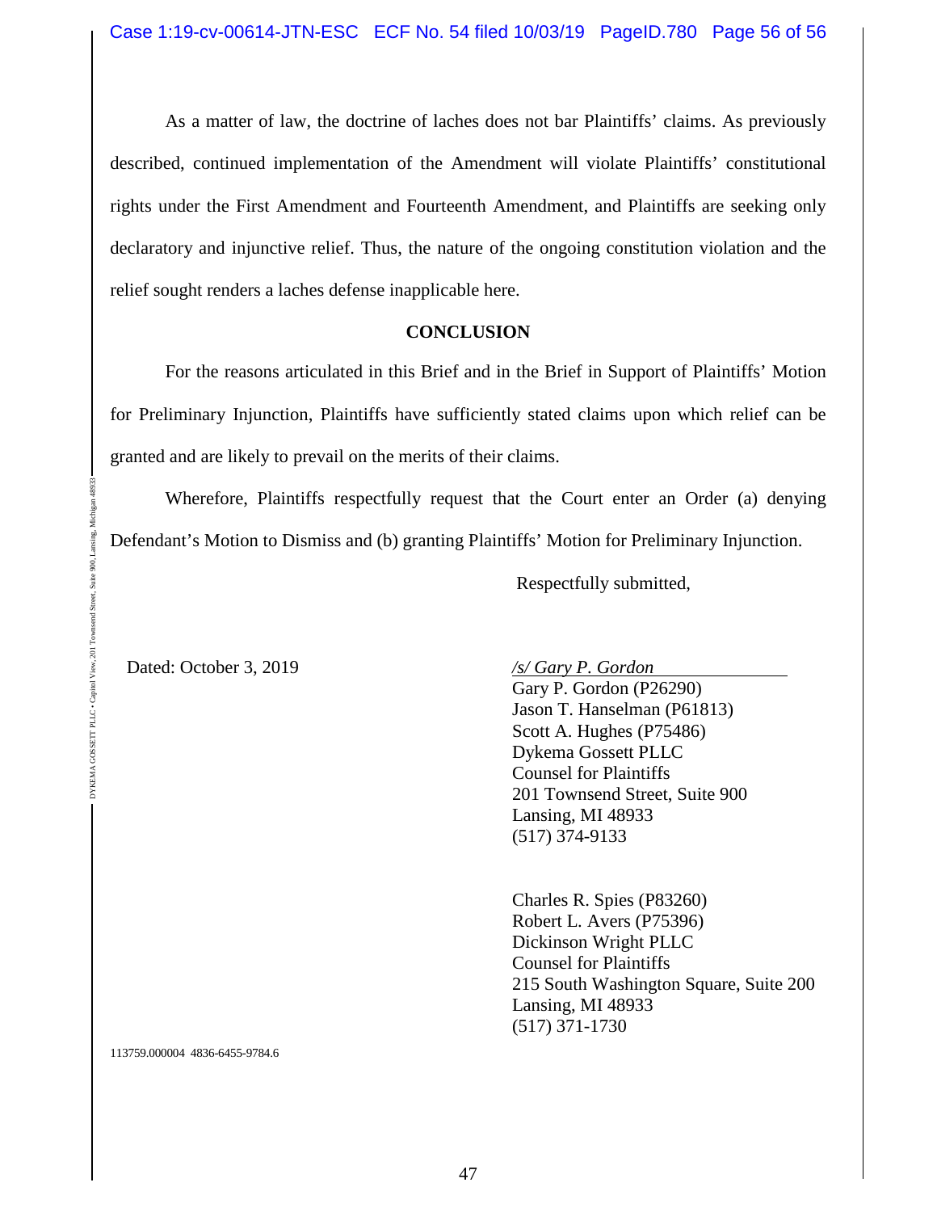As a matter of law, the doctrine of laches does not bar Plaintiffs' claims. As previously described, continued implementation of the Amendment will violate Plaintiffs' constitutional rights under the First Amendment and Fourteenth Amendment, and Plaintiffs are seeking only declaratory and injunctive relief. Thus, the nature of the ongoing constitution violation and the relief sought renders a laches defense inapplicable here.

**CONCLUSION**

For the reasons articulated in this Brief and in the Brief in Support of Plaintiffs' Motion for Preliminary Injunction, Plaintiffs have sufficiently stated claims upon which relief can be granted and are likely to prevail on the merits of their claims.

Wherefore, Plaintiffs respectfully request that the Court enter an Order (a) denying Defendant's Motion to Dismiss and (b) granting Plaintiffs' Motion for Preliminary Injunction.

Respectfully submitted,

Dated: October 3, 2019

*/s/ Gary P. Gordon*
Gary P. Gordon (P26290)
Jason T. Hanselman (P61813)
Scott A. Hughes (P75486)
Dykema Gossett PLLC
Counsel for Plaintiffs
201 Townsend Street, Suite 900
Lansing, MI 48933
(517) 374-9133

Charles R. Spies (P83260)
Robert L. Avers (P75396)
Dickinson Wright PLLC
Counsel for Plaintiffs
215 South Washington Square, Suite 200
Lansing, MI 48933
(517) 371-1730

113759.000004 4836-6455-9784.6